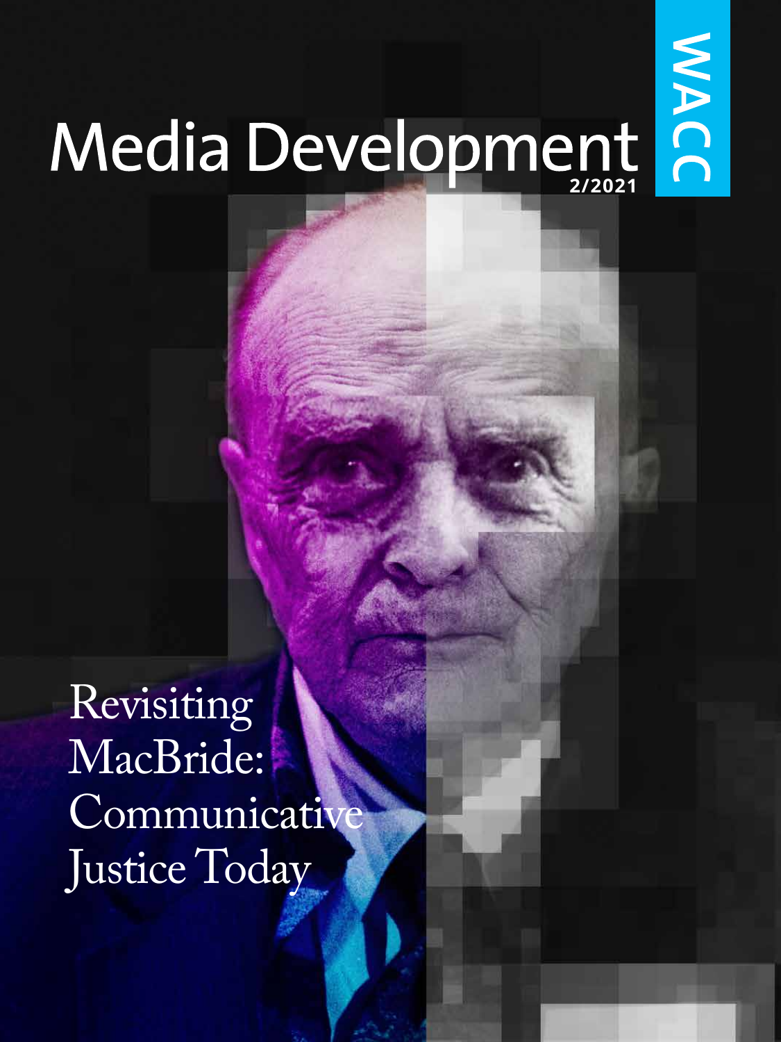# Media Development

WACC

2/2021

## Revisiting MacBride: Communicative Justice Today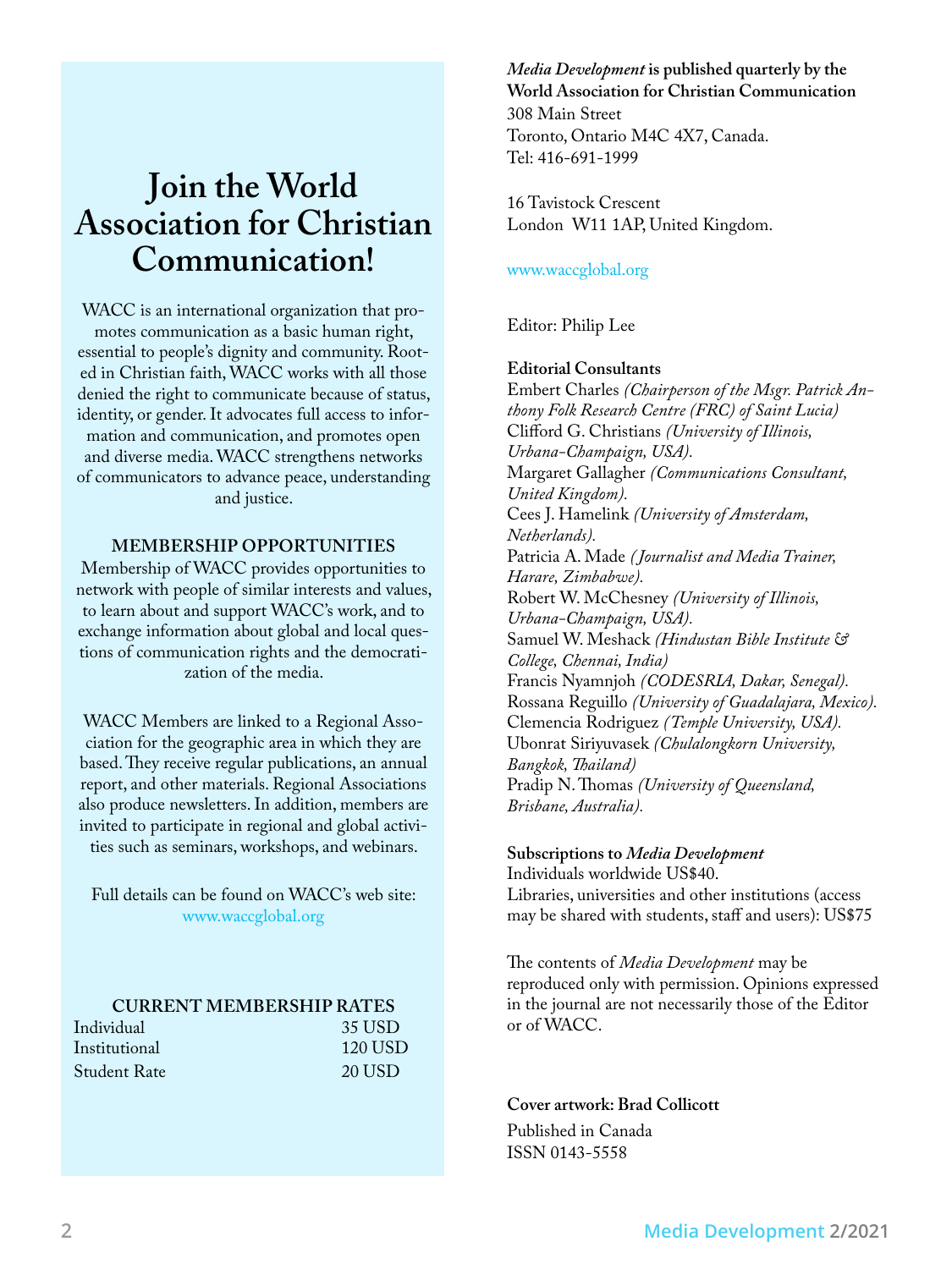# Join the World Association for Christian Communication!

WACC is an international organization that promotes communication as a basic human right, essential to people's dignity and community. Rooted in Christian faith, WACC works with all those denied the right to communicate because of status, identity, or gender. It advocates full access to information and communication, and promotes open and diverse media. WACC strengthens networks of communicators to advance peace, understanding and justice.

## MEMBERSHIP OPPORTUNITIES

Membership of WACC provides opportunities to network with people of similar interests and values, to learn about and support WACC's work, and to exchange information about global and local questions of communication rights and the democratization of the media.

WACC Members are linked to a Regional Association for the geographic area in which they are based. They receive regular publications, an annual report, and other materials. Regional Associations also produce newsletters. In addition, members are invited to participate in regional and global activities such as seminars, workshops, and webinars.

Full details can be found on WACC's web site: www.waccglobal.org

## CURRENT MEMBERSHIP RATES

| | |
|---|---|
| Individual | 35 USD |
| Institutional | 120 USD |
| Student Rate | 20 USD |

***Media Development* is published quarterly by the World Association for Christian Communication**
308 Main Street
Toronto, Ontario M4C 4X7, Canada.
Tel: 416-691-1999

16 Tavistock Crescent
London W11 1AP, United Kingdom.

www.waccglobal.org

Editor: Philip Lee

**Editorial Consultants**
Embert Charles *(Chairperson of the Msgr. Patrick Anthony Folk Research Centre (FRC) of Saint Lucia)*
Clifford G. Christians *(University of Illinois, Urbana-Champaign, USA).*
Margaret Gallagher *(Communications Consultant, United Kingdom).*
Cees J. Hamelink *(University of Amsterdam, Netherlands).*
Patricia A. Made *(Journalist and Media Trainer, Harare, Zimbabwe).*
Robert W. McChesney *(University of Illinois, Urbana-Champaign, USA).*
Samuel W. Meshack *(Hindustan Bible Institute & College, Chennai, India)*
Francis Nyamnjoh *(CODESRIA, Dakar, Senegal).*
Rossana Reguillo *(University of Guadalajara, Mexico).*
Clemencia Rodriguez *(Temple University, USA).*
Ubonrat Siriyuvasek *(Chulalongkorn University, Bangkok, Thailand)*
Pradip N. Thomas *(University of Queensland, Brisbane, Australia).*

**Subscriptions to *Media Development***
Individuals worldwide US$40.
Libraries, universities and other institutions (access may be shared with students, staff and users): US$75

The contents of *Media Development* may be reproduced only with permission. Opinions expressed in the journal are not necessarily those of the Editor or of WACC.

**Cover artwork: Brad Collicott**
Published in Canada
ISSN 0143-5558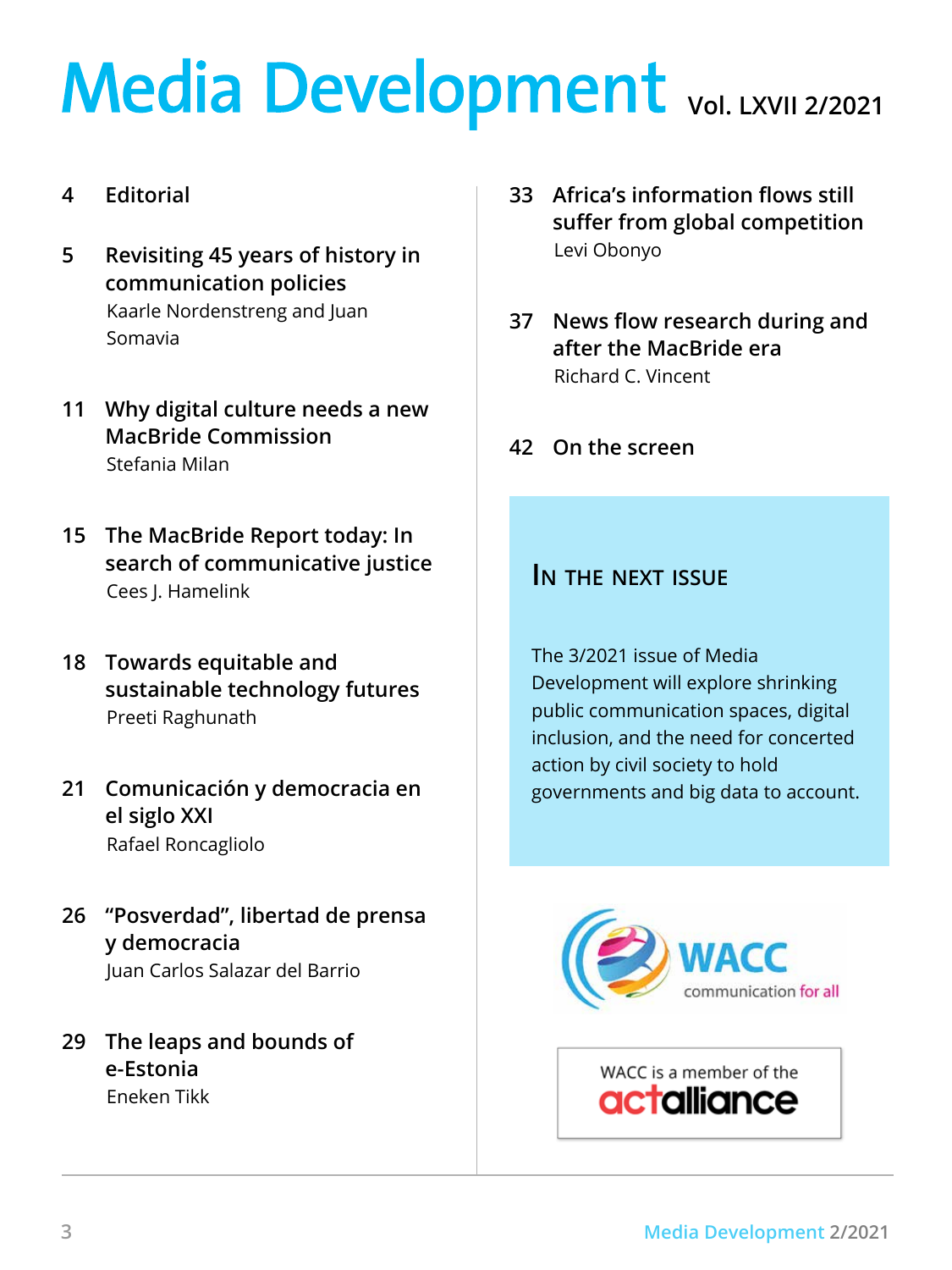# Media Development Vol. LXVII 2/2021

4 **Editorial**

5 **Revisiting 45 years of history in communication policies**
Kaarle Nordenstreng and Juan Somavia

11 **Why digital culture needs a new MacBride Commission**
Stefania Milan

15 **The MacBride Report today: In search of communicative justice**
Cees J. Hamelink

18 **Towards equitable and sustainable technology futures**
Preeti Raghunath

21 **Comunicación y democracia en el siglo XXI**
Rafael Roncagliolo

26 **"Posverdad", libertad de prensa y democracia**
Juan Carlos Salazar del Barrio

29 **The leaps and bounds of e-Estonia**
Eneken Tikk

33 **Africa's information flows still suffer from global competition**
Levi Obonyo

37 **News flow research during and after the MacBride era**
Richard C. Vincent

42 **On the screen**

## In the next issue

The 3/2021 issue of Media Development will explore shrinking public communication spaces, digital inclusion, and the need for concerted action by civil society to hold governments and big data to account.

WACC communication for all

WACC is a member of the actalliance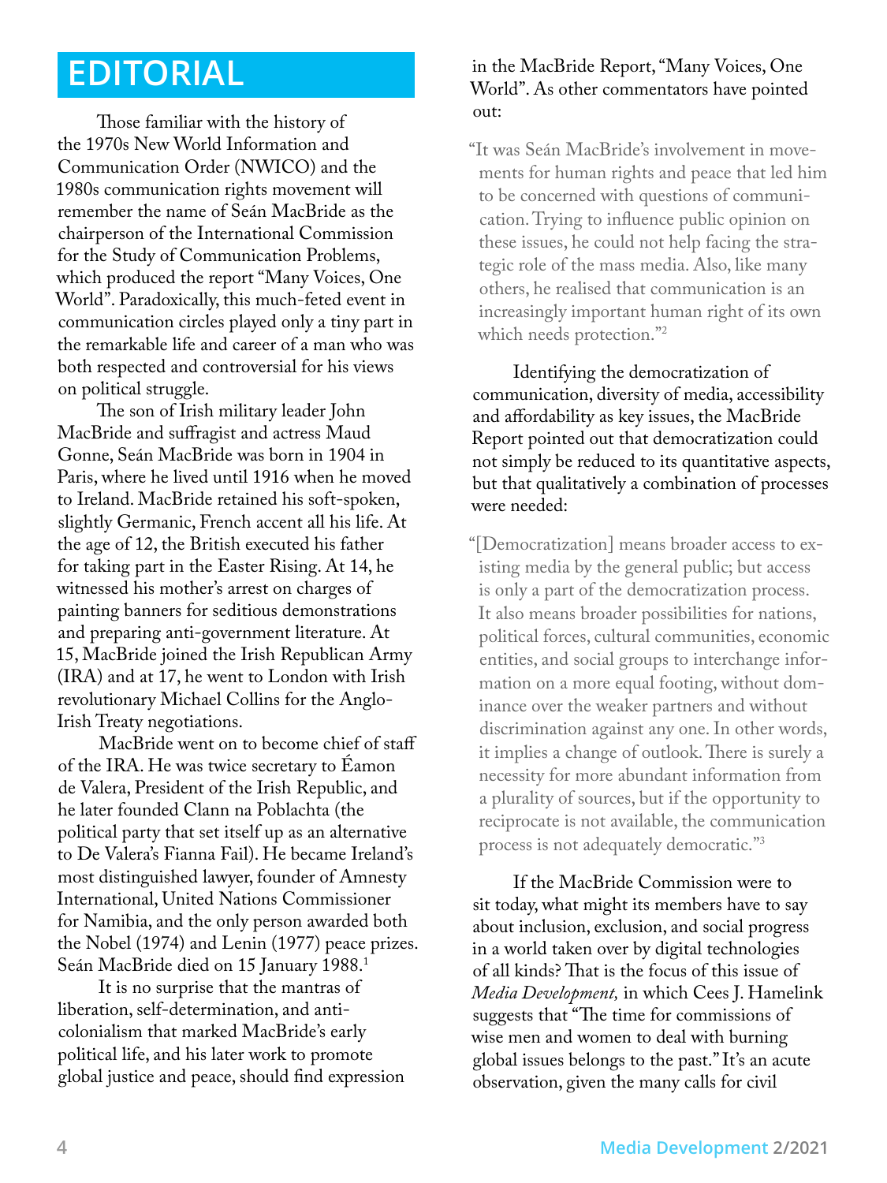# EDITORIAL

Those familiar with the history of the 1970s New World Information and Communication Order (NWICO) and the 1980s communication rights movement will remember the name of Seán MacBride as the chairperson of the International Commission for the Study of Communication Problems, which produced the report "Many Voices, One World". Paradoxically, this much-feted event in communication circles played only a tiny part in the remarkable life and career of a man who was both respected and controversial for his views on political struggle.

The son of Irish military leader John MacBride and suffragist and actress Maud Gonne, Seán MacBride was born in 1904 in Paris, where he lived until 1916 when he moved to Ireland. MacBride retained his soft-spoken, slightly Germanic, French accent all his life. At the age of 12, the British executed his father for taking part in the Easter Rising. At 14, he witnessed his mother's arrest on charges of painting banners for seditious demonstrations and preparing anti-government literature. At 15, MacBride joined the Irish Republican Army (IRA) and at 17, he went to London with Irish revolutionary Michael Collins for the Anglo-Irish Treaty negotiations.

MacBride went on to become chief of staff of the IRA. He was twice secretary to Éamon de Valera, President of the Irish Republic, and he later founded Clann na Poblachta (the political party that set itself up as an alternative to De Valera's Fianna Fail). He became Ireland's most distinguished lawyer, founder of Amnesty International, United Nations Commissioner for Namibia, and the only person awarded both the Nobel (1974) and Lenin (1977) peace prizes. Seán MacBride died on 15 January 1988.[1]

It is no surprise that the mantras of liberation, self-determination, and anti-colonialism that marked MacBride's early political life, and his later work to promote global justice and peace, should find expression in the MacBride Report, "Many Voices, One World". As other commentators have pointed out:

> "It was Seán MacBride's involvement in movements for human rights and peace that led him to be concerned with questions of communication. Trying to influence public opinion on these issues, he could not help facing the strategic role of the mass media. Also, like many others, he realised that communication is an increasingly important human right of its own which needs protection."[2]

Identifying the democratization of communication, diversity of media, accessibility and affordability as key issues, the MacBride Report pointed out that democratization could not simply be reduced to its quantitative aspects, but that qualitatively a combination of processes were needed:

> "[Democratization] means broader access to existing media by the general public; but access is only a part of the democratization process. It also means broader possibilities for nations, political forces, cultural communities, economic entities, and social groups to interchange information on a more equal footing, without dominance over the weaker partners and without discrimination against any one. In other words, it implies a change of outlook. There is surely a necessity for more abundant information from a plurality of sources, but if the opportunity to reciprocate is not available, the communication process is not adequately democratic."[3]

If the MacBride Commission were to sit today, what might its members have to say about inclusion, exclusion, and social progress in a world taken over by digital technologies of all kinds? That is the focus of this issue of *Media Development,* in which Cees J. Hamelink suggests that "The time for commissions of wise men and women to deal with burning global issues belongs to the past." It's an acute observation, given the many calls for civil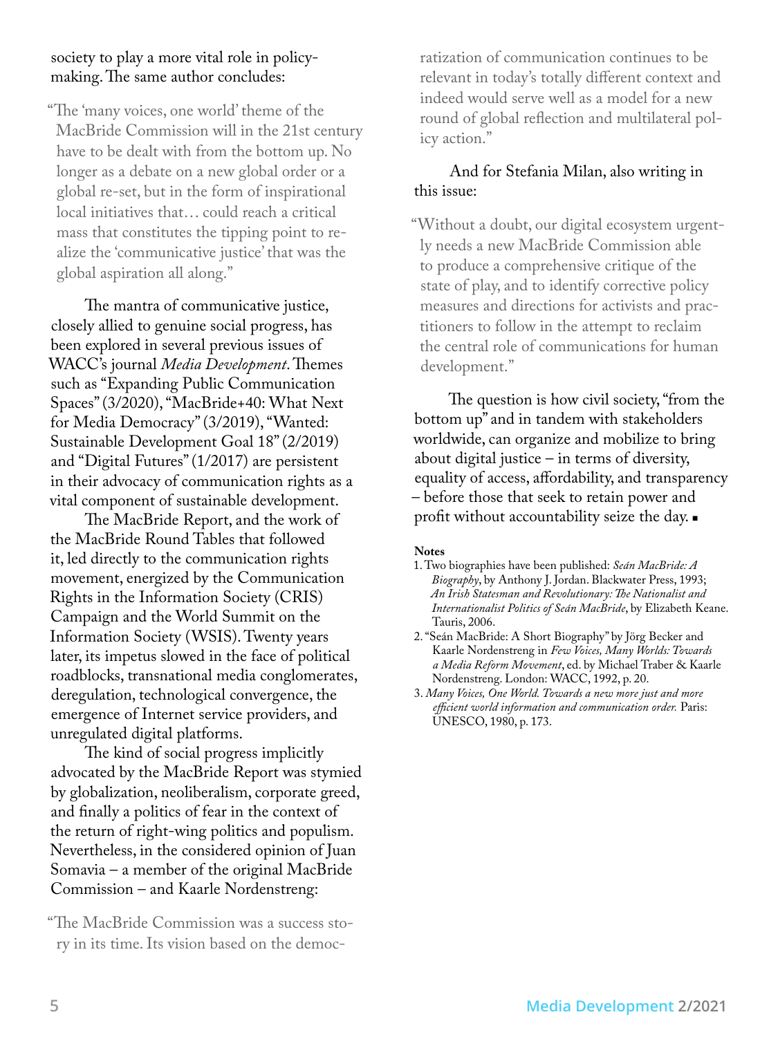society to play a more vital role in policy-making. The same author concludes:

> "The 'many voices, one world' theme of the MacBride Commission will in the 21st century have to be dealt with from the bottom up. No longer as a debate on a new global order or a global re-set, but in the form of inspirational local initiatives that… could reach a critical mass that constitutes the tipping point to realize the 'communicative justice' that was the global aspiration all along."

The mantra of communicative justice, closely allied to genuine social progress, has been explored in several previous issues of WACC's journal *Media Development*. Themes such as "Expanding Public Communication Spaces" (3/2020), "MacBride+40: What Next for Media Democracy" (3/2019), "Wanted: Sustainable Development Goal 18" (2/2019) and "Digital Futures" (1/2017) are persistent in their advocacy of communication rights as a vital component of sustainable development.

The MacBride Report, and the work of the MacBride Round Tables that followed it, led directly to the communication rights movement, energized by the Communication Rights in the Information Society (CRIS) Campaign and the World Summit on the Information Society (WSIS). Twenty years later, its impetus slowed in the face of political roadblocks, transnational media conglomerates, deregulation, technological convergence, the emergence of Internet service providers, and unregulated digital platforms.

The kind of social progress implicitly advocated by the MacBride Report was stymied by globalization, neoliberalism, corporate greed, and finally a politics of fear in the context of the return of right-wing politics and populism. Nevertheless, in the considered opinion of Juan Somavia – a member of the original MacBride Commission – and Kaarle Nordenstreng:

> "The MacBride Commission was a success story in its time. Its vision based on the democratization of communication continues to be relevant in today's totally different context and indeed would serve well as a model for a new round of global reflection and multilateral policy action."

And for Stefania Milan, also writing in this issue:

> "Without a doubt, our digital ecosystem urgently needs a new MacBride Commission able to produce a comprehensive critique of the state of play, and to identify corrective policy measures and directions for activists and practitioners to follow in the attempt to reclaim the central role of communications for human development."

The question is how civil society, "from the bottom up" and in tandem with stakeholders worldwide, can organize and mobilize to bring about digital justice – in terms of diversity, equality of access, affordability, and transparency – before those that seek to retain power and profit without accountability seize the day. ■

**Notes**

1. Two biographies have been published: *Seán MacBride: A Biography*, by Anthony J. Jordan. Blackwater Press, 1993; *An Irish Statesman and Revolutionary: The Nationalist and Internationalist Politics of Seán MacBride*, by Elizabeth Keane. Tauris, 2006.
2. "Seán MacBride: A Short Biography" by Jörg Becker and Kaarle Nordenstreng in *Few Voices, Many Worlds: Towards a Media Reform Movement*, ed. by Michael Traber & Kaarle Nordenstreng. London: WACC, 1992, p. 20.
3. *Many Voices, One World. Towards a new more just and more efficient world information and communication order.* Paris: UNESCO, 1980, p. 173.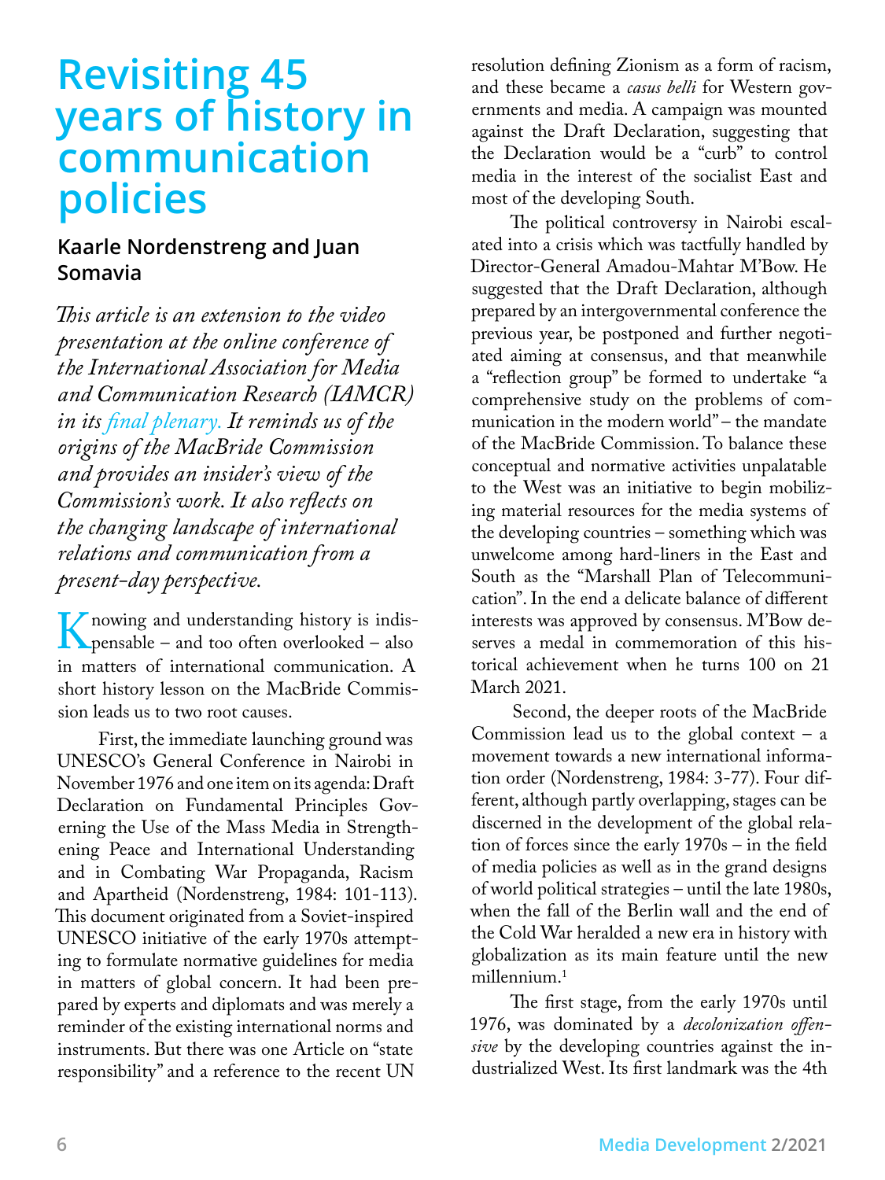# Revisiting 45 years of history in communication policies

**Kaarle Nordenstreng and Juan Somavia**

*This article is an extension to the video presentation at the online conference of the International Association for Media and Communication Research (IAMCR) in its final plenary. It reminds us of the origins of the MacBride Commission and provides an insider's view of the Commission's work. It also reflects on the changing landscape of international relations and communication from a present-day perspective.*

Knowing and understanding history is indispensable – and too often overlooked – also in matters of international communication. A short history lesson on the MacBride Commission leads us to two root causes.

First, the immediate launching ground was UNESCO's General Conference in Nairobi in November 1976 and one item on its agenda: Draft Declaration on Fundamental Principles Governing the Use of the Mass Media in Strengthening Peace and International Understanding and in Combating War Propaganda, Racism and Apartheid (Nordenstreng, 1984: 101-113). This document originated from a Soviet-inspired UNESCO initiative of the early 1970s attempting to formulate normative guidelines for media in matters of global concern. It had been prepared by experts and diplomats and was merely a reminder of the existing international norms and instruments. But there was one Article on "state responsibility" and a reference to the recent UN resolution defining Zionism as a form of racism, and these became a *casus belli* for Western governments and media. A campaign was mounted against the Draft Declaration, suggesting that the Declaration would be a "curb" to control media in the interest of the socialist East and most of the developing South.

The political controversy in Nairobi escalated into a crisis which was tactfully handled by Director-General Amadou-Mahtar M'Bow. He suggested that the Draft Declaration, although prepared by an intergovernmental conference the previous year, be postponed and further negotiated aiming at consensus, and that meanwhile a "reflection group" be formed to undertake "a comprehensive study on the problems of communication in the modern world" – the mandate of the MacBride Commission. To balance these conceptual and normative activities unpalatable to the West was an initiative to begin mobilizing material resources for the media systems of the developing countries – something which was unwelcome among hard-liners in the East and South as the "Marshall Plan of Telecommunication". In the end a delicate balance of different interests was approved by consensus. M'Bow deserves a medal in commemoration of this historical achievement when he turns 100 on 21 March 2021.

Second, the deeper roots of the MacBride Commission lead us to the global context – a movement towards a new international information order (Nordenstreng, 1984: 3-77). Four different, although partly overlapping, stages can be discerned in the development of the global relation of forces since the early 1970s – in the field of media policies as well as in the grand designs of world political strategies – until the late 1980s, when the fall of the Berlin wall and the end of the Cold War heralded a new era in history with globalization as its main feature until the new millennium.[1]

The first stage, from the early 1970s until 1976, was dominated by a *decolonization offensive* by the developing countries against the industrialized West. Its first landmark was the 4th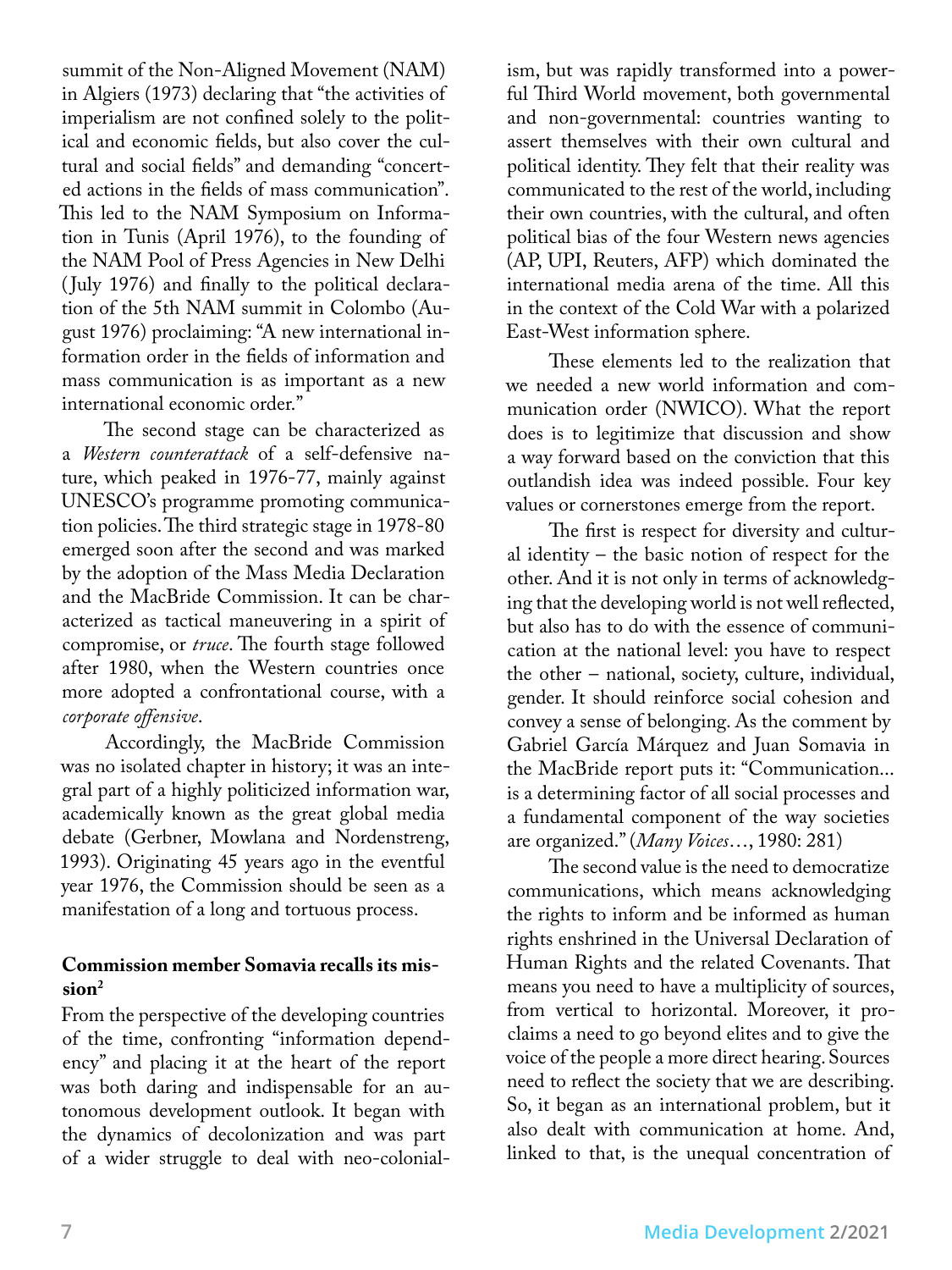summit of the Non-Aligned Movement (NAM) in Algiers (1973) declaring that "the activities of imperialism are not confined solely to the political and economic fields, but also cover the cultural and social fields" and demanding "concerted actions in the fields of mass communication". This led to the NAM Symposium on Information in Tunis (April 1976), to the founding of the NAM Pool of Press Agencies in New Delhi (July 1976) and finally to the political declaration of the 5th NAM summit in Colombo (August 1976) proclaiming: "A new international information order in the fields of information and mass communication is as important as a new international economic order."

The second stage can be characterized as a *Western counterattack* of a self-defensive nature, which peaked in 1976-77, mainly against UNESCO's programme promoting communication policies. The third strategic stage in 1978-80 emerged soon after the second and was marked by the adoption of the Mass Media Declaration and the MacBride Commission. It can be characterized as tactical maneuvering in a spirit of compromise, or *truce*. The fourth stage followed after 1980, when the Western countries once more adopted a confrontational course, with a *corporate offensive*.

Accordingly, the MacBride Commission was no isolated chapter in history; it was an integral part of a highly politicized information war, academically known as the great global media debate (Gerbner, Mowlana and Nordenstreng, 1993). Originating 45 years ago in the eventful year 1976, the Commission should be seen as a manifestation of a long and tortuous process.

### Commission member Somavia recalls its mission[2]

From the perspective of the developing countries of the time, confronting "information dependency" and placing it at the heart of the report was both daring and indispensable for an autonomous development outlook. It began with the dynamics of decolonization and was part of a wider struggle to deal with neo-colonialism, but was rapidly transformed into a powerful Third World movement, both governmental and non-governmental: countries wanting to assert themselves with their own cultural and political identity. They felt that their reality was communicated to the rest of the world, including their own countries, with the cultural, and often political bias of the four Western news agencies (AP, UPI, Reuters, AFP) which dominated the international media arena of the time. All this in the context of the Cold War with a polarized East-West information sphere.

These elements led to the realization that we needed a new world information and communication order (NWICO). What the report does is to legitimize that discussion and show a way forward based on the conviction that this outlandish idea was indeed possible. Four key values or cornerstones emerge from the report.

The first is respect for diversity and cultural identity – the basic notion of respect for the other. And it is not only in terms of acknowledging that the developing world is not well reflected, but also has to do with the essence of communication at the national level: you have to respect the other – national, society, culture, individual, gender. It should reinforce social cohesion and convey a sense of belonging. As the comment by Gabriel García Márquez and Juan Somavia in the MacBride report puts it: "Communication... is a determining factor of all social processes and a fundamental component of the way societies are organized." (*Many Voices*..., 1980: 281)

The second value is the need to democratize communications, which means acknowledging the rights to inform and be informed as human rights enshrined in the Universal Declaration of Human Rights and the related Covenants. That means you need to have a multiplicity of sources, from vertical to horizontal. Moreover, it proclaims a need to go beyond elites and to give the voice of the people a more direct hearing. Sources need to reflect the society that we are describing. So, it began as an international problem, but it also dealt with communication at home. And, linked to that, is the unequal concentration of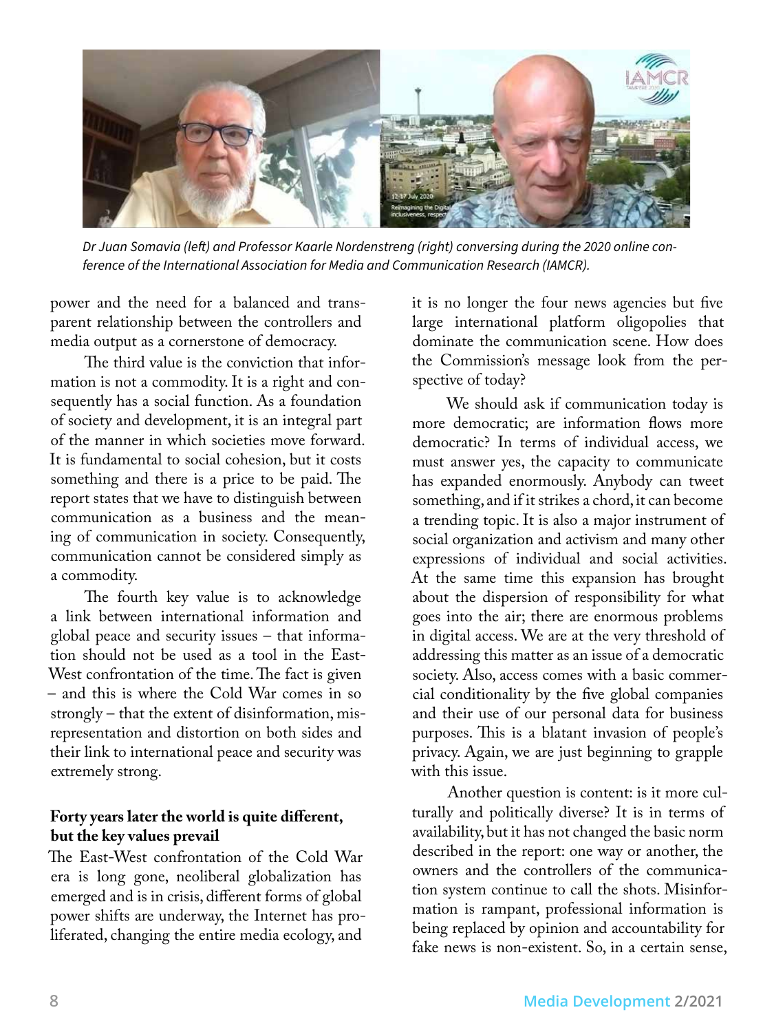*Dr Juan Somavia (left) and Professor Kaarle Nordenstreng (right) conversing during the 2020 online conference of the International Association for Media and Communication Research (IAMCR).*

power and the need for a balanced and transparent relationship between the controllers and media output as a cornerstone of democracy.

The third value is the conviction that information is not a commodity. It is a right and consequently has a social function. As a foundation of society and development, it is an integral part of the manner in which societies move forward. It is fundamental to social cohesion, but it costs something and there is a price to be paid. The report states that we have to distinguish between communication as a business and the meaning of communication in society. Consequently, communication cannot be considered simply as a commodity.

The fourth key value is to acknowledge a link between international information and global peace and security issues – that information should not be used as a tool in the East-West confrontation of the time. The fact is given – and this is where the Cold War comes in so strongly – that the extent of disinformation, misrepresentation and distortion on both sides and their link to international peace and security was extremely strong.

**Forty years later the world is quite different, but the key values prevail**

The East-West confrontation of the Cold War era is long gone, neoliberal globalization has emerged and is in crisis, different forms of global power shifts are underway, the Internet has proliferated, changing the entire media ecology, and it is no longer the four news agencies but five large international platform oligopolies that dominate the communication scene. How does the Commission's message look from the perspective of today?

We should ask if communication today is more democratic; are information flows more democratic? In terms of individual access, we must answer yes, the capacity to communicate has expanded enormously. Anybody can tweet something, and if it strikes a chord, it can become a trending topic. It is also a major instrument of social organization and activism and many other expressions of individual and social activities. At the same time this expansion has brought about the dispersion of responsibility for what goes into the air; there are enormous problems in digital access. We are at the very threshold of addressing this matter as an issue of a democratic society. Also, access comes with a basic commercial conditionality by the five global companies and their use of our personal data for business purposes. This is a blatant invasion of people's privacy. Again, we are just beginning to grapple with this issue.

Another question is content: is it more culturally and politically diverse? It is in terms of availability, but it has not changed the basic norm described in the report: one way or another, the owners and the controllers of the communication system continue to call the shots. Misinformation is rampant, professional information is being replaced by opinion and accountability for fake news is non-existent. So, in a certain sense,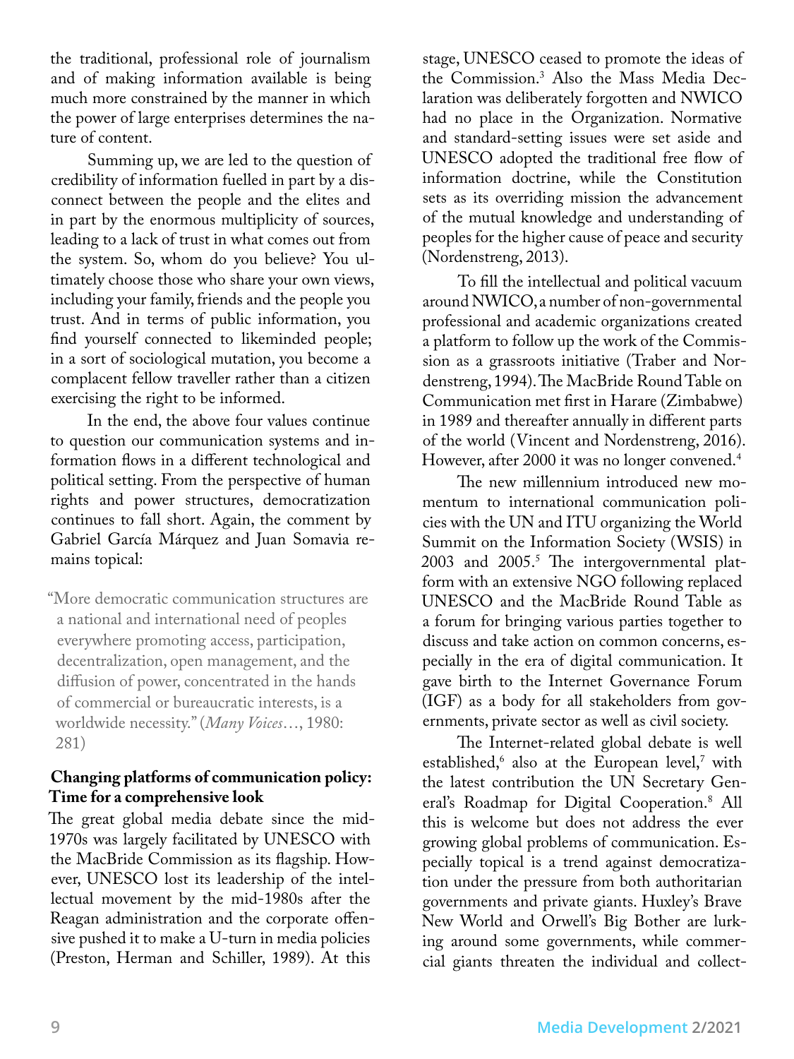the traditional, professional role of journalism and of making information available is being much more constrained by the manner in which the power of large enterprises determines the nature of content.

Summing up, we are led to the question of credibility of information fuelled in part by a disconnect between the people and the elites and in part by the enormous multiplicity of sources, leading to a lack of trust in what comes out from the system. So, whom do you believe? You ultimately choose those who share your own views, including your family, friends and the people you trust. And in terms of public information, you find yourself connected to likeminded people; in a sort of sociological mutation, you become a complacent fellow traveller rather than a citizen exercising the right to be informed.

In the end, the above four values continue to question our communication systems and information flows in a different technological and political setting. From the perspective of human rights and power structures, democratization continues to fall short. Again, the comment by Gabriel García Márquez and Juan Somavia remains topical:

> "More democratic communication structures are a national and international need of peoples everywhere promoting access, participation, decentralization, open management, and the diffusion of power, concentrated in the hands of commercial or bureaucratic interests, is a worldwide necessity." (*Many Voices*…, 1980: 281)

## Changing platforms of communication policy: Time for a comprehensive look

The great global media debate since the mid-1970s was largely facilitated by UNESCO with the MacBride Commission as its flagship. However, UNESCO lost its leadership of the intellectual movement by the mid-1980s after the Reagan administration and the corporate offensive pushed it to make a U-turn in media policies (Preston, Herman and Schiller, 1989). At this stage, UNESCO ceased to promote the ideas of the Commission.[3] Also the Mass Media Declaration was deliberately forgotten and NWICO had no place in the Organization. Normative and standard-setting issues were set aside and UNESCO adopted the traditional free flow of information doctrine, while the Constitution sets as its overriding mission the advancement of the mutual knowledge and understanding of peoples for the higher cause of peace and security (Nordenstreng, 2013).

To fill the intellectual and political vacuum around NWICO, a number of non-governmental professional and academic organizations created a platform to follow up the work of the Commission as a grassroots initiative (Traber and Nordenstreng, 1994). The MacBride Round Table on Communication met first in Harare (Zimbabwe) in 1989 and thereafter annually in different parts of the world (Vincent and Nordenstreng, 2016). However, after 2000 it was no longer convened.[4]

The new millennium introduced new momentum to international communication policies with the UN and ITU organizing the World Summit on the Information Society (WSIS) in 2003 and 2005.[5] The intergovernmental platform with an extensive NGO following replaced UNESCO and the MacBride Round Table as a forum for bringing various parties together to discuss and take action on common concerns, especially in the era of digital communication. It gave birth to the Internet Governance Forum (IGF) as a body for all stakeholders from governments, private sector as well as civil society.

The Internet-related global debate is well established,[6] also at the European level,[7] with the latest contribution the UN Secretary General's Roadmap for Digital Cooperation.[8] All this is welcome but does not address the ever growing global problems of communication. Especially topical is a trend against democratization under the pressure from both authoritarian governments and private giants. Huxley's Brave New World and Orwell's Big Bother are lurking around some governments, while commercial giants threaten the individual and collect-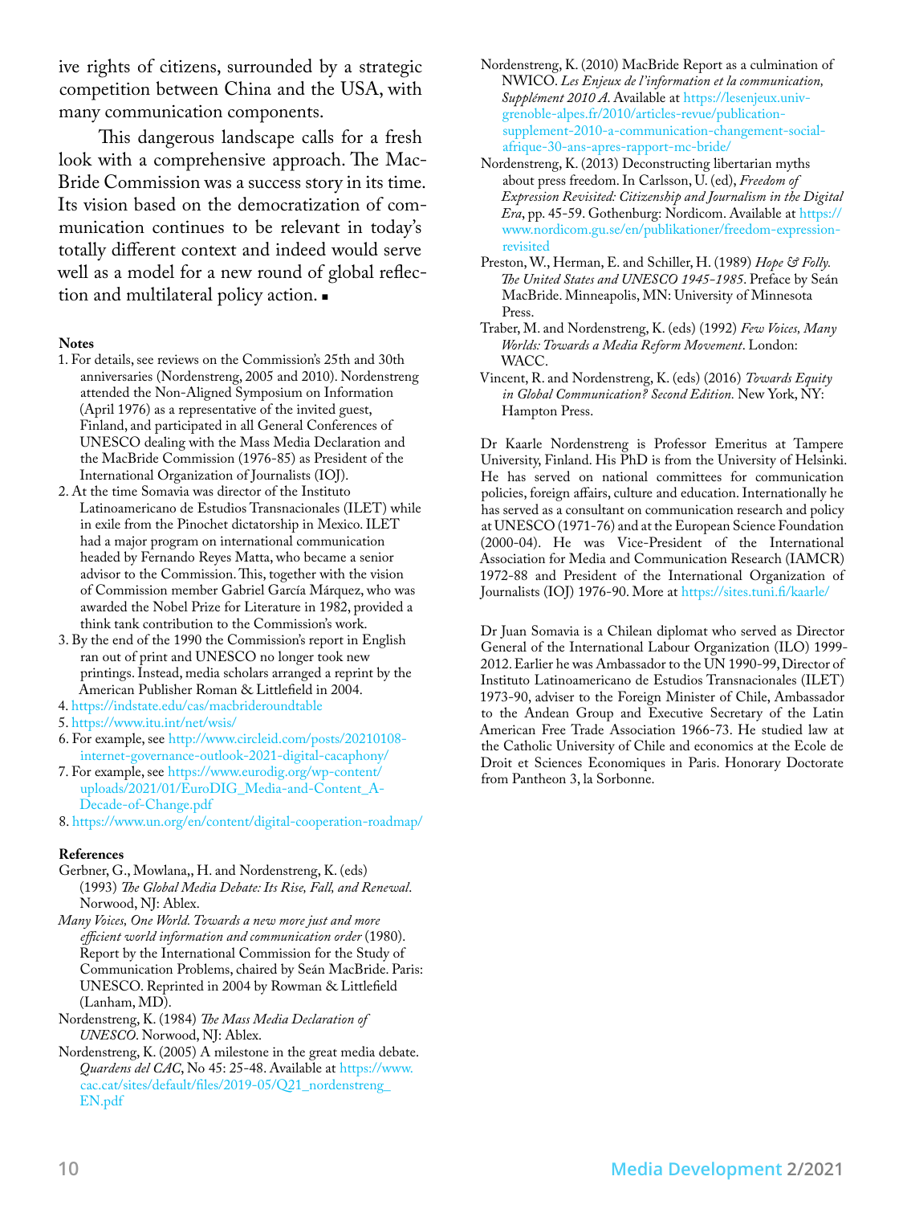ive rights of citizens, surrounded by a strategic competition between China and the USA, with many communication components.

This dangerous landscape calls for a fresh look with a comprehensive approach. The MacBride Commission was a success story in its time. Its vision based on the democratization of communication continues to be relevant in today's totally different context and indeed would serve well as a model for a new round of global reflection and multilateral policy action. ■

**Notes**

1. For details, see reviews on the Commission's 25th and 30th anniversaries (Nordenstreng, 2005 and 2010). Nordenstreng attended the Non-Aligned Symposium on Information (April 1976) as a representative of the invited guest, Finland, and participated in all General Conferences of UNESCO dealing with the Mass Media Declaration and the MacBride Commission (1976-85) as President of the International Organization of Journalists (IOJ).
2. At the time Somavia was director of the Instituto Latinoamericano de Estudios Transnacionales (ILET) while in exile from the Pinochet dictatorship in Mexico. ILET had a major program on international communication headed by Fernando Reyes Matta, who became a senior advisor to the Commission. This, together with the vision of Commission member Gabriel García Márquez, who was awarded the Nobel Prize for Literature in 1982, provided a think tank contribution to the Commission's work.
3. By the end of the 1990 the Commission's report in English ran out of print and UNESCO no longer took new printings. Instead, media scholars arranged a reprint by the American Publisher Roman & Littlefield in 2004.
4. https://indstate.edu/cas/macbrideroundtable
5. https://www.itu.int/net/wsis/
6. For example, see http://www.circleid.com/posts/20210108-internet-governance-outlook-2021-digital-cacaphony/
7. For example, see https://www.eurodig.org/wp-content/uploads/2021/01/EuroDIG_Media-and-Content_A-Decade-of-Change.pdf
8. https://www.un.org/en/content/digital-cooperation-roadmap/

**References**

Gerbner, G., Mowlana,, H. and Nordenstreng, K. (eds) (1993) *The Global Media Debate: Its Rise, Fall, and Renewal*. Norwood, NJ: Ablex.

*Many Voices, One World. Towards a new more just and more efficient world information and communication order* (1980). Report by the International Commission for the Study of Communication Problems, chaired by Seán MacBride. Paris: UNESCO. Reprinted in 2004 by Rowman & Littlefield (Lanham, MD).

Nordenstreng, K. (1984) *The Mass Media Declaration of UNESCO*. Norwood, NJ: Ablex.

Nordenstreng, K. (2005) A milestone in the great media debate. *Quardens del CAC*, No 45: 25-48. Available at https://www.cac.cat/sites/default/files/2019-05/Q21_nordenstreng_EN.pdf

Nordenstreng, K. (2010) MacBride Report as a culmination of NWICO. *Les Enjeux de l'information et la communication, Supplément 2010 A*. Available at https://lesenjeux.univ-grenoble-alpes.fr/2010/articles-revue/publication-supplement-2010-a-communication-changement-social-afrique-30-ans-apres-rapport-mc-bride/

Nordenstreng, K. (2013) Deconstructing libertarian myths about press freedom. In Carlsson, U. (ed), *Freedom of Expression Revisited: Citizenship and Journalism in the Digital Era*, pp. 45-59. Gothenburg: Nordicom. Available at https://www.nordicom.gu.se/en/publikationer/freedom-expression-revisited

Preston, W., Herman, E. and Schiller, H. (1989) *Hope & Folly. The United States and UNESCO 1945-1985*. Preface by Seán MacBride. Minneapolis, MN: University of Minnesota Press.

Traber, M. and Nordenstreng, K. (eds) (1992) *Few Voices, Many Worlds: Towards a Media Reform Movement*. London: WACC.

Vincent, R. and Nordenstreng, K. (eds) (2016) *Towards Equity in Global Communication? Second Edition.* New York, NY: Hampton Press.

Dr Kaarle Nordenstreng is Professor Emeritus at Tampere University, Finland. His PhD is from the University of Helsinki. He has served on national committees for communication policies, foreign affairs, culture and education. Internationally he has served as a consultant on communication research and policy at UNESCO (1971-76) and at the European Science Foundation (2000-04). He was Vice-President of the International Association for Media and Communication Research (IAMCR) 1972-88 and President of the International Organization of Journalists (IOJ) 1976-90. More at https://sites.tuni.fi/kaarle/

Dr Juan Somavia is a Chilean diplomat who served as Director General of the International Labour Organization (ILO) 1999-2012. Earlier he was Ambassador to the UN 1990-99, Director of Instituto Latinoamericano de Estudios Transnacionales (ILET) 1973-90, adviser to the Foreign Minister of Chile, Ambassador to the Andean Group and Executive Secretary of the Latin American Free Trade Association 1966-73. He studied law at the Catholic University of Chile and economics at the Ecole de Droit et Sciences Economiques in Paris. Honorary Doctorate from Pantheon 3, la Sorbonne.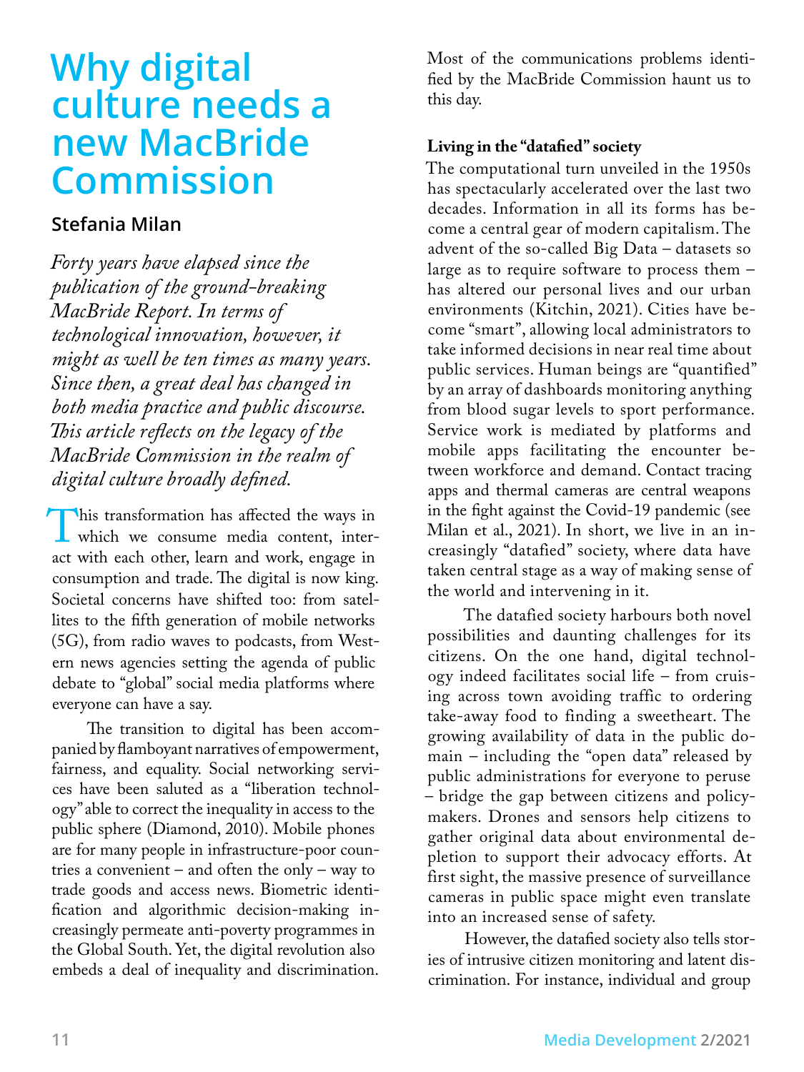# Why digital culture needs a new MacBride Commission

**Stefania Milan**

*Forty years have elapsed since the publication of the ground-breaking MacBride Report. In terms of technological innovation, however, it might as well be ten times as many years. Since then, a great deal has changed in both media practice and public discourse. This article reflects on the legacy of the MacBride Commission in the realm of digital culture broadly defined.*

This transformation has affected the ways in which we consume media content, interact with each other, learn and work, engage in consumption and trade. The digital is now king. Societal concerns have shifted too: from satellites to the fifth generation of mobile networks (5G), from radio waves to podcasts, from Western news agencies setting the agenda of public debate to "global" social media platforms where everyone can have a say.

The transition to digital has been accompanied by flamboyant narratives of empowerment, fairness, and equality. Social networking services have been saluted as a "liberation technology" able to correct the inequality in access to the public sphere (Diamond, 2010). Mobile phones are for many people in infrastructure-poor countries a convenient – and often the only – way to trade goods and access news. Biometric identification and algorithmic decision-making increasingly permeate anti-poverty programmes in the Global South. Yet, the digital revolution also embeds a deal of inequality and discrimination. Most of the communications problems identified by the MacBride Commission haunt us to this day.

**Living in the "datafied" society**

The computational turn unveiled in the 1950s has spectacularly accelerated over the last two decades. Information in all its forms has become a central gear of modern capitalism. The advent of the so-called Big Data – datasets so large as to require software to process them – has altered our personal lives and our urban environments (Kitchin, 2021). Cities have become "smart", allowing local administrators to take informed decisions in near real time about public services. Human beings are "quantified" by an array of dashboards monitoring anything from blood sugar levels to sport performance. Service work is mediated by platforms and mobile apps facilitating the encounter between workforce and demand. Contact tracing apps and thermal cameras are central weapons in the fight against the Covid-19 pandemic (see Milan et al., 2021). In short, we live in an increasingly "datafied" society, where data have taken central stage as a way of making sense of the world and intervening in it.

The datafied society harbours both novel possibilities and daunting challenges for its citizens. On the one hand, digital technology indeed facilitates social life – from cruising across town avoiding traffic to ordering take-away food to finding a sweetheart. The growing availability of data in the public domain – including the "open data" released by public administrations for everyone to peruse – bridge the gap between citizens and policymakers. Drones and sensors help citizens to gather original data about environmental depletion to support their advocacy efforts. At first sight, the massive presence of surveillance cameras in public space might even translate into an increased sense of safety.

However, the datafied society also tells stories of intrusive citizen monitoring and latent discrimination. For instance, individual and group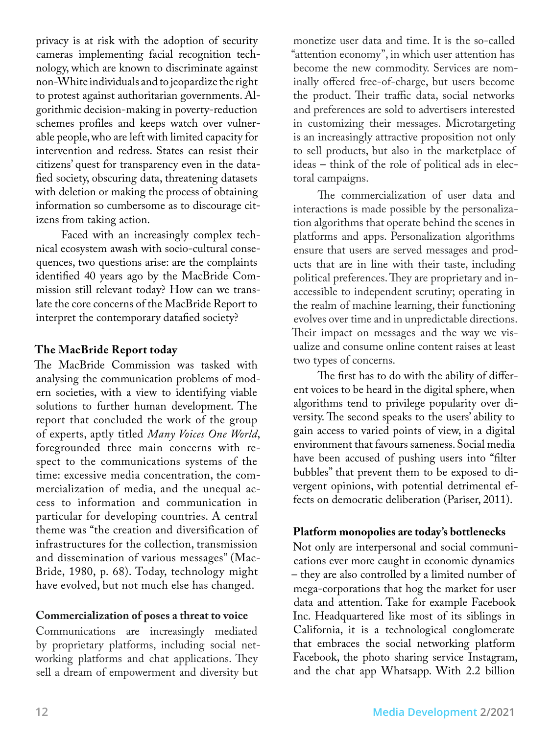privacy is at risk with the adoption of security cameras implementing facial recognition technology, which are known to discriminate against non-White individuals and to jeopardize the right to protest against authoritarian governments. Algorithmic decision-making in poverty-reduction schemes profiles and keeps watch over vulnerable people, who are left with limited capacity for intervention and redress. States can resist their citizens' quest for transparency even in the datafied society, obscuring data, threatening datasets with deletion or making the process of obtaining information so cumbersome as to discourage citizens from taking action.

Faced with an increasingly complex technical ecosystem awash with socio-cultural consequences, two questions arise: are the complaints identified 40 years ago by the MacBride Commission still relevant today? How can we translate the core concerns of the MacBride Report to interpret the contemporary datafied society?

### The MacBride Report today

The MacBride Commission was tasked with analysing the communication problems of modern societies, with a view to identifying viable solutions to further human development. The report that concluded the work of the group of experts, aptly titled *Many Voices One World*, foregrounded three main concerns with respect to the communications systems of the time: excessive media concentration, the commercialization of media, and the unequal access to information and communication in particular for developing countries. A central theme was "the creation and diversification of infrastructures for the collection, transmission and dissemination of various messages" (MacBride, 1980, p. 68). Today, technology might have evolved, but not much else has changed.

### Commercialization of poses a threat to voice

Communications are increasingly mediated by proprietary platforms, including social networking platforms and chat applications. They sell a dream of empowerment and diversity but monetize user data and time. It is the so-called "attention economy", in which user attention has become the new commodity. Services are nominally offered free-of-charge, but users become the product. Their traffic data, social networks and preferences are sold to advertisers interested in customizing their messages. Microtargeting is an increasingly attractive proposition not only to sell products, but also in the marketplace of ideas – think of the role of political ads in electoral campaigns.

The commercialization of user data and interactions is made possible by the personalization algorithms that operate behind the scenes in platforms and apps. Personalization algorithms ensure that users are served messages and products that are in line with their taste, including political preferences. They are proprietary and inaccessible to independent scrutiny; operating in the realm of machine learning, their functioning evolves over time and in unpredictable directions. Their impact on messages and the way we visualize and consume online content raises at least two types of concerns.

The first has to do with the ability of different voices to be heard in the digital sphere, when algorithms tend to privilege popularity over diversity. The second speaks to the users' ability to gain access to varied points of view, in a digital environment that favours sameness. Social media have been accused of pushing users into "filter bubbles" that prevent them to be exposed to divergent opinions, with potential detrimental effects on democratic deliberation (Pariser, 2011).

### Platform monopolies are today's bottlenecks

Not only are interpersonal and social communications ever more caught in economic dynamics – they are also controlled by a limited number of mega-corporations that hog the market for user data and attention. Take for example Facebook Inc. Headquartered like most of its siblings in California, it is a technological conglomerate that embraces the social networking platform Facebook, the photo sharing service Instagram, and the chat app Whatsapp. With 2.2 billion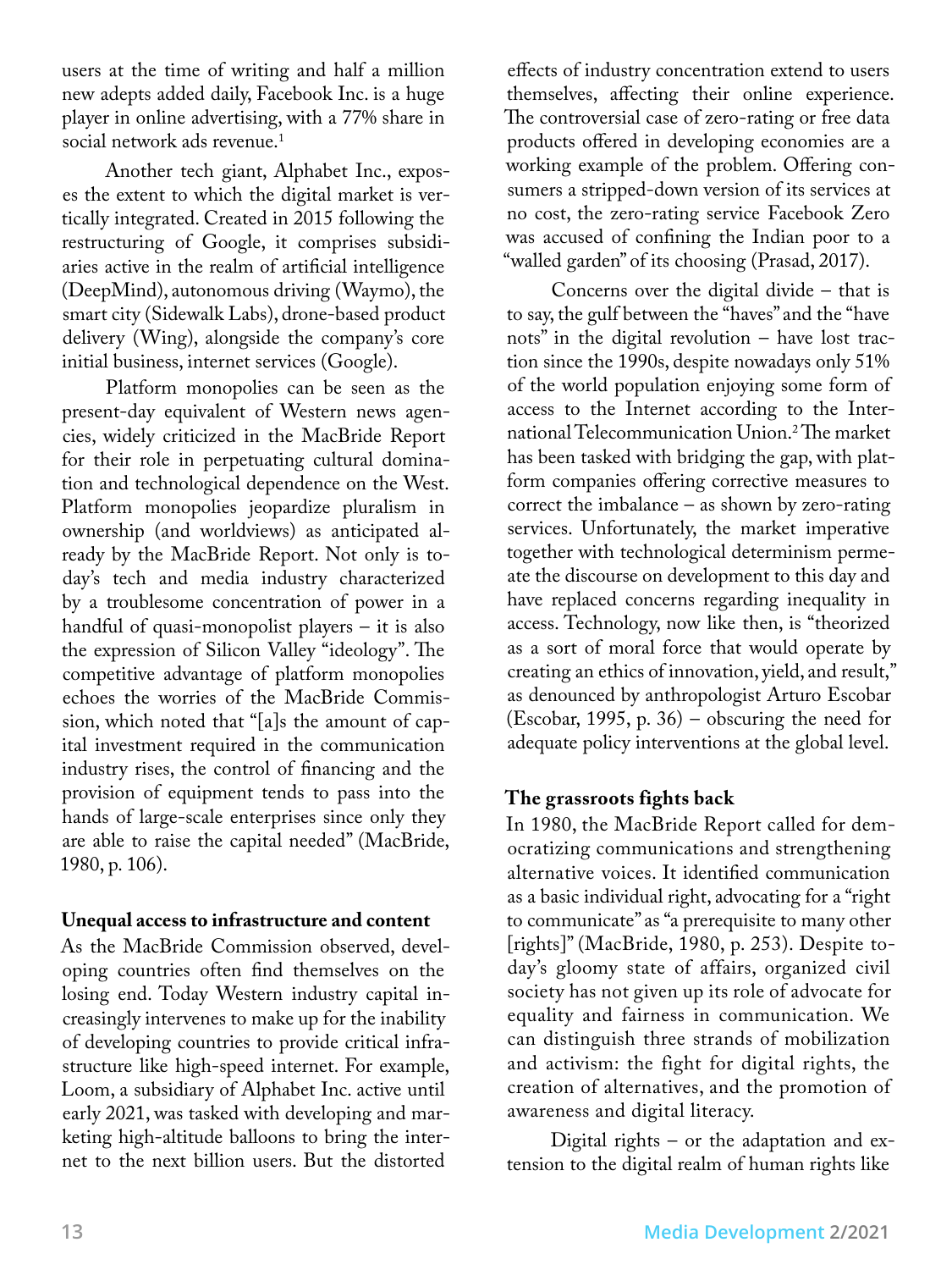users at the time of writing and half a million new adepts added daily, Facebook Inc. is a huge player in online advertising, with a 77% share in social network ads revenue.[1]

Another tech giant, Alphabet Inc., exposes the extent to which the digital market is vertically integrated. Created in 2015 following the restructuring of Google, it comprises subsidiaries active in the realm of artificial intelligence (DeepMind), autonomous driving (Waymo), the smart city (Sidewalk Labs), drone-based product delivery (Wing), alongside the company's core initial business, internet services (Google).

Platform monopolies can be seen as the present-day equivalent of Western news agencies, widely criticized in the MacBride Report for their role in perpetuating cultural domination and technological dependence on the West. Platform monopolies jeopardize pluralism in ownership (and worldviews) as anticipated already by the MacBride Report. Not only is today's tech and media industry characterized by a troublesome concentration of power in a handful of quasi-monopolist players – it is also the expression of Silicon Valley "ideology". The competitive advantage of platform monopolies echoes the worries of the MacBride Commission, which noted that "[a]s the amount of capital investment required in the communication industry rises, the control of financing and the provision of equipment tends to pass into the hands of large-scale enterprises since only they are able to raise the capital needed" (MacBride, 1980, p. 106).

**Unequal access to infrastructure and content**

As the MacBride Commission observed, developing countries often find themselves on the losing end. Today Western industry capital increasingly intervenes to make up for the inability of developing countries to provide critical infrastructure like high-speed internet. For example, Loom, a subsidiary of Alphabet Inc. active until early 2021, was tasked with developing and marketing high-altitude balloons to bring the internet to the next billion users. But the distorted effects of industry concentration extend to users themselves, affecting their online experience. The controversial case of zero-rating or free data products offered in developing economies are a working example of the problem. Offering consumers a stripped-down version of its services at no cost, the zero-rating service Facebook Zero was accused of confining the Indian poor to a "walled garden" of its choosing (Prasad, 2017).

Concerns over the digital divide – that is to say, the gulf between the "haves" and the "have nots" in the digital revolution – have lost traction since the 1990s, despite nowadays only 51% of the world population enjoying some form of access to the Internet according to the International Telecommunication Union.[2] The market has been tasked with bridging the gap, with platform companies offering corrective measures to correct the imbalance – as shown by zero-rating services. Unfortunately, the market imperative together with technological determinism permeate the discourse on development to this day and have replaced concerns regarding inequality in access. Technology, now like then, is "theorized as a sort of moral force that would operate by creating an ethics of innovation, yield, and result," as denounced by anthropologist Arturo Escobar (Escobar, 1995, p. 36) – obscuring the need for adequate policy interventions at the global level.

**The grassroots fights back**

In 1980, the MacBride Report called for democratizing communications and strengthening alternative voices. It identified communication as a basic individual right, advocating for a "right to communicate" as "a prerequisite to many other [rights]" (MacBride, 1980, p. 253). Despite today's gloomy state of affairs, organized civil society has not given up its role of advocate for equality and fairness in communication. We can distinguish three strands of mobilization and activism: the fight for digital rights, the creation of alternatives, and the promotion of awareness and digital literacy.

Digital rights – or the adaptation and extension to the digital realm of human rights like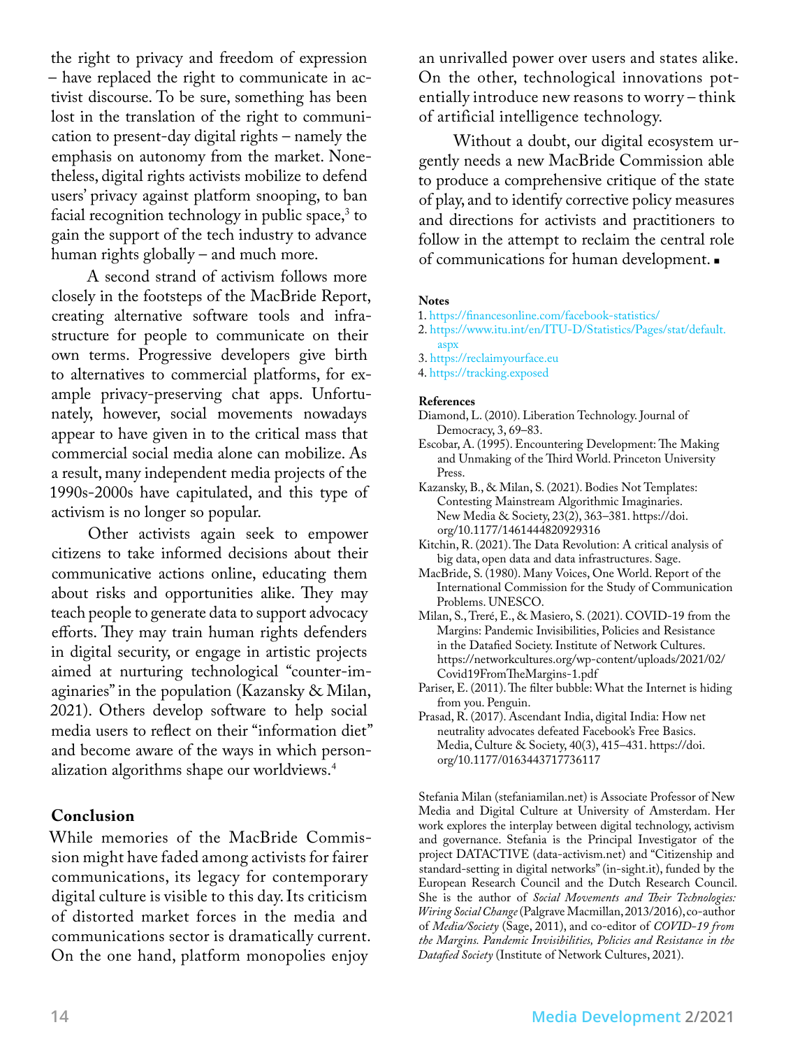the right to privacy and freedom of expression – have replaced the right to communicate in activist discourse. To be sure, something has been lost in the translation of the right to communication to present-day digital rights – namely the emphasis on autonomy from the market. Nonetheless, digital rights activists mobilize to defend users' privacy against platform snooping, to ban facial recognition technology in public space,[3] to gain the support of the tech industry to advance human rights globally – and much more.

A second strand of activism follows more closely in the footsteps of the MacBride Report, creating alternative software tools and infrastructure for people to communicate on their own terms. Progressive developers give birth to alternatives to commercial platforms, for example privacy-preserving chat apps. Unfortunately, however, social movements nowadays appear to have given in to the critical mass that commercial social media alone can mobilize. As a result, many independent media projects of the 1990s-2000s have capitulated, and this type of activism is no longer so popular.

Other activists again seek to empower citizens to take informed decisions about their communicative actions online, educating them about risks and opportunities alike. They may teach people to generate data to support advocacy efforts. They may train human rights defenders in digital security, or engage in artistic projects aimed at nurturing technological "counter-imaginaries" in the population (Kazansky & Milan, 2021). Others develop software to help social media users to reflect on their "information diet" and become aware of the ways in which personalization algorithms shape our worldviews.[4]

## Conclusion

While memories of the MacBride Commission might have faded among activists for fairer communications, its legacy for contemporary digital culture is visible to this day. Its criticism of distorted market forces in the media and communications sector is dramatically current. On the one hand, platform monopolies enjoy an unrivalled power over users and states alike. On the other, technological innovations potentially introduce new reasons to worry – think of artificial intelligence technology.

Without a doubt, our digital ecosystem urgently needs a new MacBride Commission able to produce a comprehensive critique of the state of play, and to identify corrective policy measures and directions for activists and practitioners to follow in the attempt to reclaim the central role of communications for human development. ■

**Notes**

1. https://financesonline.com/facebook-statistics/
2. https://www.itu.int/en/ITU-D/Statistics/Pages/stat/default.aspx
3. https://reclaimyourface.eu
4. https://tracking.exposed

**References**

Diamond, L. (2010). Liberation Technology. Journal of Democracy, 3, 69–83.

Escobar, A. (1995). Encountering Development: The Making and Unmaking of the Third World. Princeton University Press.

Kazansky, B., & Milan, S. (2021). Bodies Not Templates: Contesting Mainstream Algorithmic Imaginaries. New Media & Society, 23(2), 363–381. https://doi.org/10.1177/1461444820929316

Kitchin, R. (2021). The Data Revolution: A critical analysis of big data, open data and data infrastructures. Sage.

MacBride, S. (1980). Many Voices, One World. Report of the International Commission for the Study of Communication Problems. UNESCO.

Milan, S., Treré, E., & Masiero, S. (2021). COVID-19 from the Margins: Pandemic Invisibilities, Policies and Resistance in the Datafied Society. Institute of Network Cultures. https://networkcultures.org/wp-content/uploads/2021/02/Covid19FromTheMargins-1.pdf

Pariser, E. (2011). The filter bubble: What the Internet is hiding from you. Penguin.

Prasad, R. (2017). Ascendant India, digital India: How net neutrality advocates defeated Facebook's Free Basics. Media, Culture & Society, 40(3), 415–431. https://doi.org/10.1177/0163443717736117

Stefania Milan (stefaniamilan.net) is Associate Professor of New Media and Digital Culture at University of Amsterdam. Her work explores the interplay between digital technology, activism and governance. Stefania is the Principal Investigator of the project DATACTIVE (data-activism.net) and "Citizenship and standard-setting in digital networks" (in-sight.it), funded by the European Research Council and the Dutch Research Council. She is the author of *Social Movements and Their Technologies: Wiring Social Change* (Palgrave Macmillan, 2013/2016), co-author of *Media/Society* (Sage, 2011), and co-editor of *COVID-19 from the Margins. Pandemic Invisibilities, Policies and Resistance in the Datafied Society* (Institute of Network Cultures, 2021).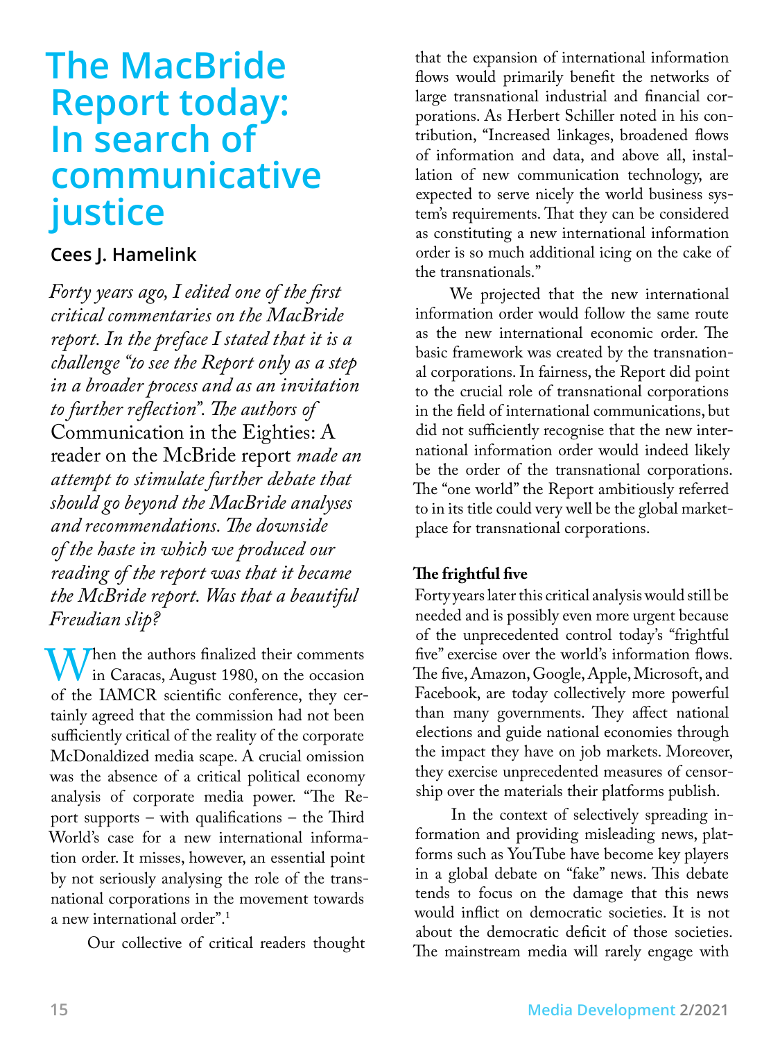# The MacBride Report today: In search of communicative justice

**Cees J. Hamelink**

*Forty years ago, I edited one of the first critical commentaries on the MacBride report. In the preface I stated that it is a challenge "to see the Report only as a step in a broader process and as an invitation to further reflection". The authors of* Communication in the Eighties: A reader on the McBride report *made an attempt to stimulate further debate that should go beyond the MacBride analyses and recommendations. The downside of the haste in which we produced our reading of the report was that it became the McBride report. Was that a beautiful Freudian slip?*

When the authors finalized their comments in Caracas, August 1980, on the occasion of the IAMCR scientific conference, they certainly agreed that the commission had not been sufficiently critical of the reality of the corporate McDonaldized media scape. A crucial omission was the absence of a critical political economy analysis of corporate media power. "The Report supports – with qualifications – the Third World's case for a new international information order. It misses, however, an essential point by not seriously analysing the role of the transnational corporations in the movement towards a new international order".[1]

Our collective of critical readers thought that the expansion of international information flows would primarily benefit the networks of large transnational industrial and financial corporations. As Herbert Schiller noted in his contribution, "Increased linkages, broadened flows of information and data, and above all, installation of new communication technology, are expected to serve nicely the world business system's requirements. That they can be considered as constituting a new international information order is so much additional icing on the cake of the transnationals."

We projected that the new international information order would follow the same route as the new international economic order. The basic framework was created by the transnational corporations. In fairness, the Report did point to the crucial role of transnational corporations in the field of international communications, but did not sufficiently recognise that the new international information order would indeed likely be the order of the transnational corporations. The "one world" the Report ambitiously referred to in its title could very well be the global marketplace for transnational corporations.

**The frightful five**

Forty years later this critical analysis would still be needed and is possibly even more urgent because of the unprecedented control today's "frightful five" exercise over the world's information flows. The five, Amazon, Google, Apple, Microsoft, and Facebook, are today collectively more powerful than many governments. They affect national elections and guide national economies through the impact they have on job markets. Moreover, they exercise unprecedented measures of censorship over the materials their platforms publish.

In the context of selectively spreading information and providing misleading news, platforms such as YouTube have become key players in a global debate on "fake" news. This debate tends to focus on the damage that this news would inflict on democratic societies. It is not about the democratic deficit of those societies. The mainstream media will rarely engage with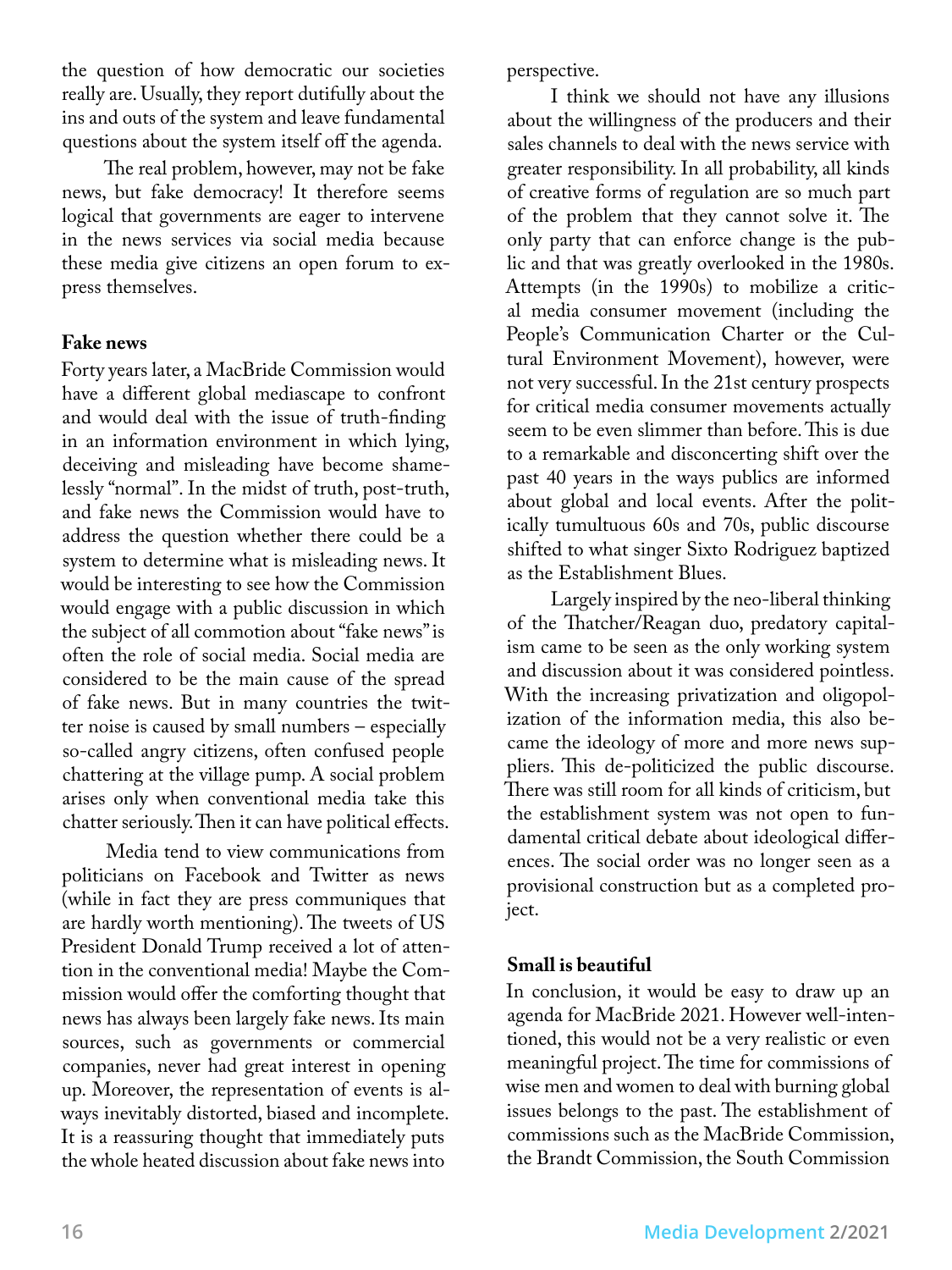the question of how democratic our societies really are. Usually, they report dutifully about the ins and outs of the system and leave fundamental questions about the system itself off the agenda.

The real problem, however, may not be fake news, but fake democracy! It therefore seems logical that governments are eager to intervene in the news services via social media because these media give citizens an open forum to express themselves.

**Fake news**

Forty years later, a MacBride Commission would have a different global mediascape to confront and would deal with the issue of truth-finding in an information environment in which lying, deceiving and misleading have become shamelessly "normal". In the midst of truth, post-truth, and fake news the Commission would have to address the question whether there could be a system to determine what is misleading news. It would be interesting to see how the Commission would engage with a public discussion in which the subject of all commotion about "fake news" is often the role of social media. Social media are considered to be the main cause of the spread of fake news. But in many countries the twitter noise is caused by small numbers – especially so-called angry citizens, often confused people chattering at the village pump. A social problem arises only when conventional media take this chatter seriously. Then it can have political effects.

Media tend to view communications from politicians on Facebook and Twitter as news (while in fact they are press communiques that are hardly worth mentioning). The tweets of US President Donald Trump received a lot of attention in the conventional media! Maybe the Commission would offer the comforting thought that news has always been largely fake news. Its main sources, such as governments or commercial companies, never had great interest in opening up. Moreover, the representation of events is always inevitably distorted, biased and incomplete. It is a reassuring thought that immediately puts the whole heated discussion about fake news into perspective.

I think we should not have any illusions about the willingness of the producers and their sales channels to deal with the news service with greater responsibility. In all probability, all kinds of creative forms of regulation are so much part of the problem that they cannot solve it. The only party that can enforce change is the public and that was greatly overlooked in the 1980s. Attempts (in the 1990s) to mobilize a critical media consumer movement (including the People's Communication Charter or the Cultural Environment Movement), however, were not very successful. In the 21st century prospects for critical media consumer movements actually seem to be even slimmer than before. This is due to a remarkable and disconcerting shift over the past 40 years in the ways publics are informed about global and local events. After the politically tumultuous 60s and 70s, public discourse shifted to what singer Sixto Rodriguez baptized as the Establishment Blues.

Largely inspired by the neo-liberal thinking of the Thatcher/Reagan duo, predatory capitalism came to be seen as the only working system and discussion about it was considered pointless. With the increasing privatization and oligopolization of the information media, this also became the ideology of more and more news suppliers. This de-politicized the public discourse. There was still room for all kinds of criticism, but the establishment system was not open to fundamental critical debate about ideological differences. The social order was no longer seen as a provisional construction but as a completed project.

**Small is beautiful**

In conclusion, it would be easy to draw up an agenda for MacBride 2021. However well-intentioned, this would not be a very realistic or even meaningful project. The time for commissions of wise men and women to deal with burning global issues belongs to the past. The establishment of commissions such as the MacBride Commission, the Brandt Commission, the South Commission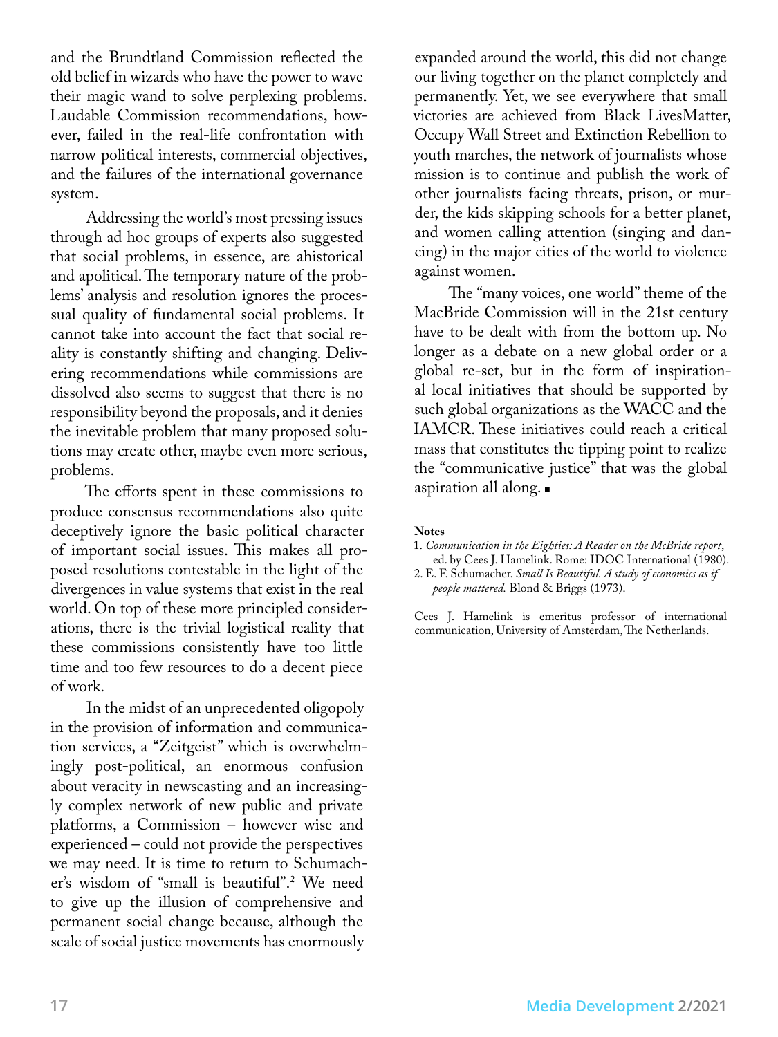and the Brundtland Commission reflected the old belief in wizards who have the power to wave their magic wand to solve perplexing problems. Laudable Commission recommendations, however, failed in the real-life confrontation with narrow political interests, commercial objectives, and the failures of the international governance system.

Addressing the world's most pressing issues through ad hoc groups of experts also suggested that social problems, in essence, are ahistorical and apolitical. The temporary nature of the problems' analysis and resolution ignores the processual quality of fundamental social problems. It cannot take into account the fact that social reality is constantly shifting and changing. Delivering recommendations while commissions are dissolved also seems to suggest that there is no responsibility beyond the proposals, and it denies the inevitable problem that many proposed solutions may create other, maybe even more serious, problems.

The efforts spent in these commissions to produce consensus recommendations also quite deceptively ignore the basic political character of important social issues. This makes all proposed resolutions contestable in the light of the divergences in value systems that exist in the real world. On top of these more principled considerations, there is the trivial logistical reality that these commissions consistently have too little time and too few resources to do a decent piece of work.

In the midst of an unprecedented oligopoly in the provision of information and communication services, a "Zeitgeist" which is overwhelmingly post-political, an enormous confusion about veracity in newscasting and an increasingly complex network of new public and private platforms, a Commission – however wise and experienced – could not provide the perspectives we may need. It is time to return to Schumacher's wisdom of "small is beautiful".[2] We need to give up the illusion of comprehensive and permanent social change because, although the scale of social justice movements has enormously expanded around the world, this did not change our living together on the planet completely and permanently. Yet, we see everywhere that small victories are achieved from Black LivesMatter, Occupy Wall Street and Extinction Rebellion to youth marches, the network of journalists whose mission is to continue and publish the work of other journalists facing threats, prison, or murder, the kids skipping schools for a better planet, and women calling attention (singing and dancing) in the major cities of the world to violence against women.

The "many voices, one world" theme of the MacBride Commission will in the 21st century have to be dealt with from the bottom up. No longer as a debate on a new global order or a global re-set, but in the form of inspirational local initiatives that should be supported by such global organizations as the WACC and the IAMCR. These initiatives could reach a critical mass that constitutes the tipping point to realize the "communicative justice" that was the global aspiration all along. ■

**Notes**

1. *Communication in the Eighties: A Reader on the McBride report*, ed. by Cees J. Hamelink. Rome: IDOC International (1980).
2. E. F. Schumacher. *Small Is Beautiful. A study of economics as if people mattered.* Blond & Briggs (1973).

Cees J. Hamelink is emeritus professor of international communication, University of Amsterdam, The Netherlands.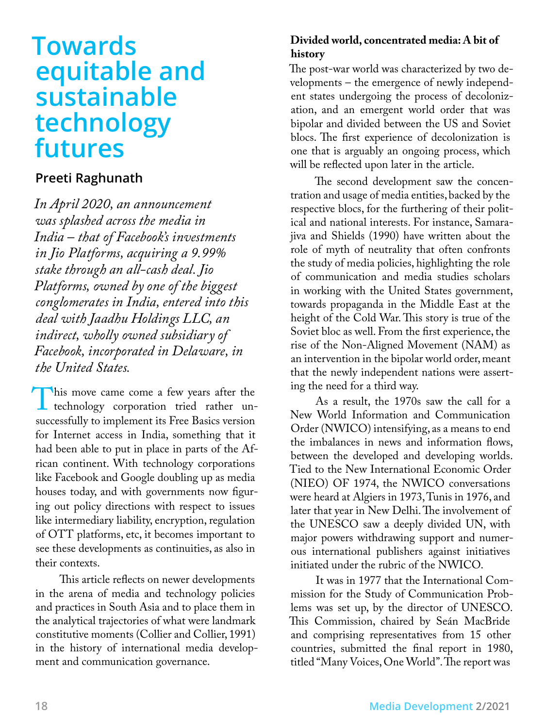# Towards equitable and sustainable technology futures

**Preeti Raghunath**

*In April 2020, an announcement was splashed across the media in India – that of Facebook's investments in Jio Platforms, acquiring a 9.99% stake through an all-cash deal. Jio Platforms, owned by one of the biggest conglomerates in India, entered into this deal with Jaadhu Holdings LLC, an indirect, wholly owned subsidiary of Facebook, incorporated in Delaware, in the United States.*

This move came come a few years after the technology corporation tried rather unsuccessfully to implement its Free Basics version for Internet access in India, something that it had been able to put in place in parts of the African continent. With technology corporations like Facebook and Google doubling up as media houses today, and with governments now figuring out policy directions with respect to issues like intermediary liability, encryption, regulation of OTT platforms, etc, it becomes important to see these developments as continuities, as also in their contexts.

This article reflects on newer developments in the arena of media and technology policies and practices in South Asia and to place them in the analytical trajectories of what were landmark constitutive moments (Collier and Collier, 1991) in the history of international media development and communication governance.

**Divided world, concentrated media: A bit of history**

The post-war world was characterized by two developments – the emergence of newly independent states undergoing the process of decolonization, and an emergent world order that was bipolar and divided between the US and Soviet blocs. The first experience of decolonization is one that is arguably an ongoing process, which will be reflected upon later in the article.

The second development saw the concentration and usage of media entities, backed by the respective blocs, for the furthering of their political and national interests. For instance, Samarajiva and Shields (1990) have written about the role of myth of neutrality that often confronts the study of media policies, highlighting the role of communication and media studies scholars in working with the United States government, towards propaganda in the Middle East at the height of the Cold War. This story is true of the Soviet bloc as well. From the first experience, the rise of the Non-Aligned Movement (NAM) as an intervention in the bipolar world order, meant that the newly independent nations were asserting the need for a third way.

As a result, the 1970s saw the call for a New World Information and Communication Order (NWICO) intensifying, as a means to end the imbalances in news and information flows, between the developed and developing worlds. Tied to the New International Economic Order (NIEO) OF 1974, the NWICO conversations were heard at Algiers in 1973, Tunis in 1976, and later that year in New Delhi. The involvement of the UNESCO saw a deeply divided UN, with major powers withdrawing support and numerous international publishers against initiatives initiated under the rubric of the NWICO.

It was in 1977 that the International Commission for the Study of Communication Problems was set up, by the director of UNESCO. This Commission, chaired by Seán MacBride and comprising representatives from 15 other countries, submitted the final report in 1980, titled "Many Voices, One World". The report was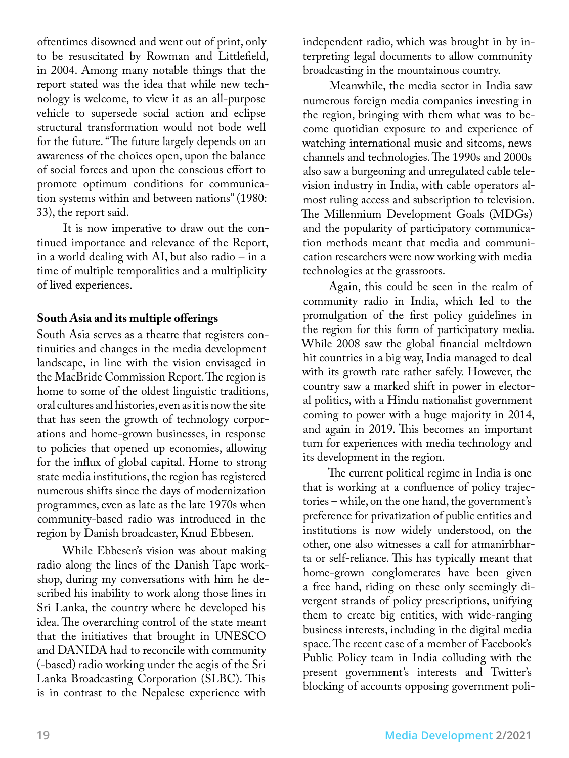oftentimes disowned and went out of print, only to be resuscitated by Rowman and Littlefield, in 2004. Among many notable things that the report stated was the idea that while new technology is welcome, to view it as an all-purpose vehicle to supersede social action and eclipse structural transformation would not bode well for the future. "The future largely depends on an awareness of the choices open, upon the balance of social forces and upon the conscious effort to promote optimum conditions for communication systems within and between nations" (1980: 33), the report said.

It is now imperative to draw out the continued importance and relevance of the Report, in a world dealing with AI, but also radio – in a time of multiple temporalities and a multiplicity of lived experiences.

**South Asia and its multiple offerings**

South Asia serves as a theatre that registers continuities and changes in the media development landscape, in line with the vision envisaged in the MacBride Commission Report. The region is home to some of the oldest linguistic traditions, oral cultures and histories, even as it is now the site that has seen the growth of technology corporations and home-grown businesses, in response to policies that opened up economies, allowing for the influx of global capital. Home to strong state media institutions, the region has registered numerous shifts since the days of modernization programmes, even as late as the late 1970s when community-based radio was introduced in the region by Danish broadcaster, Knud Ebbesen.

While Ebbesen's vision was about making radio along the lines of the Danish Tape workshop, during my conversations with him he described his inability to work along those lines in Sri Lanka, the country where he developed his idea. The overarching control of the state meant that the initiatives that brought in UNESCO and DANIDA had to reconcile with community (-based) radio working under the aegis of the Sri Lanka Broadcasting Corporation (SLBC). This is in contrast to the Nepalese experience with independent radio, which was brought in by interpreting legal documents to allow community broadcasting in the mountainous country.

Meanwhile, the media sector in India saw numerous foreign media companies investing in the region, bringing with them what was to become quotidian exposure to and experience of watching international music and sitcoms, news channels and technologies. The 1990s and 2000s also saw a burgeoning and unregulated cable television industry in India, with cable operators almost ruling access and subscription to television. The Millennium Development Goals (MDGs) and the popularity of participatory communication methods meant that media and communication researchers were now working with media technologies at the grassroots.

Again, this could be seen in the realm of community radio in India, which led to the promulgation of the first policy guidelines in the region for this form of participatory media. While 2008 saw the global financial meltdown hit countries in a big way, India managed to deal with its growth rate rather safely. However, the country saw a marked shift in power in electoral politics, with a Hindu nationalist government coming to power with a huge majority in 2014, and again in 2019. This becomes an important turn for experiences with media technology and its development in the region.

The current political regime in India is one that is working at a confluence of policy trajectories – while, on the one hand, the government's preference for privatization of public entities and institutions is now widely understood, on the other, one also witnesses a call for atmanirbharta or self-reliance. This has typically meant that home-grown conglomerates have been given a free hand, riding on these only seemingly divergent strands of policy prescriptions, unifying them to create big entities, with wide-ranging business interests, including in the digital media space. The recent case of a member of Facebook's Public Policy team in India colluding with the present government's interests and Twitter's blocking of accounts opposing government poli-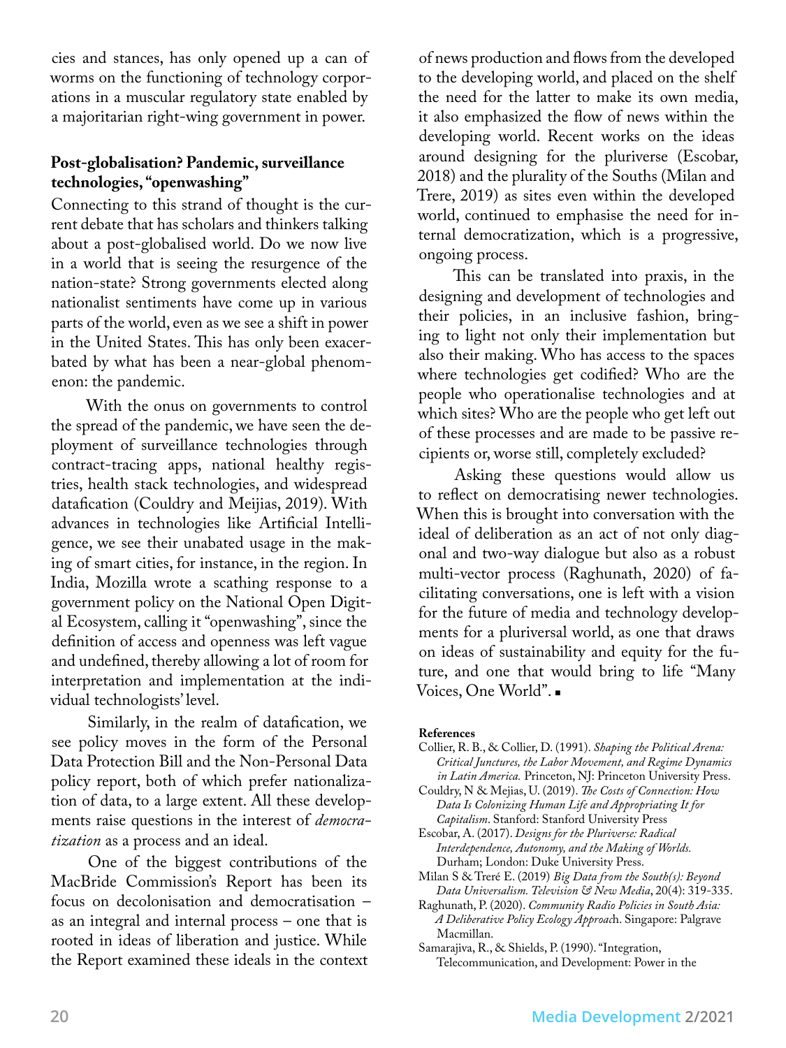cies and stances, has only opened up a can of worms on the functioning of technology corporations in a muscular regulatory state enabled by a majoritarian right-wing government in power.

**Post-globalisation? Pandemic, surveillance technologies, "openwashing"**

Connecting to this strand of thought is the current debate that has scholars and thinkers talking about a post-globalised world. Do we now live in a world that is seeing the resurgence of the nation-state? Strong governments elected along nationalist sentiments have come up in various parts of the world, even as we see a shift in power in the United States. This has only been exacerbated by what has been a near-global phenomenon: the pandemic.

With the onus on governments to control the spread of the pandemic, we have seen the deployment of surveillance technologies through contract-tracing apps, national healthy registries, health stack technologies, and widespread datafication (Couldry and Meijias, 2019). With advances in technologies like Artificial Intelligence, we see their unabated usage in the making of smart cities, for instance, in the region. In India, Mozilla wrote a scathing response to a government policy on the National Open Digital Ecosystem, calling it "openwashing", since the definition of access and openness was left vague and undefined, thereby allowing a lot of room for interpretation and implementation at the individual technologists' level.

Similarly, in the realm of datafication, we see policy moves in the form of the Personal Data Protection Bill and the Non-Personal Data policy report, both of which prefer nationalization of data, to a large extent. All these developments raise questions in the interest of *democratization* as a process and an ideal.

One of the biggest contributions of the MacBride Commission's Report has been its focus on decolonisation and democratisation – as an integral and internal process – one that is rooted in ideas of liberation and justice. While the Report examined these ideals in the context of news production and flows from the developed to the developing world, and placed on the shelf the need for the latter to make its own media, it also emphasized the flow of news within the developing world. Recent works on the ideas around designing for the pluriverse (Escobar, 2018) and the plurality of the Souths (Milan and Trere, 2019) as sites even within the developed world, continued to emphasise the need for internal democratization, which is a progressive, ongoing process.

This can be translated into praxis, in the designing and development of technologies and their policies, in an inclusive fashion, bringing to light not only their implementation but also their making. Who has access to the spaces where technologies get codified? Who are the people who operationalise technologies and at which sites? Who are the people who get left out of these processes and are made to be passive recipients or, worse still, completely excluded?

Asking these questions would allow us to reflect on democratising newer technologies. When this is brought into conversation with the ideal of deliberation as an act of not only diagonal and two-way dialogue but also as a robust multi-vector process (Raghunath, 2020) of facilitating conversations, one is left with a vision for the future of media and technology developments for a pluriversal world, as one that draws on ideas of sustainability and equity for the future, and one that would bring to life "Many Voices, One World". ■

**References**

Collier, R. B., & Collier, D. (1991). *Shaping the Political Arena: Critical Junctures, the Labor Movement, and Regime Dynamics in Latin America.* Princeton, NJ: Princeton University Press.

Couldry, N & Mejias, U. (2019). *The Costs of Connection: How Data Is Colonizing Human Life and Appropriating It for Capitalism*. Stanford: Stanford University Press

Escobar, A. (2017). *Designs for the Pluriverse: Radical Interdependence, Autonomy, and the Making of Worlds.* Durham; London: Duke University Press.

Milan S & Treré E. (2019) *Big Data from the South(s): Beyond Data Universalism. Television & New Media*, 20(4): 319-335.

Raghunath, P. (2020). *Community Radio Policies in South Asia: A Deliberative Policy Ecology Approac*h. Singapore: Palgrave Macmillan.

Samarajiva, R., & Shields, P. (1990). "Integration, Telecommunication, and Development: Power in the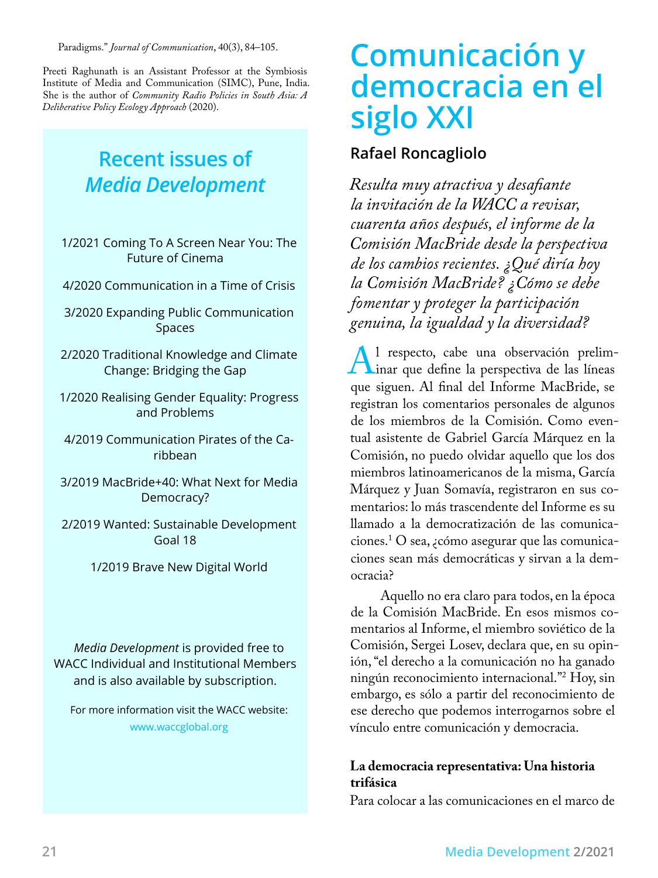Paradigms." *Journal of Communication*, 40(3), 84–105.

Preeti Raghunath is an Assistant Professor at the Symbiosis Institute of Media and Communication (SIMC), Pune, India. She is the author of *Community Radio Policies in South Asia: A Deliberative Policy Ecology Approach* (2020).

## Recent issues of *Media Development*

1/2021 Coming To A Screen Near You: The Future of Cinema

4/2020 Communication in a Time of Crisis

3/2020 Expanding Public Communication Spaces

2/2020 Traditional Knowledge and Climate Change: Bridging the Gap

1/2020 Realising Gender Equality: Progress and Problems

4/2019 Communication Pirates of the Caribbean

3/2019 MacBride+40: What Next for Media Democracy?

2/2019 Wanted: Sustainable Development Goal 18

1/2019 Brave New Digital World

*Media Development* is provided free to WACC Individual and Institutional Members and is also available by subscription.

For more information visit the WACC website: www.waccglobal.org

# Comunicación y democracia en el siglo XXI

**Rafael Roncagliolo**

*Resulta muy atractiva y desafiante la invitación de la WACC a revisar, cuarenta años después, el informe de la Comisión MacBride desde la perspectiva de los cambios recientes. ¿Qué diría hoy la Comisión MacBride? ¿Cómo se debe fomentar y proteger la participación genuina, la igualdad y la diversidad?*

Al respecto, cabe una observación preliminar que define la perspectiva de las líneas que siguen. Al final del Informe MacBride, se registran los comentarios personales de algunos de los miembros de la Comisión. Como eventual asistente de Gabriel García Márquez en la Comisión, no puedo olvidar aquello que los dos miembros latinoamericanos de la misma, García Márquez y Juan Somavía, registraron en sus comentarios: lo más trascendente del Informe es su llamado a la democratización de las comunicaciones.[1] O sea, ¿cómo asegurar que las comunicaciones sean más democráticas y sirvan a la democracia?

Aquello no era claro para todos, en la época de la Comisión MacBride. En esos mismos comentarios al Informe, el miembro soviético de la Comisión, Sergei Losev, declara que, en su opinión, "el derecho a la comunicación no ha ganado ningún reconocimiento internacional."[2] Hoy, sin embargo, es sólo a partir del reconocimiento de ese derecho que podemos interrogarnos sobre el vínculo entre comunicación y democracia.

**La democracia representativa: Una historia trifásica**

Para colocar a las comunicaciones en el marco de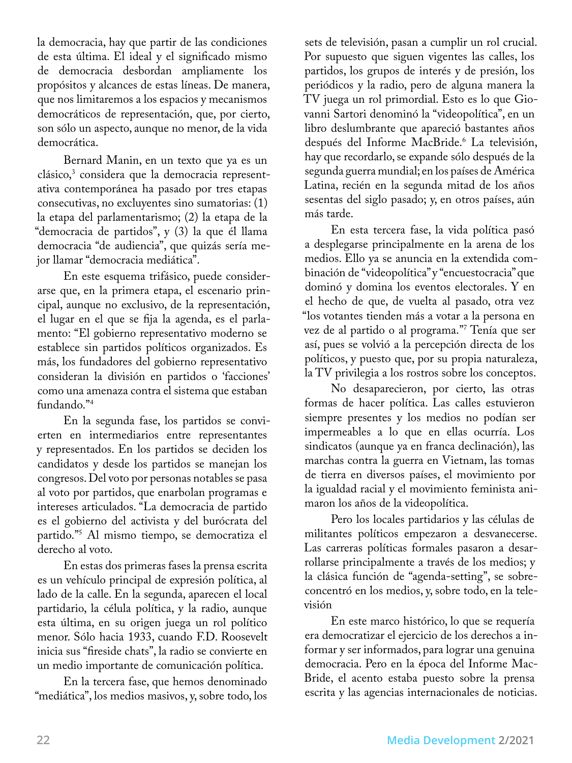la democracia, hay que partir de las condiciones de esta última. El ideal y el significado mismo de democracia desbordan ampliamente los propósitos y alcances de estas líneas. De manera, que nos limitaremos a los espacios y mecanismos democráticos de representación, que, por cierto, son sólo un aspecto, aunque no menor, de la vida democrática.

Bernard Manin, en un texto que ya es un clásico,[3] considera que la democracia representativa contemporánea ha pasado por tres etapas consecutivas, no excluyentes sino sumatorias: (1) la etapa del parlamentarismo; (2) la etapa de la "democracia de partidos", y (3) la que él llama democracia "de audiencia", que quizás sería mejor llamar "democracia mediática".

En este esquema trifásico, puede considerarse que, en la primera etapa, el escenario principal, aunque no exclusivo, de la representación, el lugar en el que se fija la agenda, es el parlamento: "El gobierno representativo moderno se establece sin partidos políticos organizados. Es más, los fundadores del gobierno representativo consideran la división en partidos o 'facciones' como una amenaza contra el sistema que estaban fundando."[4]

En la segunda fase, los partidos se convierten en intermediarios entre representantes y representados. En los partidos se deciden los candidatos y desde los partidos se manejan los congresos. Del voto por personas notables se pasa al voto por partidos, que enarbolan programas e intereses articulados. "La democracia de partido es el gobierno del activista y del burócrata del partido."[5] Al mismo tiempo, se democratiza el derecho al voto.

En estas dos primeras fases la prensa escrita es un vehículo principal de expresión política, al lado de la calle. En la segunda, aparecen el local partidario, la célula política, y la radio, aunque esta última, en su origen juega un rol político menor. Sólo hacia 1933, cuando F.D. Roosevelt inicia sus "fireside chats", la radio se convierte en un medio importante de comunicación política.

En la tercera fase, que hemos denominado "mediática", los medios masivos, y, sobre todo, los sets de televisión, pasan a cumplir un rol crucial. Por supuesto que siguen vigentes las calles, los partidos, los grupos de interés y de presión, los periódicos y la radio, pero de alguna manera la TV juega un rol primordial. Esto es lo que Giovanni Sartori denominó la "videopolítica", en un libro deslumbrante que apareció bastantes años después del Informe MacBride.[6] La televisión, hay que recordarlo, se expande sólo después de la segunda guerra mundial; en los países de América Latina, recién en la segunda mitad de los años sesentas del siglo pasado; y, en otros países, aún más tarde.

En esta tercera fase, la vida política pasó a desplegarse principalmente en la arena de los medios. Ello ya se anuncia en la extendida combinación de "videopolítica" y "encuestocracia" que dominó y domina los eventos electorales. Y en el hecho de que, de vuelta al pasado, otra vez "los votantes tienden más a votar a la persona en vez de al partido o al programa."[7] Tenía que ser así, pues se volvió a la percepción directa de los políticos, y puesto que, por su propia naturaleza, la TV privilegia a los rostros sobre los conceptos.

No desaparecieron, por cierto, las otras formas de hacer política. Las calles estuvieron siempre presentes y los medios no podían ser impermeables a lo que en ellas ocurría. Los sindicatos (aunque ya en franca declinación), las marchas contra la guerra en Vietnam, las tomas de tierra en diversos países, el movimiento por la igualdad racial y el movimiento feminista animaron los años de la videopolítica.

Pero los locales partidarios y las células de militantes políticos empezaron a desvanecerse. Las carreras políticas formales pasaron a desarrollarse principalmente a través de los medios; y la clásica función de "agenda-setting", se sobreconcentró en los medios, y, sobre todo, en la televisión

En este marco histórico, lo que se requería era democratizar el ejercicio de los derechos a informar y ser informados, para lograr una genuina democracia. Pero en la época del Informe MacBride, el acento estaba puesto sobre la prensa escrita y las agencias internacionales de noticias.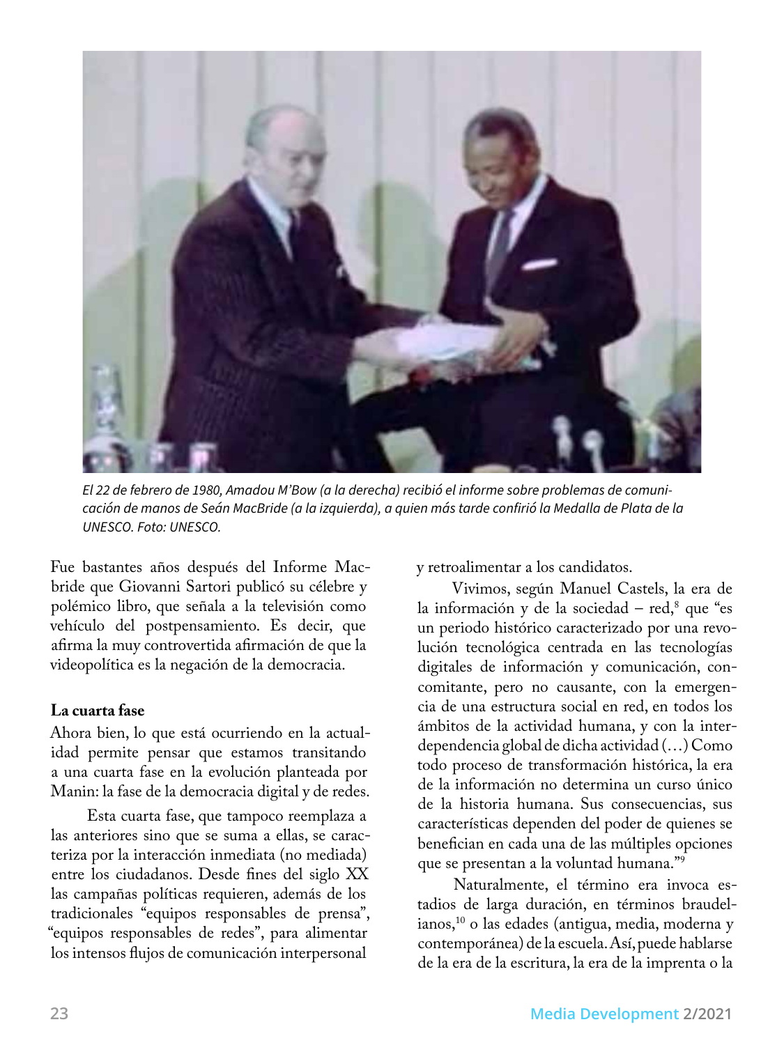El 22 de febrero de 1980, Amadou M'Bow (a la derecha) recibió el informe sobre problemas de comunicación de manos de Seán MacBride (a la izquierda), a quien más tarde confirió la Medalla de Plata de la UNESCO. Foto: UNESCO.

Fue bastantes años después del Informe Macbride que Giovanni Sartori publicó su célebre y polémico libro, que señala a la televisión como vehículo del postpensamiento. Es decir, que afirma la muy controvertida afirmación de que la videopolítica es la negación de la democracia.

**La cuarta fase**

Ahora bien, lo que está ocurriendo en la actualidad permite pensar que estamos transitando a una cuarta fase en la evolución planteada por Manin: la fase de la democracia digital y de redes.

Esta cuarta fase, que tampoco reemplaza a las anteriores sino que se suma a ellas, se caracteriza por la interacción inmediata (no mediada) entre los ciudadanos. Desde fines del siglo XX las campañas políticas requieren, además de los tradicionales "equipos responsables de prensa", "equipos responsables de redes", para alimentar los intensos flujos de comunicación interpersonal y retroalimentar a los candidatos.

Vivimos, según Manuel Castels, la era de la información y de la sociedad – red,[8] que "es un periodo histórico caracterizado por una revolución tecnológica centrada en las tecnologías digitales de información y comunicación, concomitante, pero no causante, con la emergencia de una estructura social en red, en todos los ámbitos de la actividad humana, y con la interdependencia global de dicha actividad (…) Como todo proceso de transformación histórica, la era de la información no determina un curso único de la historia humana. Sus consecuencias, sus características dependen del poder de quienes se benefician en cada una de las múltiples opciones que se presentan a la voluntad humana."[9]

Naturalmente, el término era invoca estadios de larga duración, en términos braudelianos,[10] o las edades (antigua, media, moderna y contemporánea) de la escuela. Así, puede hablarse de la era de la escritura, la era de la imprenta o la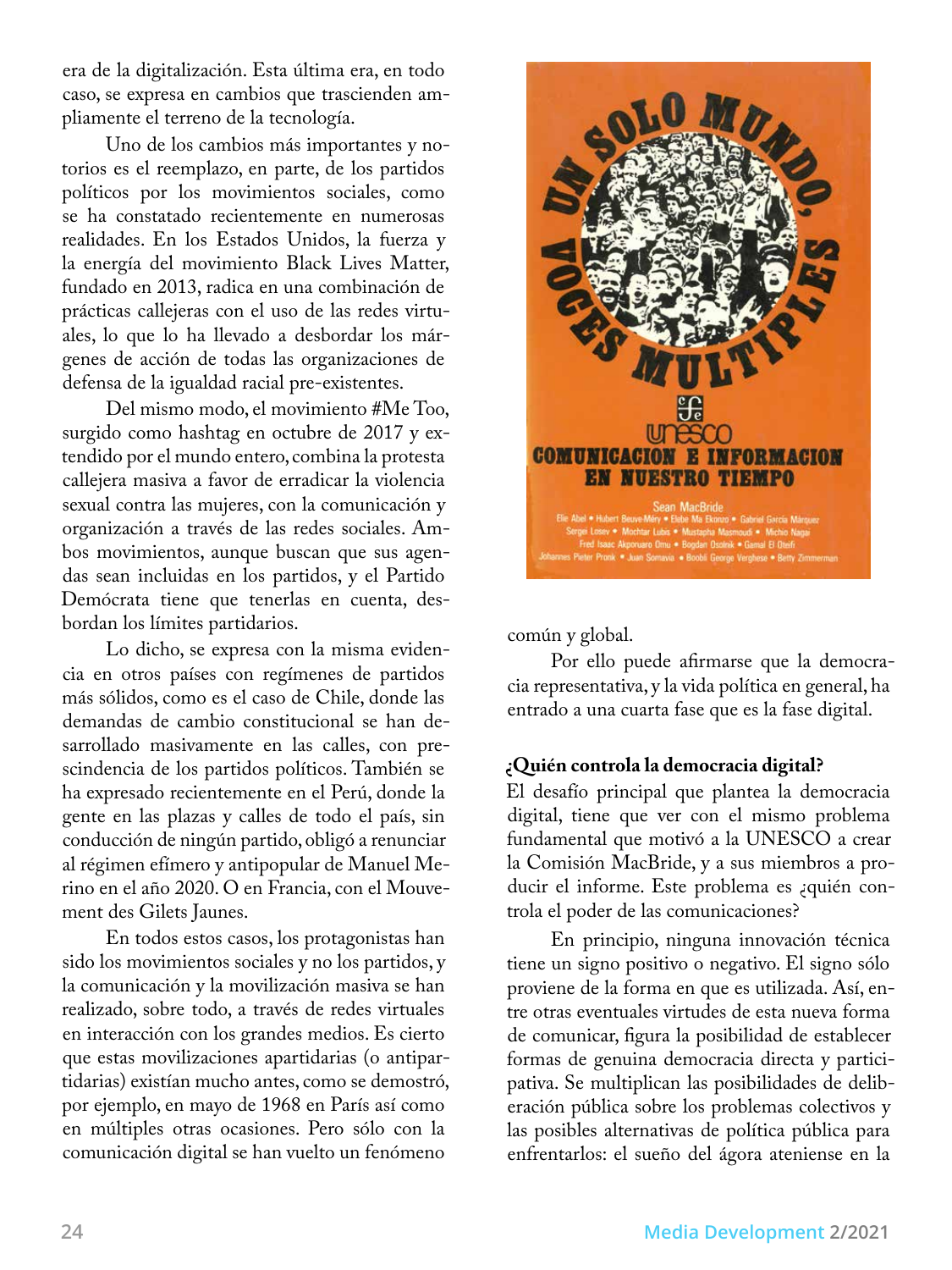era de la digitalización. Esta última era, en todo caso, se expresa en cambios que trascienden ampliamente el terreno de la tecnología.

Uno de los cambios más importantes y notorios es el reemplazo, en parte, de los partidos políticos por los movimientos sociales, como se ha constatado recientemente en numerosas realidades. En los Estados Unidos, la fuerza y la energía del movimiento Black Lives Matter, fundado en 2013, radica en una combinación de prácticas callejeras con el uso de las redes virtuales, lo que lo ha llevado a desbordar los márgenes de acción de todas las organizaciones de defensa de la igualdad racial pre-existentes.

Del mismo modo, el movimiento #Me Too, surgido como hashtag en octubre de 2017 y extendido por el mundo entero, combina la protesta callejera masiva a favor de erradicar la violencia sexual contra las mujeres, con la comunicación y organización a través de las redes sociales. Ambos movimientos, aunque buscan que sus agendas sean incluidas en los partidos, y el Partido Demócrata tiene que tenerlas en cuenta, desbordan los límites partidarios.

Lo dicho, se expresa con la misma evidencia en otros países con regímenes de partidos más sólidos, como es el caso de Chile, donde las demandas de cambio constitucional se han desarrollado masivamente en las calles, con prescindencia de los partidos políticos. También se ha expresado recientemente en el Perú, donde la gente en las plazas y calles de todo el país, sin conducción de ningún partido, obligó a renunciar al régimen efímero y antipopular de Manuel Merino en el año 2020. O en Francia, con el Mouvement des Gilets Jaunes.

En todos estos casos, los protagonistas han sido los movimientos sociales y no los partidos, y la comunicación y la movilización masiva se han realizado, sobre todo, a través de redes virtuales en interacción con los grandes medios. Es cierto que estas movilizaciones apartidarias (o antipartidarias) existían mucho antes, como se demostró, por ejemplo, en mayo de 1968 en París así como en múltiples otras ocasiones. Pero sólo con la comunicación digital se han vuelto un fenómeno común y global.

Por ello puede afirmarse que la democracia representativa, y la vida política en general, ha entrado a una cuarta fase que es la fase digital.

### ¿Quién controla la democracia digital?

El desafío principal que plantea la democracia digital, tiene que ver con el mismo problema fundamental que motivó a la UNESCO a crear la Comisión MacBride, y a sus miembros a producir el informe. Este problema es ¿quién controla el poder de las comunicaciones?

En principio, ninguna innovación técnica tiene un signo positivo o negativo. El signo sólo proviene de la forma en que es utilizada. Así, entre otras eventuales virtudes de esta nueva forma de comunicar, figura la posibilidad de establecer formas de genuina democracia directa y participativa. Se multiplican las posibilidades de deliberación pública sobre los problemas colectivos y las posibles alternativas de política pública para enfrentarlos: el sueño del ágora ateniense en la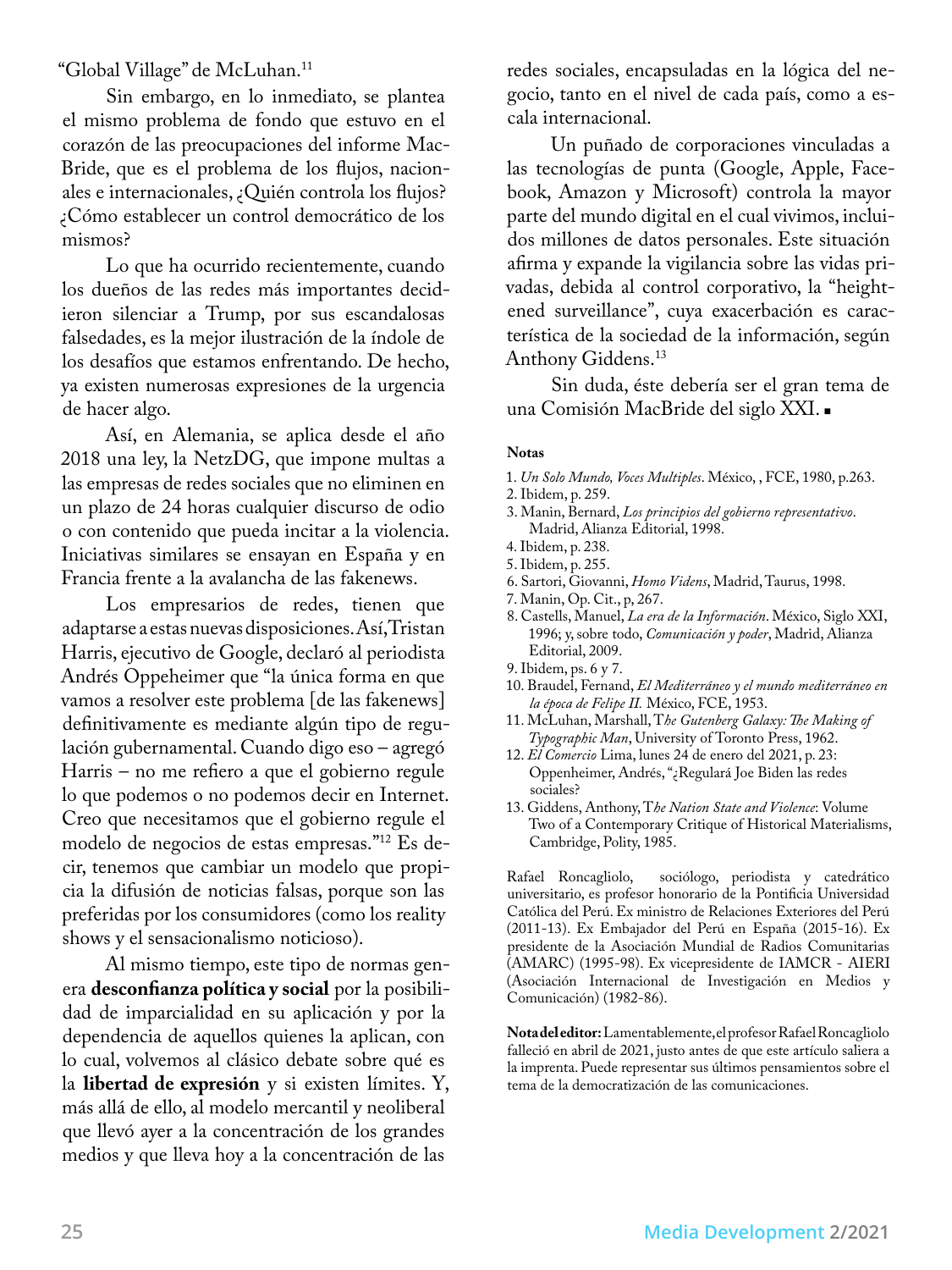"Global Village" de McLuhan.[11]

Sin embargo, en lo inmediato, se plantea el mismo problema de fondo que estuvo en el corazón de las preocupaciones del informe MacBride, que es el problema de los flujos, nacionales e internacionales, ¿Quién controla los flujos? ¿Cómo establecer un control democrático de los mismos?

Lo que ha ocurrido recientemente, cuando los dueños de las redes más importantes decidieron silenciar a Trump, por sus escandalosas falsedades, es la mejor ilustración de la índole de los desafíos que estamos enfrentando. De hecho, ya existen numerosas expresiones de la urgencia de hacer algo.

Así, en Alemania, se aplica desde el año 2018 una ley, la NetzDG, que impone multas a las empresas de redes sociales que no eliminen en un plazo de 24 horas cualquier discurso de odio o con contenido que pueda incitar a la violencia. Iniciativas similares se ensayan en España y en Francia frente a la avalancha de las fakenews.

Los empresarios de redes, tienen que adaptarse a estas nuevas disposiciones. Así, Tristan Harris, ejecutivo de Google, declaró al periodista Andrés Oppeheimer que "la única forma en que vamos a resolver este problema [de las fakenews] definitivamente es mediante algún tipo de regulación gubernamental. Cuando digo eso – agregó Harris – no me refiero a que el gobierno regule lo que podemos o no podemos decir en Internet. Creo que necesitamos que el gobierno regule el modelo de negocios de estas empresas."[12] Es decir, tenemos que cambiar un modelo que propicia la difusión de noticias falsas, porque son las preferidas por los consumidores (como los reality shows y el sensacionalismo noticioso).

Al mismo tiempo, este tipo de normas genera **desconfianza política y social** por la posibilidad de imparcialidad en su aplicación y por la dependencia de aquellos quienes la aplican, con lo cual, volvemos al clásico debate sobre qué es la **libertad de expresión** y si existen límites. Y, más allá de ello, al modelo mercantil y neoliberal que llevó ayer a la concentración de los grandes medios y que lleva hoy a la concentración de las redes sociales, encapsuladas en la lógica del negocio, tanto en el nivel de cada país, como a escala internacional.

Un puñado de corporaciones vinculadas a las tecnologías de punta (Google, Apple, Facebook, Amazon y Microsoft) controla la mayor parte del mundo digital en el cual vivimos, incluidos millones de datos personales. Este situación afirma y expande la vigilancia sobre las vidas privadas, debida al control corporativo, la "heightened surveillance", cuya exacerbación es característica de la sociedad de la información, según Anthony Giddens.[13]

Sin duda, éste debería ser el gran tema de una Comisión MacBride del siglo XXI. ▪

**Notas**

1. *Un Solo Mundo, Voces Multiples*. México, , FCE, 1980, p.263.
2. Ibidem, p. 259.
3. Manin, Bernard, *Los principios del gobierno representativo*. Madrid, Alianza Editorial, 1998.
4. Ibidem, p. 238.
5. Ibidem, p. 255.
6. Sartori, Giovanni, *Homo Videns*, Madrid, Taurus, 1998.
7. Manin, Op. Cit., p, 267.
8. Castells, Manuel, *La era de la Información*. México, Siglo XXI, 1996; y, sobre todo, *Comunicación y poder*, Madrid, Alianza Editorial, 2009.
9. Ibidem, ps. 6 y 7.
10. Braudel, Fernand, *El Mediterráneo y el mundo mediterráneo en la época de Felipe II.* México, FCE, 1953.
11. McLuhan, Marshall, T*he Gutenberg Galaxy: The Making of Typographic Man*, University of Toronto Press, 1962.
12. *El Comercio* Lima, lunes 24 de enero del 2021, p. 23: Oppenheimer, Andrés, "¿Regulará Joe Biden las redes sociales?
13. Giddens, Anthony, T*he Nation State and Violence*: Volume Two of a Contemporary Critique of Historical Materialisms, Cambridge, Polity, 1985.

Rafael Roncagliolo, sociólogo, periodista y catedrático universitario, es profesor honorario de la Pontificia Universidad Católica del Perú. Ex ministro de Relaciones Exteriores del Perú (2011-13). Ex Embajador del Perú en España (2015-16). Ex presidente de la Asociación Mundial de Radios Comunitarias (AMARC) (1995-98). Ex vicepresidente de IAMCR - AIERI (Asociación Internacional de Investigación en Medios y Comunicación) (1982-86).

**Nota del editor:** Lamentablemente, el profesor Rafael Roncagliolo falleció en abril de 2021, justo antes de que este artículo saliera a la imprenta. Puede representar sus últimos pensamientos sobre el tema de la democratización de las comunicaciones.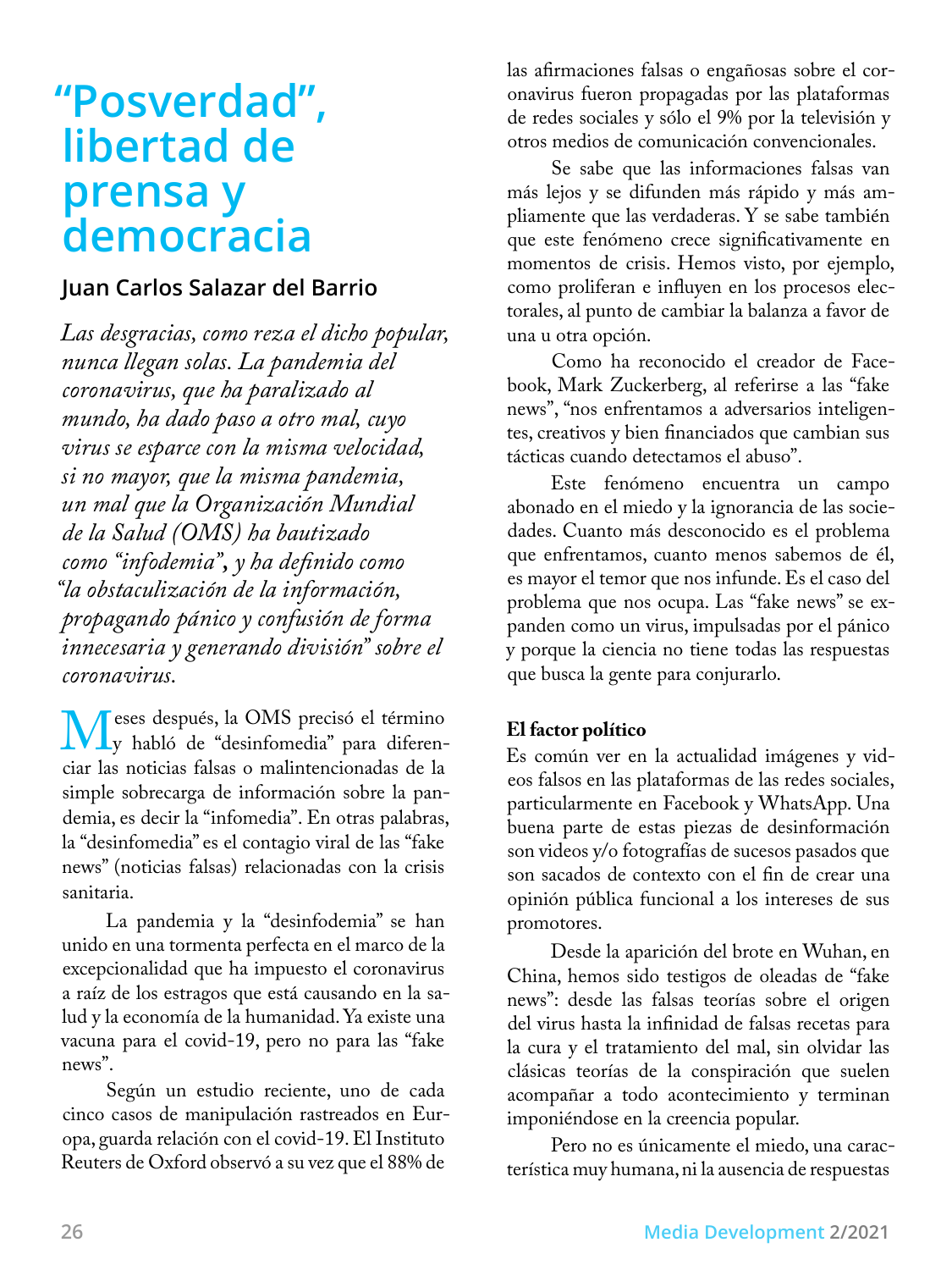# "Posverdad", libertad de prensa y democracia

**Juan Carlos Salazar del Barrio**

*Las desgracias, como reza el dicho popular, nunca llegan solas. La pandemia del coronavirus, que ha paralizado al mundo, ha dado paso a otro mal, cuyo virus se esparce con la misma velocidad, si no mayor, que la misma pandemia, un mal que la Organización Mundial de la Salud (OMS) ha bautizado como "infodemia", y ha definido como "la obstaculización de la información, propagando pánico y confusión de forma innecesaria y generando división" sobre el coronavirus.*

Meses después, la OMS precisó el término y habló de "desinfomedia" para diferenciar las noticias falsas o malintencionadas de la simple sobrecarga de información sobre la pandemia, es decir la "infomedia". En otras palabras, la "desinfomedia" es el contagio viral de las "fake news" (noticias falsas) relacionadas con la crisis sanitaria.

La pandemia y la "desinfodemia" se han unido en una tormenta perfecta en el marco de la excepcionalidad que ha impuesto el coronavirus a raíz de los estragos que está causando en la salud y la economía de la humanidad. Ya existe una vacuna para el covid-19, pero no para las "fake news".

Según un estudio reciente, uno de cada cinco casos de manipulación rastreados en Europa, guarda relación con el covid-19. El Instituto Reuters de Oxford observó a su vez que el 88% de las afirmaciones falsas o engañosas sobre el coronavirus fueron propagadas por las plataformas de redes sociales y sólo el 9% por la televisión y otros medios de comunicación convencionales.

Se sabe que las informaciones falsas van más lejos y se difunden más rápido y más ampliamente que las verdaderas. Y se sabe también que este fenómeno crece significativamente en momentos de crisis. Hemos visto, por ejemplo, como proliferan e influyen en los procesos electorales, al punto de cambiar la balanza a favor de una u otra opción.

Como ha reconocido el creador de Facebook, Mark Zuckerberg, al referirse a las "fake news", "nos enfrentamos a adversarios inteligentes, creativos y bien financiados que cambian sus tácticas cuando detectamos el abuso".

Este fenómeno encuentra un campo abonado en el miedo y la ignorancia de las sociedades. Cuanto más desconocido es el problema que enfrentamos, cuanto menos sabemos de él, es mayor el temor que nos infunde. Es el caso del problema que nos ocupa. Las "fake news" se expanden como un virus, impulsadas por el pánico y porque la ciencia no tiene todas las respuestas que busca la gente para conjurarlo.

**El factor político**

Es común ver en la actualidad imágenes y videos falsos en las plataformas de las redes sociales, particularmente en Facebook y WhatsApp. Una buena parte de estas piezas de desinformación son videos y/o fotografías de sucesos pasados que son sacados de contexto con el fin de crear una opinión pública funcional a los intereses de sus promotores.

Desde la aparición del brote en Wuhan, en China, hemos sido testigos de oleadas de "fake news": desde las falsas teorías sobre el origen del virus hasta la infinidad de falsas recetas para la cura y el tratamiento del mal, sin olvidar las clásicas teorías de la conspiración que suelen acompañar a todo acontecimiento y terminan imponiéndose en la creencia popular.

Pero no es únicamente el miedo, una característica muy humana, ni la ausencia de respuestas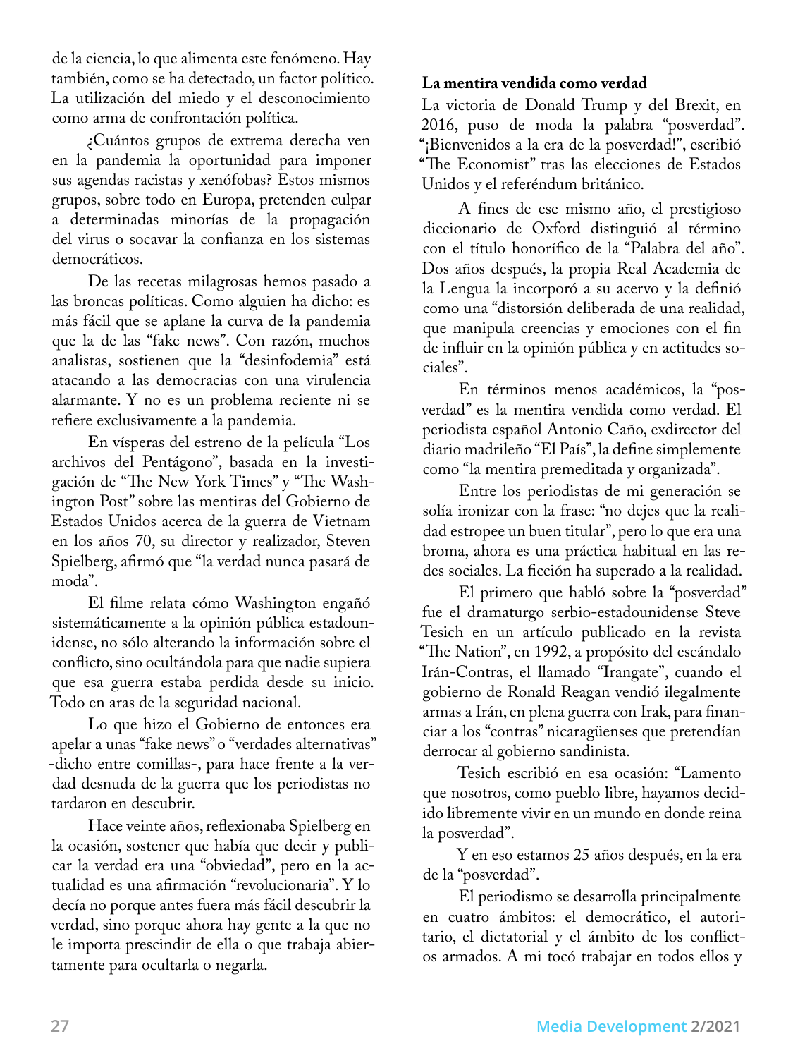de la ciencia, lo que alimenta este fenómeno. Hay también, como se ha detectado, un factor político. La utilización del miedo y el desconocimiento como arma de confrontación política.

¿Cuántos grupos de extrema derecha ven en la pandemia la oportunidad para imponer sus agendas racistas y xenófobas? Estos mismos grupos, sobre todo en Europa, pretenden culpar a determinadas minorías de la propagación del virus o socavar la confianza en los sistemas democráticos.

De las recetas milagrosas hemos pasado a las broncas políticas. Como alguien ha dicho: es más fácil que se aplane la curva de la pandemia que la de las "fake news". Con razón, muchos analistas, sostienen que la "desinfodemia" está atacando a las democracias con una virulencia alarmante. Y no es un problema reciente ni se refiere exclusivamente a la pandemia.

En vísperas del estreno de la película "Los archivos del Pentágono", basada en la investigación de "The New York Times" y "The Washington Post" sobre las mentiras del Gobierno de Estados Unidos acerca de la guerra de Vietnam en los años 70, su director y realizador, Steven Spielberg, afirmó que "la verdad nunca pasará de moda".

El filme relata cómo Washington engañó sistemáticamente a la opinión pública estadounidense, no sólo alterando la información sobre el conflicto, sino ocultándola para que nadie supiera que esa guerra estaba perdida desde su inicio. Todo en aras de la seguridad nacional.

Lo que hizo el Gobierno de entonces era apelar a unas "fake news" o "verdades alternativas" -dicho entre comillas-, para hace frente a la verdad desnuda de la guerra que los periodistas no tardaron en descubrir.

Hace veinte años, reflexionaba Spielberg en la ocasión, sostener que había que decir y publicar la verdad era una "obviedad", pero en la actualidad es una afirmación "revolucionaria". Y lo decía no porque antes fuera más fácil descubrir la verdad, sino porque ahora hay gente a la que no le importa prescindir de ella o que trabaja abiertamente para ocultarla o negarla.

**La mentira vendida como verdad**

La victoria de Donald Trump y del Brexit, en 2016, puso de moda la palabra "posverdad". "¡Bienvenidos a la era de la posverdad!", escribió "The Economist" tras las elecciones de Estados Unidos y el referéndum británico.

A fines de ese mismo año, el prestigioso diccionario de Oxford distinguió al término con el título honorífico de la "Palabra del año". Dos años después, la propia Real Academia de la Lengua la incorporó a su acervo y la definió como una "distorsión deliberada de una realidad, que manipula creencias y emociones con el fin de influir en la opinión pública y en actitudes sociales".

En términos menos académicos, la "posverdad" es la mentira vendida como verdad. El periodista español Antonio Caño, exdirector del diario madrileño "El País", la define simplemente como "la mentira premeditada y organizada".

Entre los periodistas de mi generación se solía ironizar con la frase: "no dejes que la realidad estropee un buen titular", pero lo que era una broma, ahora es una práctica habitual en las redes sociales. La ficción ha superado a la realidad.

El primero que habló sobre la "posverdad" fue el dramaturgo serbio-estadounidense Steve Tesich en un artículo publicado en la revista "The Nation", en 1992, a propósito del escándalo Irán-Contras, el llamado "Irangate", cuando el gobierno de Ronald Reagan vendió ilegalmente armas a Irán, en plena guerra con Irak, para financiar a los "contras" nicaragüenses que pretendían derrocar al gobierno sandinista.

Tesich escribió en esa ocasión: "Lamento que nosotros, como pueblo libre, hayamos decidido libremente vivir en un mundo en donde reina la posverdad".

Y en eso estamos 25 años después, en la era de la "posverdad".

El periodismo se desarrolla principalmente en cuatro ámbitos: el democrático, el autoritario, el dictatorial y el ámbito de los conflictos armados. A mi tocó trabajar en todos ellos y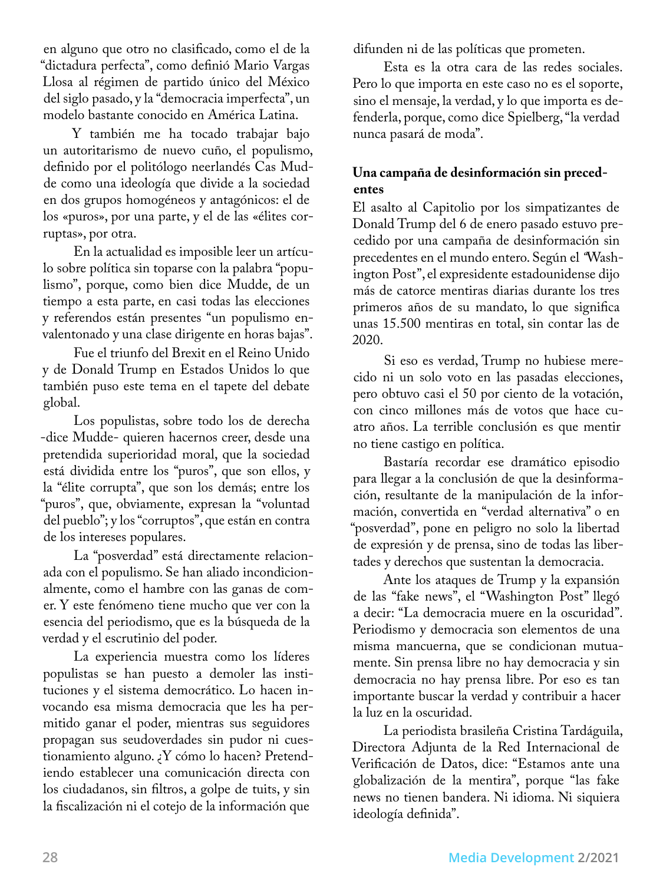en alguno que otro no clasificado, como el de la "dictadura perfecta", como definió Mario Vargas Llosa al régimen de partido único del México del siglo pasado, y la "democracia imperfecta", un modelo bastante conocido en América Latina.

Y también me ha tocado trabajar bajo un autoritarismo de nuevo cuño, el populismo, definido por el politólogo neerlandés Cas Mudde como una ideología que divide a la sociedad en dos grupos homogéneos y antagónicos: el de los «puros», por una parte, y el de las «élites corruptas», por otra.

En la actualidad es imposible leer un artículo sobre política sin toparse con la palabra "populismo", porque, como bien dice Mudde, de un tiempo a esta parte, en casi todas las elecciones y referendos están presentes "un populismo envalentonado y una clase dirigente en horas bajas".

Fue el triunfo del Brexit en el Reino Unido y de Donald Trump en Estados Unidos lo que también puso este tema en el tapete del debate global.

Los populistas, sobre todo los de derecha -dice Mudde- quieren hacernos creer, desde una pretendida superioridad moral, que la sociedad está dividida entre los "puros", que son ellos, y la "élite corrupta", que son los demás; entre los "puros", que, obviamente, expresan la "voluntad del pueblo"; y los "corruptos", que están en contra de los intereses populares.

La "posverdad" está directamente relacionada con el populismo. Se han aliado incondicionalmente, como el hambre con las ganas de comer. Y este fenómeno tiene mucho que ver con la esencia del periodismo, que es la búsqueda de la verdad y el escrutinio del poder.

La experiencia muestra como los líderes populistas se han puesto a demoler las instituciones y el sistema democrático. Lo hacen invocando esa misma democracia que les ha permitido ganar el poder, mientras sus seguidores propagan sus seudoverdades sin pudor ni cuestionamiento alguno. ¿Y cómo lo hacen? Pretendiendo establecer una comunicación directa con los ciudadanos, sin filtros, a golpe de tuits, y sin la fiscalización ni el cotejo de la información que difunden ni de las políticas que prometen.

Esta es la otra cara de las redes sociales. Pero lo que importa en este caso no es el soporte, sino el mensaje, la verdad, y lo que importa es defenderla, porque, como dice Spielberg, "la verdad nunca pasará de moda".

**Una campaña de desinformación sin precedentes**

El asalto al Capitolio por los simpatizantes de Donald Trump del 6 de enero pasado estuvo precedido por una campaña de desinformación sin precedentes en el mundo entero. Según el "Washington Post", el expresidente estadounidense dijo más de catorce mentiras diarias durante los tres primeros años de su mandato, lo que significa unas 15.500 mentiras en total, sin contar las de 2020.

Si eso es verdad, Trump no hubiese merecido ni un solo voto en las pasadas elecciones, pero obtuvo casi el 50 por ciento de la votación, con cinco millones más de votos que hace cuatro años. La terrible conclusión es que mentir no tiene castigo en política.

Bastaría recordar ese dramático episodio para llegar a la conclusión de que la desinformación, resultante de la manipulación de la información, convertida en "verdad alternativa" o en "posverdad", pone en peligro no solo la libertad de expresión y de prensa, sino de todas las libertades y derechos que sustentan la democracia.

Ante los ataques de Trump y la expansión de las "fake news", el "Washington Post" llegó a decir: "La democracia muere en la oscuridad". Periodismo y democracia son elementos de una misma mancuerna, que se condicionan mutuamente. Sin prensa libre no hay democracia y sin democracia no hay prensa libre. Por eso es tan importante buscar la verdad y contribuir a hacer la luz en la oscuridad.

La periodista brasileña Cristina Tardáguila, Directora Adjunta de la Red Internacional de Verificación de Datos, dice: "Estamos ante una globalización de la mentira", porque "las fake news no tienen bandera. Ni idioma. Ni siquiera ideología definida".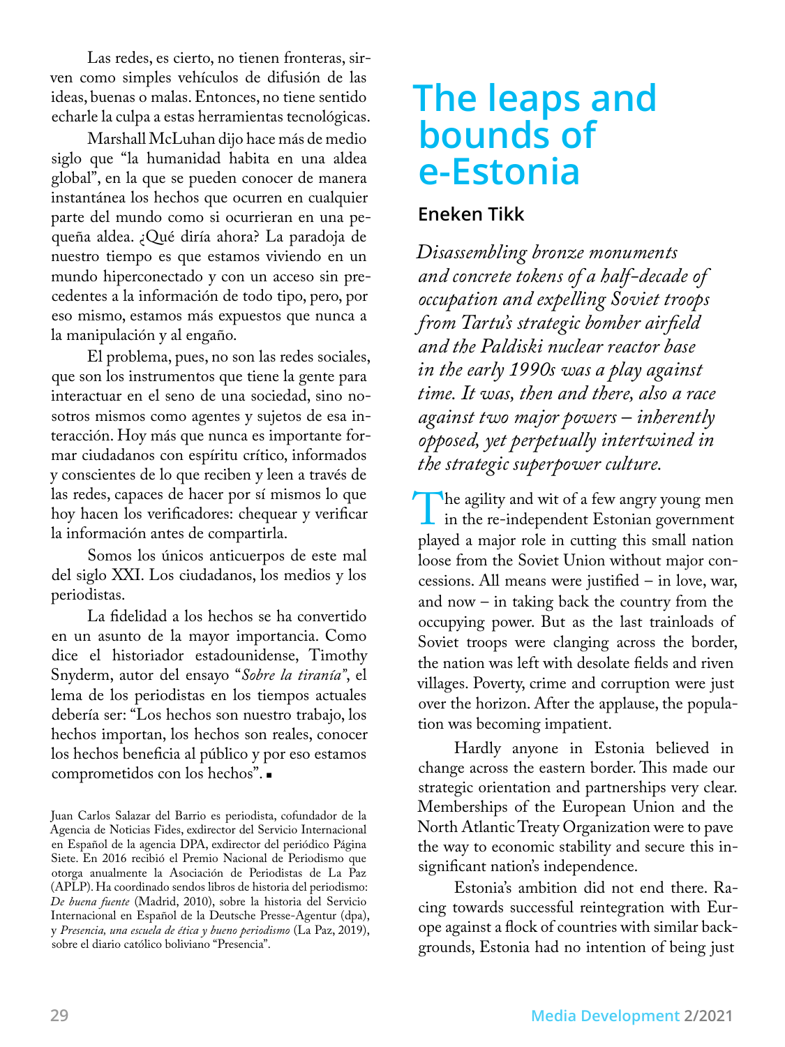Las redes, es cierto, no tienen fronteras, sirven como simples vehículos de difusión de las ideas, buenas o malas. Entonces, no tiene sentido echarle la culpa a estas herramientas tecnológicas.

Marshall McLuhan dijo hace más de medio siglo que "la humanidad habita en una aldea global", en la que se pueden conocer de manera instantánea los hechos que ocurren en cualquier parte del mundo como si ocurrieran en una pequeña aldea. ¿Qué diría ahora? La paradoja de nuestro tiempo es que estamos viviendo en un mundo hiperconectado y con un acceso sin precedentes a la información de todo tipo, pero, por eso mismo, estamos más expuestos que nunca a la manipulación y al engaño.

El problema, pues, no son las redes sociales, que son los instrumentos que tiene la gente para interactuar en el seno de una sociedad, sino nosotros mismos como agentes y sujetos de esa interacción. Hoy más que nunca es importante formar ciudadanos con espíritu crítico, informados y conscientes de lo que reciben y leen a través de las redes, capaces de hacer por sí mismos lo que hoy hacen los verificadores: chequear y verificar la información antes de compartirla.

Somos los únicos anticuerpos de este mal del siglo XXI. Los ciudadanos, los medios y los periodistas.

La fidelidad a los hechos se ha convertido en un asunto de la mayor importancia. Como dice el historiador estadounidense, Timothy Snyderm, autor del ensayo "*Sobre la tiranía*", el lema de los periodistas en los tiempos actuales debería ser: "Los hechos son nuestro trabajo, los hechos importan, los hechos son reales, conocer los hechos beneficia al público y por eso estamos comprometidos con los hechos". ▪

Juan Carlos Salazar del Barrio es periodista, cofundador de la Agencia de Noticias Fides, exdirector del Servicio Internacional en Español de la agencia DPA, exdirector del periódico Página Siete. En 2016 recibió el Premio Nacional de Periodismo que otorga anualmente la Asociación de Periodistas de La Paz (APLP). Ha coordinado sendos libros de historia del periodismo: *De buena fuente* (Madrid, 2010), sobre la historia del Servicio Internacional en Español de la Deutsche Presse-Agentur (dpa), y *Presencia, una escuela de ética y bueno periodismo* (La Paz, 2019), sobre el diario católico boliviano "Presencia".

# The leaps and bounds of e-Estonia

## Eneken Tikk

*Disassembling bronze monuments and concrete tokens of a half-decade of occupation and expelling Soviet troops from Tartu's strategic bomber airfield and the Paldiski nuclear reactor base in the early 1990s was a play against time. It was, then and there, also a race against two major powers – inherently opposed, yet perpetually intertwined in the strategic superpower culture.*

The agility and wit of a few angry young men in the re-independent Estonian government played a major role in cutting this small nation loose from the Soviet Union without major concessions. All means were justified – in love, war, and now – in taking back the country from the occupying power. But as the last trainloads of Soviet troops were clanging across the border, the nation was left with desolate fields and riven villages. Poverty, crime and corruption were just over the horizon. After the applause, the population was becoming impatient.

Hardly anyone in Estonia believed in change across the eastern border. This made our strategic orientation and partnerships very clear. Memberships of the European Union and the North Atlantic Treaty Organization were to pave the way to economic stability and secure this insignificant nation's independence.

Estonia's ambition did not end there. Racing towards successful reintegration with Europe against a flock of countries with similar backgrounds, Estonia had no intention of being just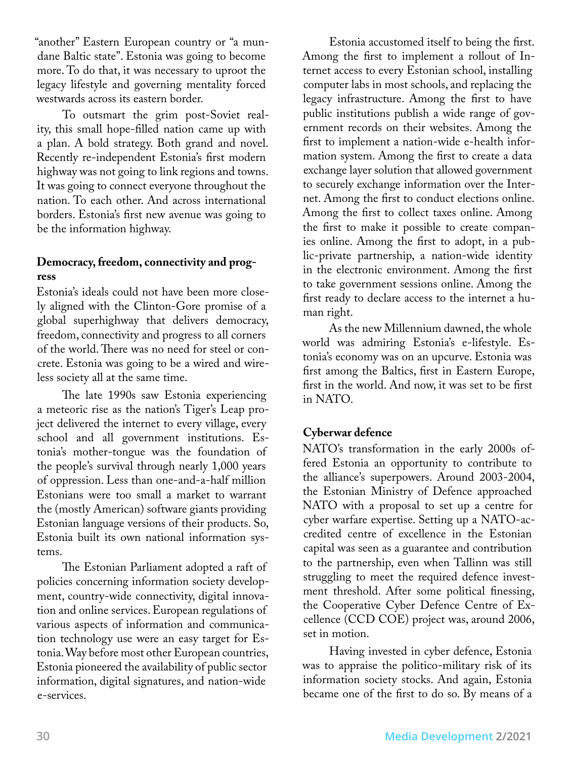"another" Eastern European country or "a mundane Baltic state". Estonia was going to become more. To do that, it was necessary to uproot the legacy lifestyle and governing mentality forced westwards across its eastern border.

To outsmart the grim post-Soviet reality, this small hope-filled nation came up with a plan. A bold strategy. Both grand and novel. Recently re-independent Estonia's first modern highway was not going to link regions and towns. It was going to connect everyone throughout the nation. To each other. And across international borders. Estonia's first new avenue was going to be the information highway.

### Democracy, freedom, connectivity and progress

Estonia's ideals could not have been more closely aligned with the Clinton-Gore promise of a global superhighway that delivers democracy, freedom, connectivity and progress to all corners of the world. There was no need for steel or concrete. Estonia was going to be a wired and wireless society all at the same time.

The late 1990s saw Estonia experiencing a meteoric rise as the nation's Tiger's Leap project delivered the internet to every village, every school and all government institutions. Estonia's mother-tongue was the foundation of the people's survival through nearly 1,000 years of oppression. Less than one-and-a-half million Estonians were too small a market to warrant the (mostly American) software giants providing Estonian language versions of their products. So, Estonia built its own national information systems.

The Estonian Parliament adopted a raft of policies concerning information society development, country-wide connectivity, digital innovation and online services. European regulations of various aspects of information and communication technology use were an easy target for Estonia. Way before most other European countries, Estonia pioneered the availability of public sector information, digital signatures, and nation-wide e-services.

Estonia accustomed itself to being the first. Among the first to implement a rollout of Internet access to every Estonian school, installing computer labs in most schools, and replacing the legacy infrastructure. Among the first to have public institutions publish a wide range of government records on their websites. Among the first to implement a nation-wide e-health information system. Among the first to create a data exchange layer solution that allowed government to securely exchange information over the Internet. Among the first to conduct elections online. Among the first to collect taxes online. Among the first to make it possible to create companies online. Among the first to adopt, in a public-private partnership, a nation-wide identity in the electronic environment. Among the first to take government sessions online. Among the first ready to declare access to the internet a human right.

As the new Millennium dawned, the whole world was admiring Estonia's e-lifestyle. Estonia's economy was on an upcurve. Estonia was first among the Baltics, first in Eastern Europe, first in the world. And now, it was set to be first in NATO.

### Cyberwar defence

NATO's transformation in the early 2000s offered Estonia an opportunity to contribute to the alliance's superpowers. Around 2003-2004, the Estonian Ministry of Defence approached NATO with a proposal to set up a centre for cyber warfare expertise. Setting up a NATO-accredited centre of excellence in the Estonian capital was seen as a guarantee and contribution to the partnership, even when Tallinn was still struggling to meet the required defence investment threshold. After some political finessing, the Cooperative Cyber Defence Centre of Excellence (CCD COE) project was, around 2006, set in motion.

Having invested in cyber defence, Estonia was to appraise the politico-military risk of its information society stocks. And again, Estonia became one of the first to do so. By means of a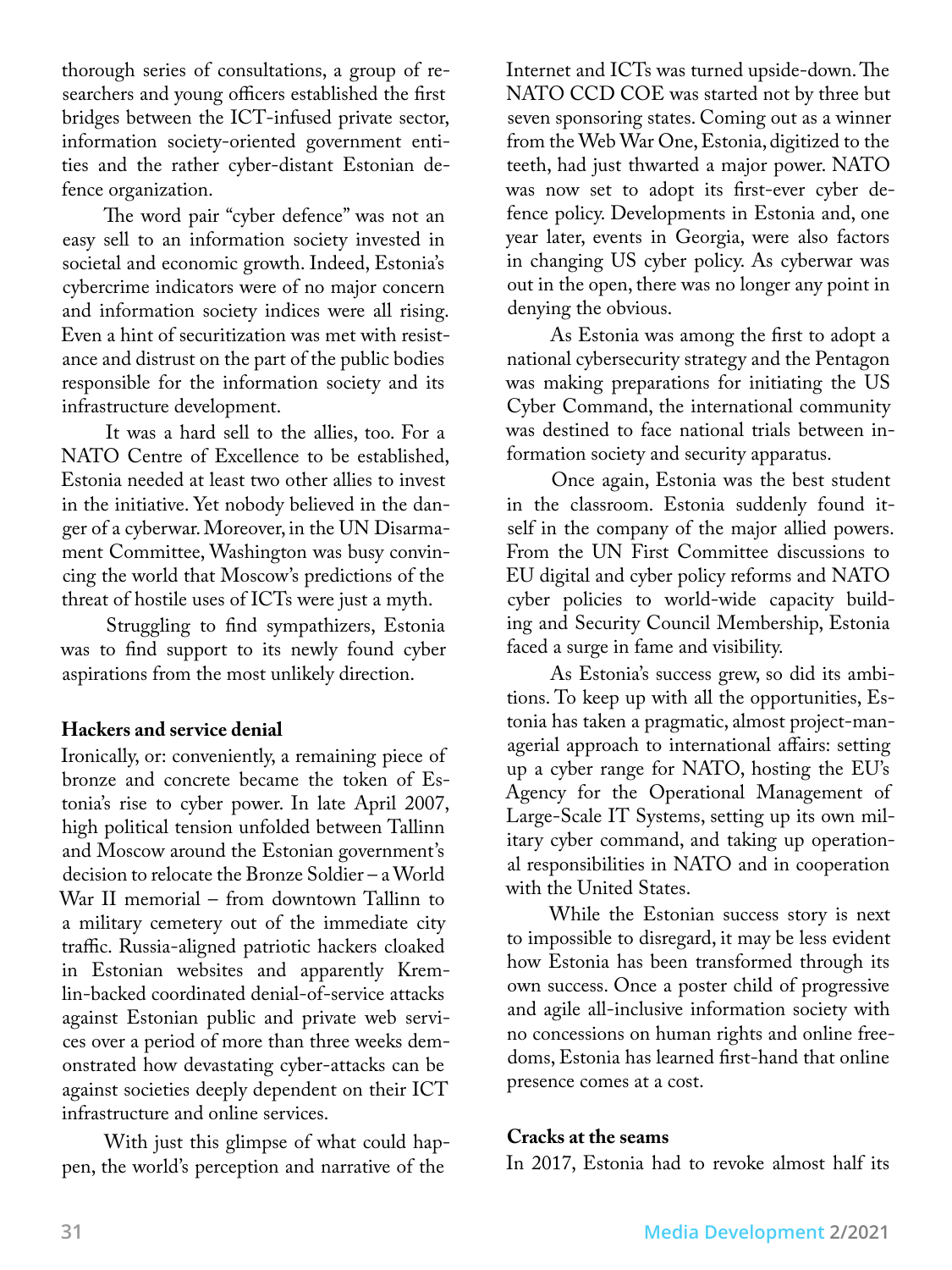thorough series of consultations, a group of researchers and young officers established the first bridges between the ICT-infused private sector, information society-oriented government entities and the rather cyber-distant Estonian defence organization.

The word pair "cyber defence" was not an easy sell to an information society invested in societal and economic growth. Indeed, Estonia's cybercrime indicators were of no major concern and information society indices were all rising. Even a hint of securitization was met with resistance and distrust on the part of the public bodies responsible for the information society and its infrastructure development.

It was a hard sell to the allies, too. For a NATO Centre of Excellence to be established, Estonia needed at least two other allies to invest in the initiative. Yet nobody believed in the danger of a cyberwar. Moreover, in the UN Disarmament Committee, Washington was busy convincing the world that Moscow's predictions of the threat of hostile uses of ICTs were just a myth.

Struggling to find sympathizers, Estonia was to find support to its newly found cyber aspirations from the most unlikely direction.

**Hackers and service denial**

Ironically, or: conveniently, a remaining piece of bronze and concrete became the token of Estonia's rise to cyber power. In late April 2007, high political tension unfolded between Tallinn and Moscow around the Estonian government's decision to relocate the Bronze Soldier – a World War II memorial – from downtown Tallinn to a military cemetery out of the immediate city traffic. Russia-aligned patriotic hackers cloaked in Estonian websites and apparently Kremlin-backed coordinated denial-of-service attacks against Estonian public and private web services over a period of more than three weeks demonstrated how devastating cyber-attacks can be against societies deeply dependent on their ICT infrastructure and online services.

With just this glimpse of what could happen, the world's perception and narrative of the Internet and ICTs was turned upside-down. The NATO CCD COE was started not by three but seven sponsoring states. Coming out as a winner from the Web War One, Estonia, digitized to the teeth, had just thwarted a major power. NATO was now set to adopt its first-ever cyber defence policy. Developments in Estonia and, one year later, events in Georgia, were also factors in changing US cyber policy. As cyberwar was out in the open, there was no longer any point in denying the obvious.

As Estonia was among the first to adopt a national cybersecurity strategy and the Pentagon was making preparations for initiating the US Cyber Command, the international community was destined to face national trials between information society and security apparatus.

Once again, Estonia was the best student in the classroom. Estonia suddenly found itself in the company of the major allied powers. From the UN First Committee discussions to EU digital and cyber policy reforms and NATO cyber policies to world-wide capacity building and Security Council Membership, Estonia faced a surge in fame and visibility.

As Estonia's success grew, so did its ambitions. To keep up with all the opportunities, Estonia has taken a pragmatic, almost project-managerial approach to international affairs: setting up a cyber range for NATO, hosting the EU's Agency for the Operational Management of Large-Scale IT Systems, setting up its own military cyber command, and taking up operational responsibilities in NATO and in cooperation with the United States.

While the Estonian success story is next to impossible to disregard, it may be less evident how Estonia has been transformed through its own success. Once a poster child of progressive and agile all-inclusive information society with no concessions on human rights and online freedoms, Estonia has learned first-hand that online presence comes at a cost.

**Cracks at the seams**

In 2017, Estonia had to revoke almost half its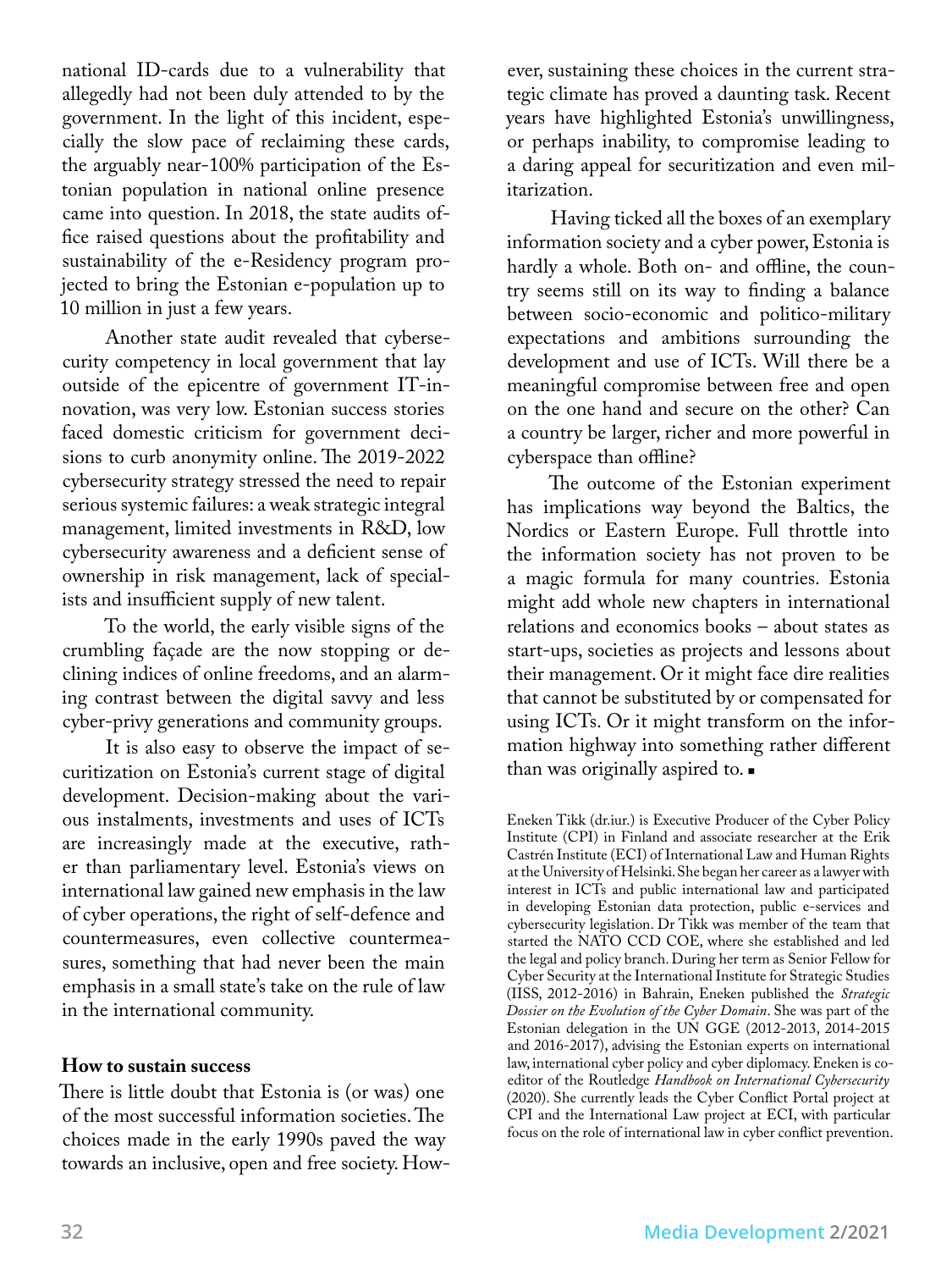national ID-cards due to a vulnerability that allegedly had not been duly attended to by the government. In the light of this incident, especially the slow pace of reclaiming these cards, the arguably near-100% participation of the Estonian population in national online presence came into question. In 2018, the state audits office raised questions about the profitability and sustainability of the e-Residency program projected to bring the Estonian e-population up to 10 million in just a few years.

Another state audit revealed that cybersecurity competency in local government that lay outside of the epicentre of government IT-innovation, was very low. Estonian success stories faced domestic criticism for government decisions to curb anonymity online. The 2019-2022 cybersecurity strategy stressed the need to repair serious systemic failures: a weak strategic integral management, limited investments in R&D, low cybersecurity awareness and a deficient sense of ownership in risk management, lack of specialists and insufficient supply of new talent.

To the world, the early visible signs of the crumbling façade are the now stopping or declining indices of online freedoms, and an alarming contrast between the digital savvy and less cyber-privy generations and community groups.

It is also easy to observe the impact of securitization on Estonia's current stage of digital development. Decision-making about the various instalments, investments and uses of ICTs are increasingly made at the executive, rather than parliamentary level. Estonia's views on international law gained new emphasis in the law of cyber operations, the right of self-defence and countermeasures, even collective countermeasures, something that had never been the main emphasis in a small state's take on the rule of law in the international community.

**How to sustain success**

There is little doubt that Estonia is (or was) one of the most successful information societies. The choices made in the early 1990s paved the way towards an inclusive, open and free society. However, sustaining these choices in the current strategic climate has proved a daunting task. Recent years have highlighted Estonia's unwillingness, or perhaps inability, to compromise leading to a daring appeal for securitization and even militarization.

Having ticked all the boxes of an exemplary information society and a cyber power, Estonia is hardly a whole. Both on- and offline, the country seems still on its way to finding a balance between socio-economic and politico-military expectations and ambitions surrounding the development and use of ICTs. Will there be a meaningful compromise between free and open on the one hand and secure on the other? Can a country be larger, richer and more powerful in cyberspace than offline?

The outcome of the Estonian experiment has implications way beyond the Baltics, the Nordics or Eastern Europe. Full throttle into the information society has not proven to be a magic formula for many countries. Estonia might add whole new chapters in international relations and economics books – about states as start-ups, societies as projects and lessons about their management. Or it might face dire realities that cannot be substituted by or compensated for using ICTs. Or it might transform on the information highway into something rather different than was originally aspired to. ▪

Eneken Tikk (dr.iur.) is Executive Producer of the Cyber Policy Institute (CPI) in Finland and associate researcher at the Erik Castrén Institute (ECI) of International Law and Human Rights at the University of Helsinki. She began her career as a lawyer with interest in ICTs and public international law and participated in developing Estonian data protection, public e-services and cybersecurity legislation. Dr Tikk was member of the team that started the NATO CCD COE, where she established and led the legal and policy branch. During her term as Senior Fellow for Cyber Security at the International Institute for Strategic Studies (IISS, 2012-2016) in Bahrain, Eneken published the *Strategic Dossier on the Evolution of the Cyber Domain*. She was part of the Estonian delegation in the UN GGE (2012-2013, 2014-2015 and 2016-2017), advising the Estonian experts on international law, international cyber policy and cyber diplomacy. Eneken is co-editor of the Routledge *Handbook on International Cybersecurity* (2020). She currently leads the Cyber Conflict Portal project at CPI and the International Law project at ECI, with particular focus on the role of international law in cyber conflict prevention.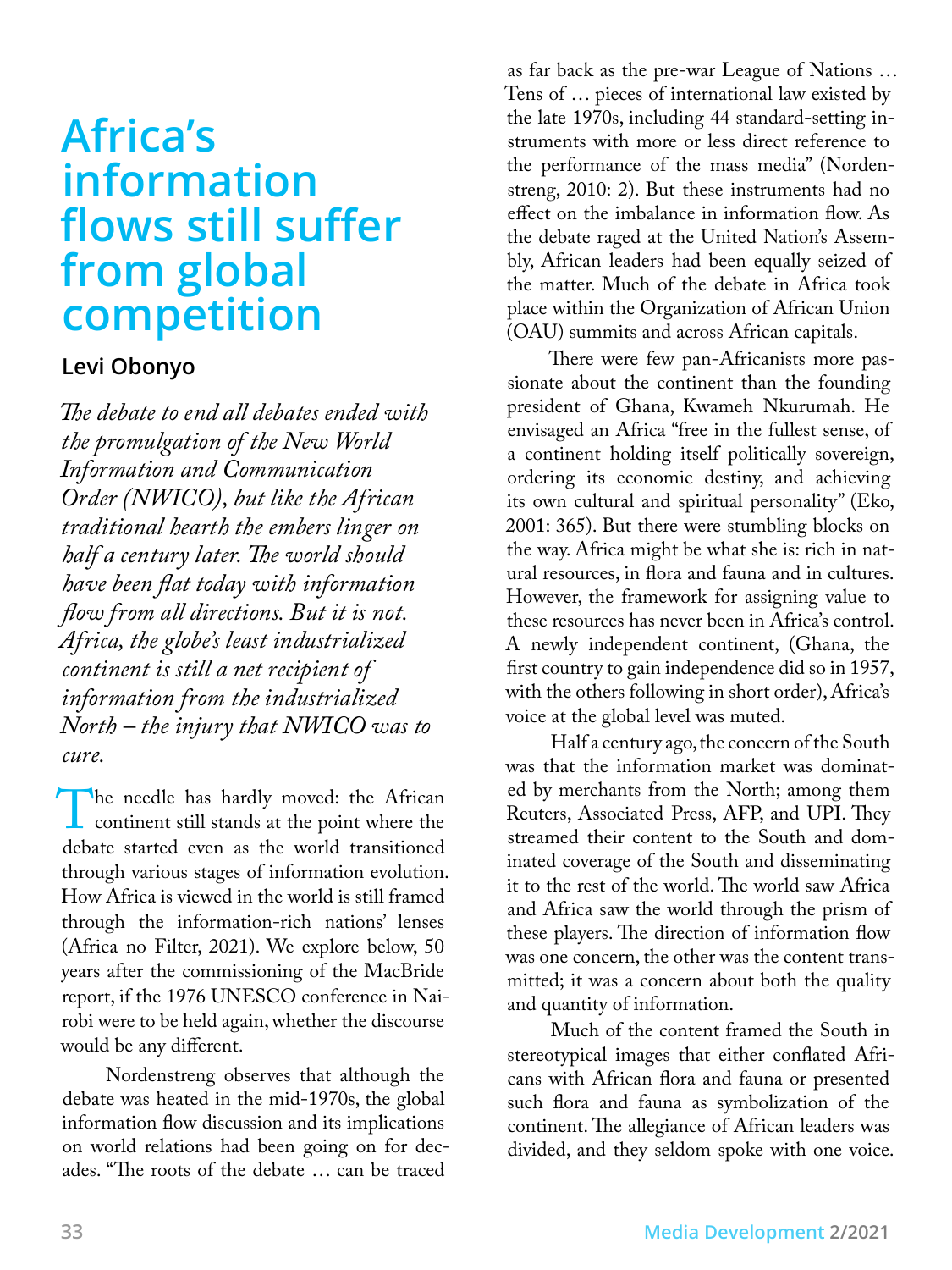# Africa's information flows still suffer from global competition

**Levi Obonyo**

*The debate to end all debates ended with the promulgation of the New World Information and Communication Order (NWICO), but like the African traditional hearth the embers linger on half a century later. The world should have been flat today with information flow from all directions. But it is not. Africa, the globe's least industrialized continent is still a net recipient of information from the industrialized North – the injury that NWICO was to cure.*

The needle has hardly moved: the African continent still stands at the point where the debate started even as the world transitioned through various stages of information evolution. How Africa is viewed in the world is still framed through the information-rich nations' lenses (Africa no Filter, 2021). We explore below, 50 years after the commissioning of the MacBride report, if the 1976 UNESCO conference in Nairobi were to be held again, whether the discourse would be any different.

Nordenstreng observes that although the debate was heated in the mid-1970s, the global information flow discussion and its implications on world relations had been going on for decades. "The roots of the debate … can be traced as far back as the pre-war League of Nations … Tens of … pieces of international law existed by the late 1970s, including 44 standard-setting instruments with more or less direct reference to the performance of the mass media" (Nordenstreng, 2010: 2). But these instruments had no effect on the imbalance in information flow. As the debate raged at the United Nation's Assembly, African leaders had been equally seized of the matter. Much of the debate in Africa took place within the Organization of African Union (OAU) summits and across African capitals.

There were few pan-Africanists more passionate about the continent than the founding president of Ghana, Kwameh Nkurumah. He envisaged an Africa "free in the fullest sense, of a continent holding itself politically sovereign, ordering its economic destiny, and achieving its own cultural and spiritual personality" (Eko, 2001: 365). But there were stumbling blocks on the way. Africa might be what she is: rich in natural resources, in flora and fauna and in cultures. However, the framework for assigning value to these resources has never been in Africa's control. A newly independent continent, (Ghana, the first country to gain independence did so in 1957, with the others following in short order), Africa's voice at the global level was muted.

Half a century ago, the concern of the South was that the information market was dominated by merchants from the North; among them Reuters, Associated Press, AFP, and UPI. They streamed their content to the South and dominated coverage of the South and disseminating it to the rest of the world. The world saw Africa and Africa saw the world through the prism of these players. The direction of information flow was one concern, the other was the content transmitted; it was a concern about both the quality and quantity of information.

Much of the content framed the South in stereotypical images that either conflated Africans with African flora and fauna or presented such flora and fauna as symbolization of the continent. The allegiance of African leaders was divided, and they seldom spoke with one voice.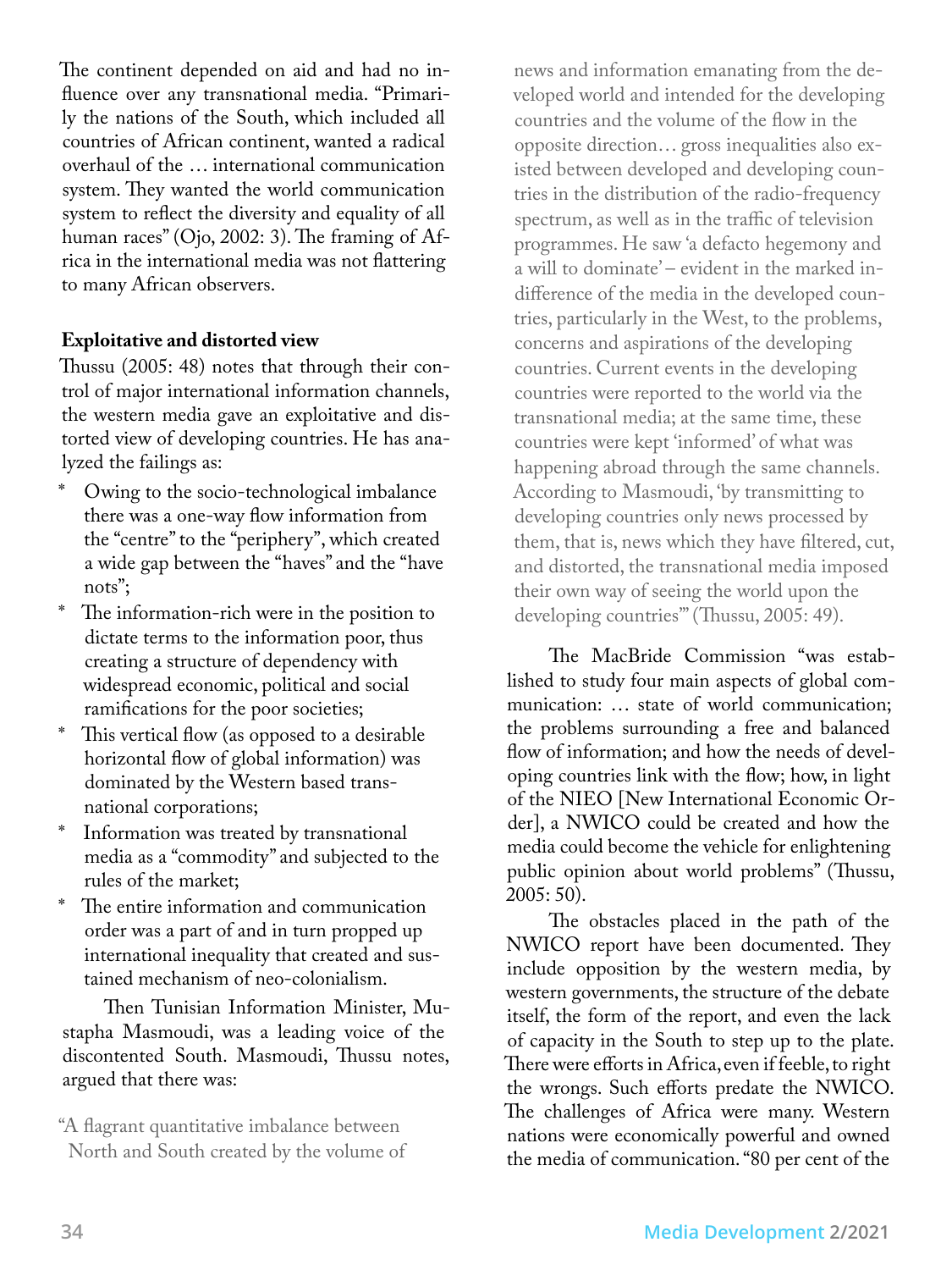The continent depended on aid and had no influence over any transnational media. "Primarily the nations of the South, which included all countries of African continent, wanted a radical overhaul of the … international communication system. They wanted the world communication system to reflect the diversity and equality of all human races" (Ojo, 2002: 3). The framing of Africa in the international media was not flattering to many African observers.

**Exploitative and distorted view**

Thussu (2005: 48) notes that through their control of major international information channels, the western media gave an exploitative and distorted view of developing countries. He has analyzed the failings as:

* Owing to the socio-technological imbalance there was a one-way flow information from the "centre" to the "periphery", which created a wide gap between the "haves" and the "have nots";
* The information-rich were in the position to dictate terms to the information poor, thus creating a structure of dependency with widespread economic, political and social ramifications for the poor societies;
* This vertical flow (as opposed to a desirable horizontal flow of global information) was dominated by the Western based transnational corporations;
* Information was treated by transnational media as a "commodity" and subjected to the rules of the market;
* The entire information and communication order was a part of and in turn propped up international inequality that created and sustained mechanism of neo-colonialism.

Then Tunisian Information Minister, Mustapha Masmoudi, was a leading voice of the discontented South. Masmoudi, Thussu notes, argued that there was:

> "A flagrant quantitative imbalance between North and South created by the volume of news and information emanating from the developed world and intended for the developing countries and the volume of the flow in the opposite direction… gross inequalities also existed between developed and developing countries in the distribution of the radio-frequency spectrum, as well as in the traffic of television programmes. He saw 'a defacto hegemony and a will to dominate' – evident in the marked indifference of the media in the developed countries, particularly in the West, to the problems, concerns and aspirations of the developing countries. Current events in the developing countries were reported to the world via the transnational media; at the same time, these countries were kept 'informed' of what was happening abroad through the same channels. According to Masmoudi, 'by transmitting to developing countries only news processed by them, that is, news which they have filtered, cut, and distorted, the transnational media imposed their own way of seeing the world upon the developing countries'" (Thussu, 2005: 49).

The MacBride Commission "was established to study four main aspects of global communication: … state of world communication; the problems surrounding a free and balanced flow of information; and how the needs of developing countries link with the flow; how, in light of the NIEO [New International Economic Order], a NWICO could be created and how the media could become the vehicle for enlightening public opinion about world problems" (Thussu, 2005: 50).

The obstacles placed in the path of the NWICO report have been documented. They include opposition by the western media, by western governments, the structure of the debate itself, the form of the report, and even the lack of capacity in the South to step up to the plate. There were efforts in Africa, even if feeble, to right the wrongs. Such efforts predate the NWICO. The challenges of Africa were many. Western nations were economically powerful and owned the media of communication. "80 per cent of the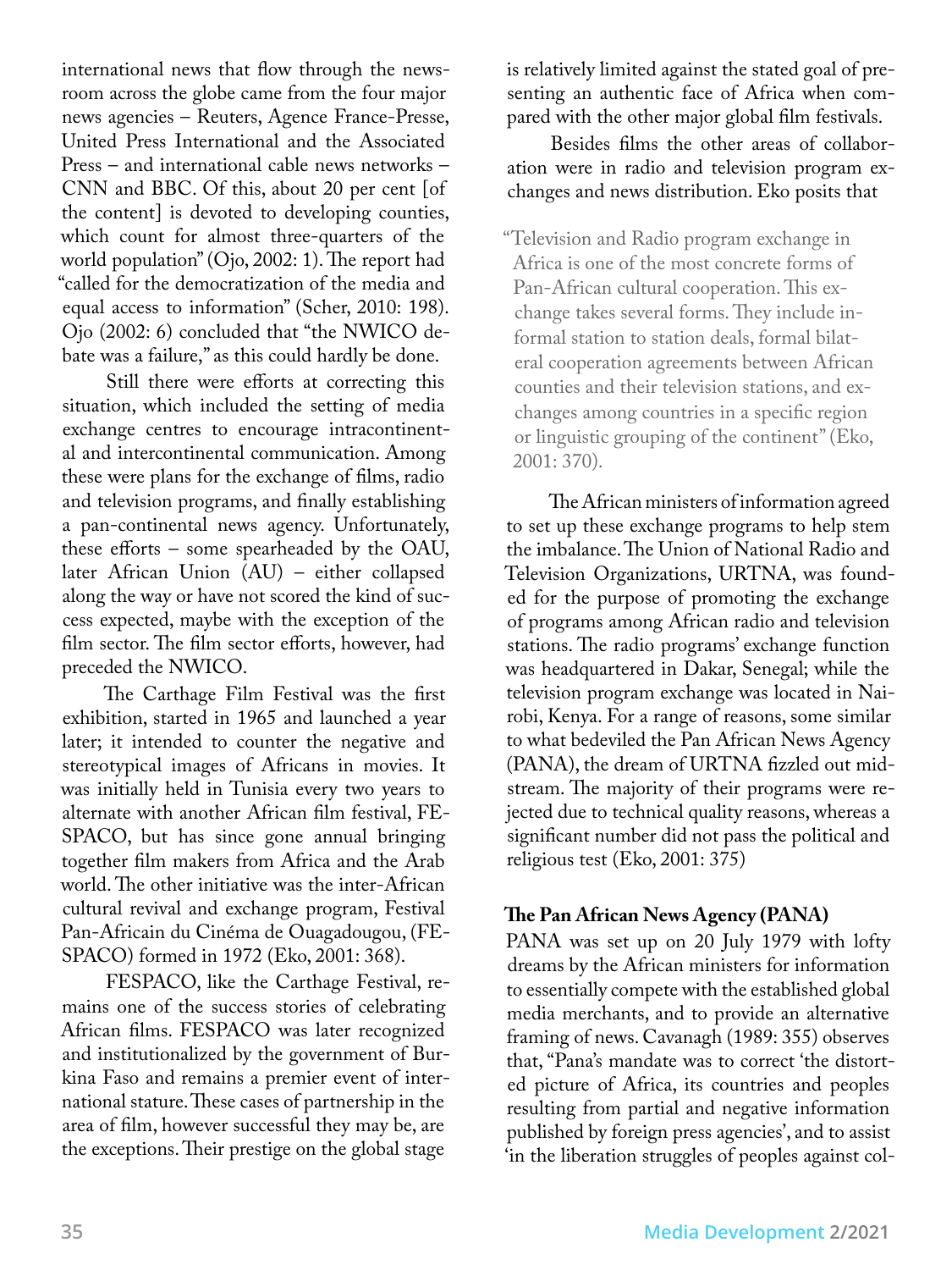international news that flow through the newsroom across the globe came from the four major news agencies – Reuters, Agence France-Presse, United Press International and the Associated Press – and international cable news networks – CNN and BBC. Of this, about 20 per cent [of the content] is devoted to developing counties, which count for almost three-quarters of the world population" (Ojo, 2002: 1). The report had "called for the democratization of the media and equal access to information" (Scher, 2010: 198). Ojo (2002: 6) concluded that "the NWICO debate was a failure," as this could hardly be done.

Still there were efforts at correcting this situation, which included the setting of media exchange centres to encourage intracontinental and intercontinental communication. Among these were plans for the exchange of films, radio and television programs, and finally establishing a pan-continental news agency. Unfortunately, these efforts – some spearheaded by the OAU, later African Union (AU) – either collapsed along the way or have not scored the kind of success expected, maybe with the exception of the film sector. The film sector efforts, however, had preceded the NWICO.

The Carthage Film Festival was the first exhibition, started in 1965 and launched a year later; it intended to counter the negative and stereotypical images of Africans in movies. It was initially held in Tunisia every two years to alternate with another African film festival, FESPACO, but has since gone annual bringing together film makers from Africa and the Arab world. The other initiative was the inter-African cultural revival and exchange program, Festival Pan-Africain du Cinéma de Ouagadougou, (FESPACO) formed in 1972 (Eko, 2001: 368).

FESPACO, like the Carthage Festival, remains one of the success stories of celebrating African films. FESPACO was later recognized and institutionalized by the government of Burkina Faso and remains a premier event of international stature. These cases of partnership in the area of film, however successful they may be, are the exceptions. Their prestige on the global stage is relatively limited against the stated goal of presenting an authentic face of Africa when compared with the other major global film festivals.

Besides films the other areas of collaboration were in radio and television program exchanges and news distribution. Eko posits that

> "Television and Radio program exchange in Africa is one of the most concrete forms of Pan-African cultural cooperation. This exchange takes several forms. They include informal station to station deals, formal bilateral cooperation agreements between African counties and their television stations, and exchanges among countries in a specific region or linguistic grouping of the continent" (Eko, 2001: 370).

The African ministers of information agreed to set up these exchange programs to help stem the imbalance. The Union of National Radio and Television Organizations, URTNA, was founded for the purpose of promoting the exchange of programs among African radio and television stations. The radio programs' exchange function was headquartered in Dakar, Senegal; while the television program exchange was located in Nairobi, Kenya. For a range of reasons, some similar to what bedeviled the Pan African News Agency (PANA), the dream of URTNA fizzled out midstream. The majority of their programs were rejected due to technical quality reasons, whereas a significant number did not pass the political and religious test (Eko, 2001: 375)

## The Pan African News Agency (PANA)

PANA was set up on 20 July 1979 with lofty dreams by the African ministers for information to essentially compete with the established global media merchants, and to provide an alternative framing of news. Cavanagh (1989: 355) observes that, "Pana's mandate was to correct 'the distorted picture of Africa, its countries and peoples resulting from partial and negative information published by foreign press agencies', and to assist 'in the liberation struggles of peoples against col-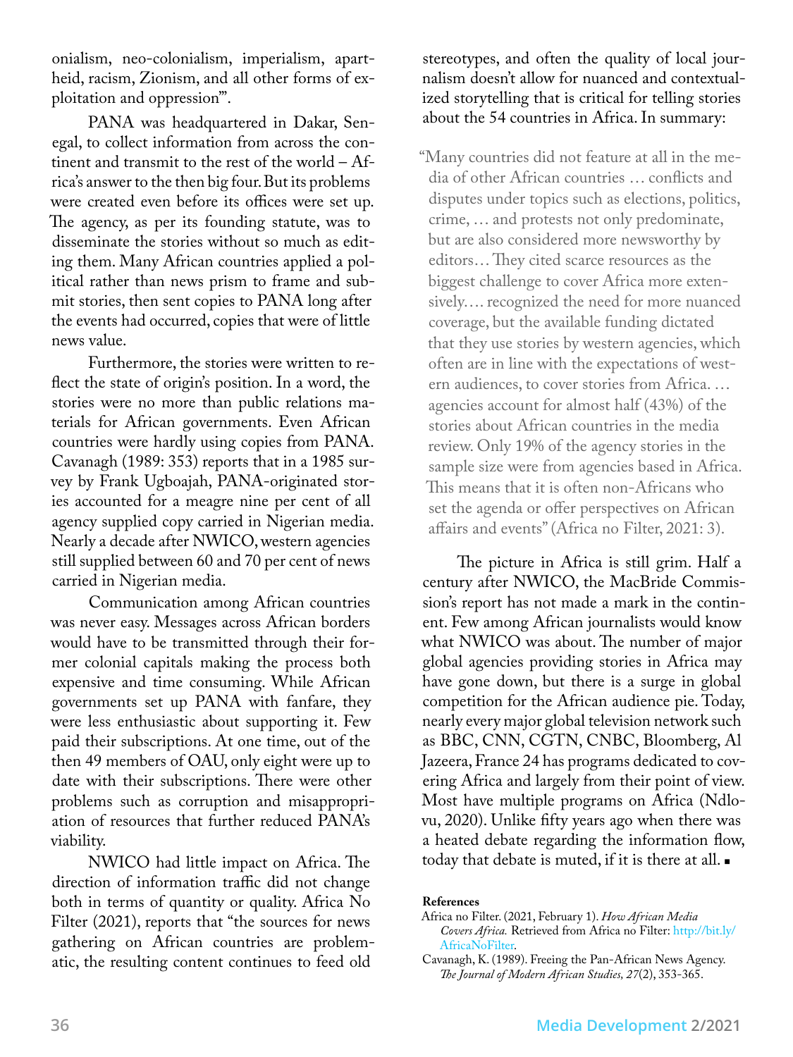onialism, neo-colonialism, imperialism, apartheid, racism, Zionism, and all other forms of exploitation and oppression'".

PANA was headquartered in Dakar, Senegal, to collect information from across the continent and transmit to the rest of the world – Africa's answer to the then big four. But its problems were created even before its offices were set up. The agency, as per its founding statute, was to disseminate the stories without so much as editing them. Many African countries applied a political rather than news prism to frame and submit stories, then sent copies to PANA long after the events had occurred, copies that were of little news value.

Furthermore, the stories were written to reflect the state of origin's position. In a word, the stories were no more than public relations materials for African governments. Even African countries were hardly using copies from PANA. Cavanagh (1989: 353) reports that in a 1985 survey by Frank Ugboajah, PANA-originated stories accounted for a meagre nine per cent of all agency supplied copy carried in Nigerian media. Nearly a decade after NWICO, western agencies still supplied between 60 and 70 per cent of news carried in Nigerian media.

Communication among African countries was never easy. Messages across African borders would have to be transmitted through their former colonial capitals making the process both expensive and time consuming. While African governments set up PANA with fanfare, they were less enthusiastic about supporting it. Few paid their subscriptions. At one time, out of the then 49 members of OAU, only eight were up to date with their subscriptions. There were other problems such as corruption and misappropriation of resources that further reduced PANA's viability.

NWICO had little impact on Africa. The direction of information traffic did not change both in terms of quantity or quality. Africa No Filter (2021), reports that "the sources for news gathering on African countries are problematic, the resulting content continues to feed old stereotypes, and often the quality of local journalism doesn't allow for nuanced and contextualized storytelling that is critical for telling stories about the 54 countries in Africa. In summary:

> "Many countries did not feature at all in the media of other African countries … conflicts and disputes under topics such as elections, politics, crime, … and protests not only predominate, but are also considered more newsworthy by editors… They cited scarce resources as the biggest challenge to cover Africa more extensively…. recognized the need for more nuanced coverage, but the available funding dictated that they use stories by western agencies, which often are in line with the expectations of western audiences, to cover stories from Africa. … agencies account for almost half (43%) of the stories about African countries in the media review. Only 19% of the agency stories in the sample size were from agencies based in Africa. This means that it is often non-Africans who set the agenda or offer perspectives on African affairs and events" (Africa no Filter, 2021: 3).

The picture in Africa is still grim. Half a century after NWICO, the MacBride Commission's report has not made a mark in the continent. Few among African journalists would know what NWICO was about. The number of major global agencies providing stories in Africa may have gone down, but there is a surge in global competition for the African audience pie. Today, nearly every major global television network such as BBC, CNN, CGTN, CNBC, Bloomberg, Al Jazeera, France 24 has programs dedicated to covering Africa and largely from their point of view. Most have multiple programs on Africa (Ndlovu, 2020). Unlike fifty years ago when there was a heated debate regarding the information flow, today that debate is muted, if it is there at all. ■

**References**

Africa no Filter. (2021, February 1). *How African Media Covers Africa.* Retrieved from Africa no Filter: http://bit.ly/AfricaNoFilter.

Cavanagh, K. (1989). Freeing the Pan-African News Agency. *The Journal of Modern African Studies, 27*(2), 353-365.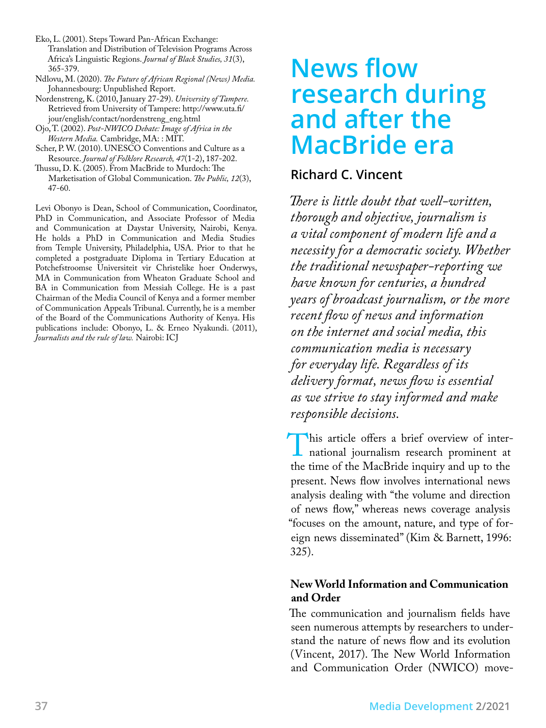Eko, L. (2001). Steps Toward Pan-African Exchange: Translation and Distribution of Television Programs Across Africa's Linguistic Regions. *Journal of Black Studies, 31*(3), 365-379.

Ndlovu, M. (2020). *The Future of African Regional (News) Media.* Johannesbourg: Unpublished Report.

Nordenstreng, K. (2010, January 27-29). *University of Tampere.* Retrieved from University of Tampere: http://www.uta.fi/jour/english/contact/nordenstreng_eng.html

Ojo, T. (2002). *Post-NWICO Debate: Image of Africa in the Western Media.* Cambridge, MA: : MIT.

Scher, P. W. (2010). UNESCO Conventions and Culture as a Resource. *Journal of Folklore Research, 47*(1-2), 187-202.

Thussu, D. K. (2005). From MacBride to Murdoch: The Marketisation of Global Communication. *The Public, 12*(3), 47-60.

Levi Obonyo is Dean, School of Communication, Coordinator, PhD in Communication, and Associate Professor of Media and Communication at Daystar University, Nairobi, Kenya. He holds a PhD in Communication and Media Studies from Temple University, Philadelphia, USA. Prior to that he completed a postgraduate Diploma in Tertiary Education at Potchefstroomse Universiteit vir Christelike hoer Onderwys, MA in Communication from Wheaton Graduate School and BA in Communication from Messiah College. He is a past Chairman of the Media Council of Kenya and a former member of Communication Appeals Tribunal. Currently, he is a member of the Board of the Communications Authority of Kenya. His publications include: Obonyo, L. & Erneo Nyakundi. (2011), *Journalists and the rule of law.* Nairobi: ICJ

# News flow research during and after the MacBride era

**Richard C. Vincent**

*There is little doubt that well-written, thorough and objective, journalism is a vital component of modern life and a necessity for a democratic society. Whether the traditional newspaper-reporting we have known for centuries, a hundred years of broadcast journalism, or the more recent flow of news and information on the internet and social media, this communication media is necessary for everyday life. Regardless of its delivery format, news flow is essential as we strive to stay informed and make responsible decisions.*

This article offers a brief overview of international journalism research prominent at the time of the MacBride inquiry and up to the present. News flow involves international news analysis dealing with "the volume and direction of news flow," whereas news coverage analysis "focuses on the amount, nature, and type of foreign news disseminated" (Kim & Barnett, 1996: 325).

### New World Information and Communication and Order

The communication and journalism fields have seen numerous attempts by researchers to understand the nature of news flow and its evolution (Vincent, 2017). The New World Information and Communication Order (NWICO) move-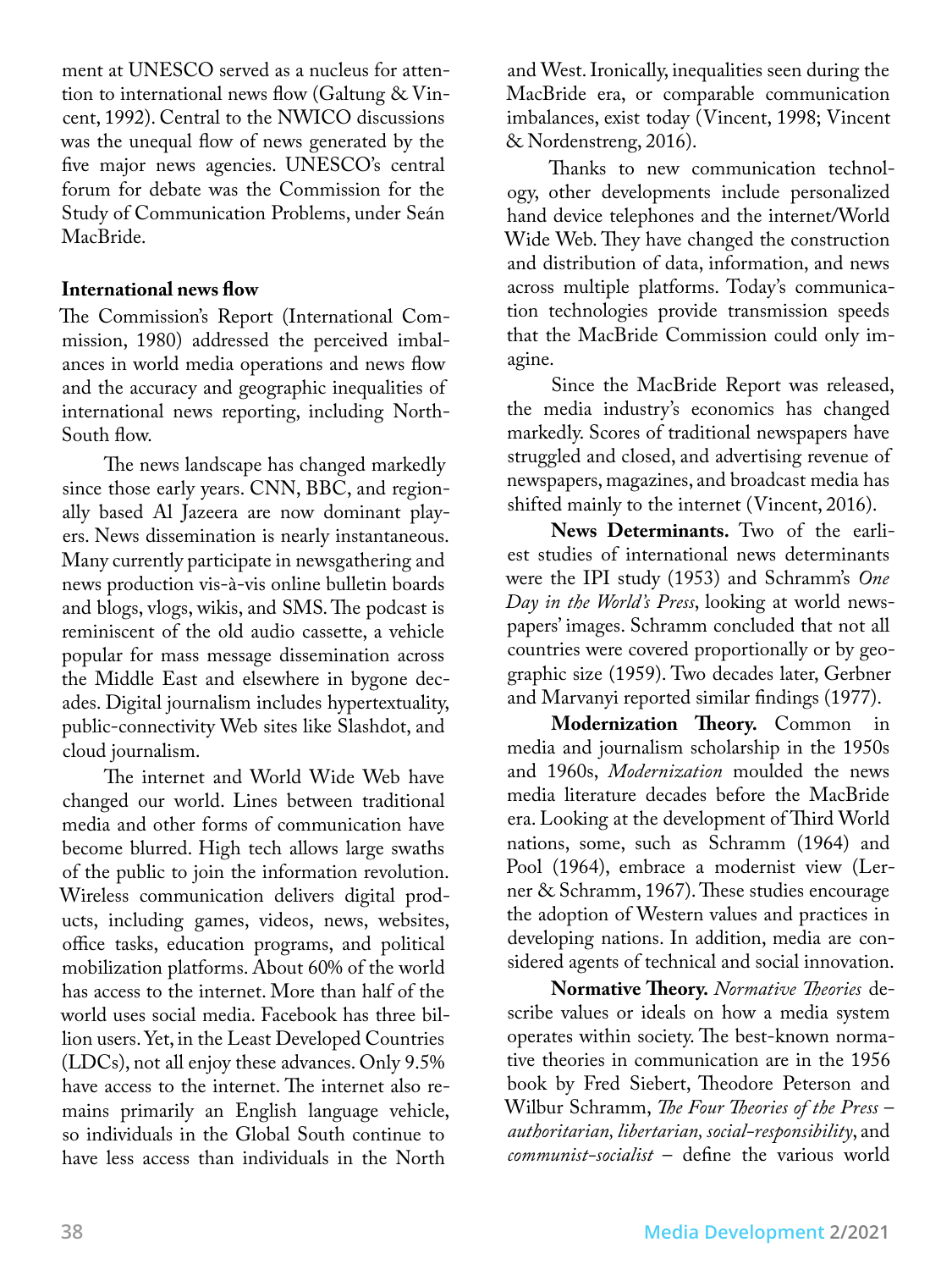ment at UNESCO served as a nucleus for attention to international news flow (Galtung & Vincent, 1992). Central to the NWICO discussions was the unequal flow of news generated by the five major news agencies. UNESCO's central forum for debate was the Commission for the Study of Communication Problems, under Seán MacBride.

**International news flow**

The Commission's Report (International Commission, 1980) addressed the perceived imbalances in world media operations and news flow and the accuracy and geographic inequalities of international news reporting, including North-South flow.

The news landscape has changed markedly since those early years. CNN, BBC, and regionally based Al Jazeera are now dominant players. News dissemination is nearly instantaneous. Many currently participate in newsgathering and news production vis-à-vis online bulletin boards and blogs, vlogs, wikis, and SMS. The podcast is reminiscent of the old audio cassette, a vehicle popular for mass message dissemination across the Middle East and elsewhere in bygone decades. Digital journalism includes hypertextuality, public-connectivity Web sites like Slashdot, and cloud journalism.

The internet and World Wide Web have changed our world. Lines between traditional media and other forms of communication have become blurred. High tech allows large swaths of the public to join the information revolution. Wireless communication delivers digital products, including games, videos, news, websites, office tasks, education programs, and political mobilization platforms. About 60% of the world has access to the internet. More than half of the world uses social media. Facebook has three billion users. Yet, in the Least Developed Countries (LDCs), not all enjoy these advances. Only 9.5% have access to the internet. The internet also remains primarily an English language vehicle, so individuals in the Global South continue to have less access than individuals in the North and West. Ironically, inequalities seen during the MacBride era, or comparable communication imbalances, exist today (Vincent, 1998; Vincent & Nordenstreng, 2016).

Thanks to new communication technology, other developments include personalized hand device telephones and the internet/World Wide Web. They have changed the construction and distribution of data, information, and news across multiple platforms. Today's communication technologies provide transmission speeds that the MacBride Commission could only imagine.

Since the MacBride Report was released, the media industry's economics has changed markedly. Scores of traditional newspapers have struggled and closed, and advertising revenue of newspapers, magazines, and broadcast media has shifted mainly to the internet (Vincent, 2016).

**News Determinants.** Two of the earliest studies of international news determinants were the IPI study (1953) and Schramm's *One Day in the World's Press*, looking at world newspapers' images. Schramm concluded that not all countries were covered proportionally or by geographic size (1959). Two decades later, Gerbner and Marvanyi reported similar findings (1977).

**Modernization Theory.** Common in media and journalism scholarship in the 1950s and 1960s, *Modernization* moulded the news media literature decades before the MacBride era. Looking at the development of Third World nations, some, such as Schramm (1964) and Pool (1964), embrace a modernist view (Lerner & Schramm, 1967). These studies encourage the adoption of Western values and practices in developing nations. In addition, media are considered agents of technical and social innovation.

**Normative Theory.** *Normative Theories* describe values or ideals on how a media system operates within society. The best-known normative theories in communication are in the 1956 book by Fred Siebert, Theodore Peterson and Wilbur Schramm, *The Four Theories of the Press – authoritarian, libertarian, social-responsibility*, and *communist-socialist* – define the various world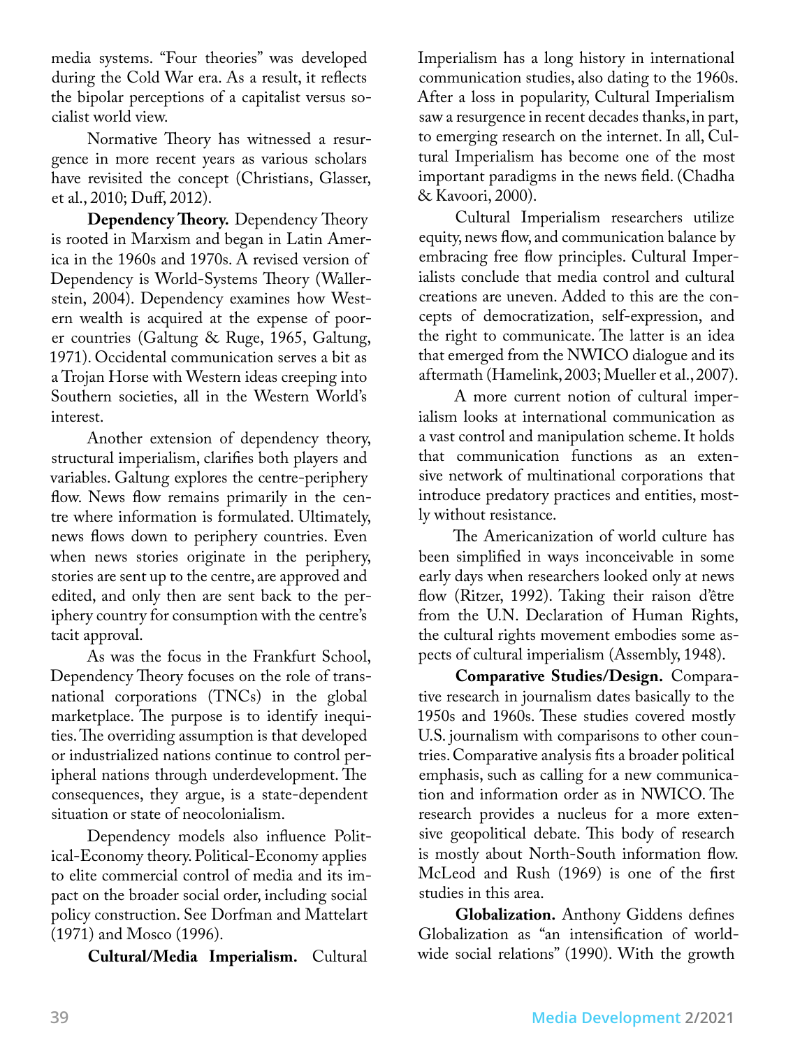media systems. "Four theories" was developed during the Cold War era. As a result, it reflects the bipolar perceptions of a capitalist versus socialist world view.

Normative Theory has witnessed a resurgence in more recent years as various scholars have revisited the concept (Christians, Glasser, et al., 2010; Duff, 2012).

**Dependency Theory.** Dependency Theory is rooted in Marxism and began in Latin America in the 1960s and 1970s. A revised version of Dependency is World-Systems Theory (Wallerstein, 2004). Dependency examines how Western wealth is acquired at the expense of poorer countries (Galtung & Ruge, 1965, Galtung, 1971). Occidental communication serves a bit as a Trojan Horse with Western ideas creeping into Southern societies, all in the Western World's interest.

Another extension of dependency theory, structural imperialism, clarifies both players and variables. Galtung explores the centre-periphery flow. News flow remains primarily in the centre where information is formulated. Ultimately, news flows down to periphery countries. Even when news stories originate in the periphery, stories are sent up to the centre, are approved and edited, and only then are sent back to the periphery country for consumption with the centre's tacit approval.

As was the focus in the Frankfurt School, Dependency Theory focuses on the role of transnational corporations (TNCs) in the global marketplace. The purpose is to identify inequities. The overriding assumption is that developed or industrialized nations continue to control peripheral nations through underdevelopment. The consequences, they argue, is a state-dependent situation or state of neocolonialism.

Dependency models also influence Political-Economy theory. Political-Economy applies to elite commercial control of media and its impact on the broader social order, including social policy construction. See Dorfman and Mattelart (1971) and Mosco (1996).

**Cultural/Media Imperialism.** Cultural Imperialism has a long history in international communication studies, also dating to the 1960s. After a loss in popularity, Cultural Imperialism saw a resurgence in recent decades thanks, in part, to emerging research on the internet. In all, Cultural Imperialism has become one of the most important paradigms in the news field. (Chadha & Kavoori, 2000).

Cultural Imperialism researchers utilize equity, news flow, and communication balance by embracing free flow principles. Cultural Imperialists conclude that media control and cultural creations are uneven. Added to this are the concepts of democratization, self-expression, and the right to communicate. The latter is an idea that emerged from the NWICO dialogue and its aftermath (Hamelink, 2003; Mueller et al., 2007).

A more current notion of cultural imperialism looks at international communication as a vast control and manipulation scheme. It holds that communication functions as an extensive network of multinational corporations that introduce predatory practices and entities, mostly without resistance.

The Americanization of world culture has been simplified in ways inconceivable in some early days when researchers looked only at news flow (Ritzer, 1992). Taking their raison d'être from the U.N. Declaration of Human Rights, the cultural rights movement embodies some aspects of cultural imperialism (Assembly, 1948).

**Comparative Studies/Design.** Comparative research in journalism dates basically to the 1950s and 1960s. These studies covered mostly U.S. journalism with comparisons to other countries. Comparative analysis fits a broader political emphasis, such as calling for a new communication and information order as in NWICO. The research provides a nucleus for a more extensive geopolitical debate. This body of research is mostly about North-South information flow. McLeod and Rush (1969) is one of the first studies in this area.

**Globalization.** Anthony Giddens defines Globalization as "an intensification of worldwide social relations" (1990). With the growth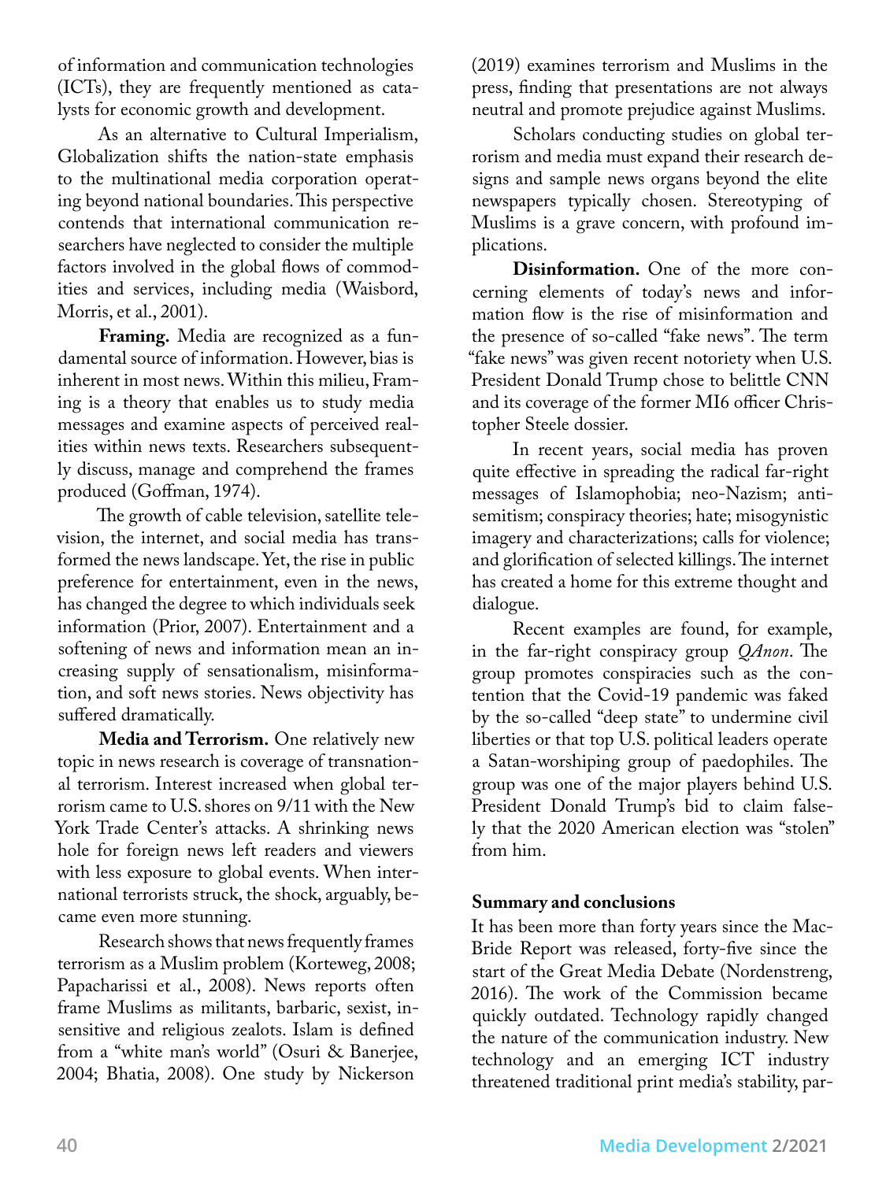of information and communication technologies (ICTs), they are frequently mentioned as catalysts for economic growth and development.

As an alternative to Cultural Imperialism, Globalization shifts the nation-state emphasis to the multinational media corporation operating beyond national boundaries. This perspective contends that international communication researchers have neglected to consider the multiple factors involved in the global flows of commodities and services, including media (Waisbord, Morris, et al., 2001).

**Framing.** Media are recognized as a fundamental source of information. However, bias is inherent in most news. Within this milieu, Framing is a theory that enables us to study media messages and examine aspects of perceived realities within news texts. Researchers subsequently discuss, manage and comprehend the frames produced (Goffman, 1974).

The growth of cable television, satellite television, the internet, and social media has transformed the news landscape. Yet, the rise in public preference for entertainment, even in the news, has changed the degree to which individuals seek information (Prior, 2007). Entertainment and a softening of news and information mean an increasing supply of sensationalism, misinformation, and soft news stories. News objectivity has suffered dramatically.

**Media and Terrorism.** One relatively new topic in news research is coverage of transnational terrorism. Interest increased when global terrorism came to U.S. shores on 9/11 with the New York Trade Center's attacks. A shrinking news hole for foreign news left readers and viewers with less exposure to global events. When international terrorists struck, the shock, arguably, became even more stunning.

Research shows that news frequently frames terrorism as a Muslim problem (Korteweg, 2008; Papacharissi et al., 2008). News reports often frame Muslims as militants, barbaric, sexist, insensitive and religious zealots. Islam is defined from a "white man's world" (Osuri & Banerjee, 2004; Bhatia, 2008). One study by Nickerson (2019) examines terrorism and Muslims in the press, finding that presentations are not always neutral and promote prejudice against Muslims.

Scholars conducting studies on global terrorism and media must expand their research designs and sample news organs beyond the elite newspapers typically chosen. Stereotyping of Muslims is a grave concern, with profound implications.

**Disinformation.** One of the more concerning elements of today's news and information flow is the rise of misinformation and the presence of so-called "fake news". The term "fake news" was given recent notoriety when U.S. President Donald Trump chose to belittle CNN and its coverage of the former MI6 officer Christopher Steele dossier.

In recent years, social media has proven quite effective in spreading the radical far-right messages of Islamophobia; neo-Nazism; antisemitism; conspiracy theories; hate; misogynistic imagery and characterizations; calls for violence; and glorification of selected killings. The internet has created a home for this extreme thought and dialogue.

Recent examples are found, for example, in the far-right conspiracy group *QAnon*. The group promotes conspiracies such as the contention that the Covid-19 pandemic was faked by the so-called "deep state" to undermine civil liberties or that top U.S. political leaders operate a Satan-worshiping group of paedophiles. The group was one of the major players behind U.S. President Donald Trump's bid to claim falsely that the 2020 American election was "stolen" from him.

## Summary and conclusions

It has been more than forty years since the MacBride Report was released, forty-five since the start of the Great Media Debate (Nordenstreng, 2016). The work of the Commission became quickly outdated. Technology rapidly changed the nature of the communication industry. New technology and an emerging ICT industry threatened traditional print media's stability, par-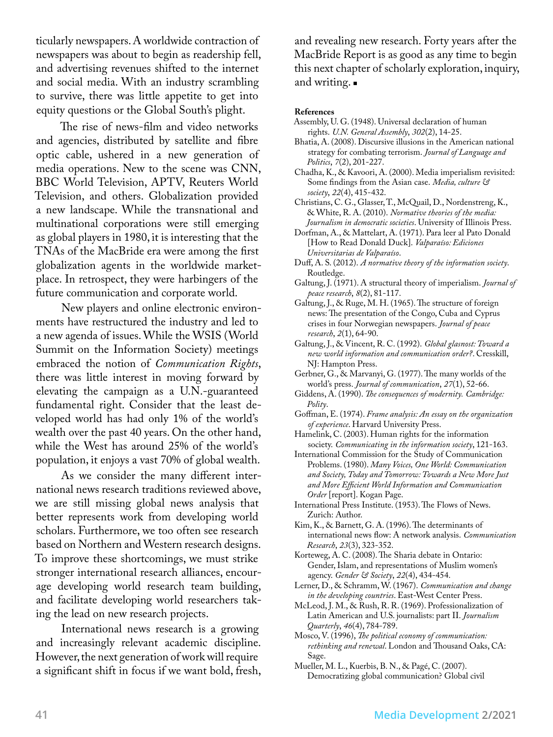ticularly newspapers. A worldwide contraction of newspapers was about to begin as readership fell, and advertising revenues shifted to the internet and social media. With an industry scrambling to survive, there was little appetite to get into equity questions or the Global South's plight.

The rise of news-film and video networks and agencies, distributed by satellite and fibre optic cable, ushered in a new generation of media operations. New to the scene was CNN, BBC World Television, APTV, Reuters World Television, and others. Globalization provided a new landscape. While the transnational and multinational corporations were still emerging as global players in 1980, it is interesting that the TNAs of the MacBride era were among the first globalization agents in the worldwide marketplace. In retrospect, they were harbingers of the future communication and corporate world.

New players and online electronic environments have restructured the industry and led to a new agenda of issues. While the WSIS (World Summit on the Information Society) meetings embraced the notion of *Communication Rights*, there was little interest in moving forward by elevating the campaign as a U.N.-guaranteed fundamental right. Consider that the least developed world has had only 1% of the world's wealth over the past 40 years. On the other hand, while the West has around 25% of the world's population, it enjoys a vast 70% of global wealth.

As we consider the many different international news research traditions reviewed above, we are still missing global news analysis that better represents work from developing world scholars. Furthermore, we too often see research based on Northern and Western research designs. To improve these shortcomings, we must strike stronger international research alliances, encourage developing world research team building, and facilitate developing world researchers taking the lead on new research projects.

International news research is a growing and increasingly relevant academic discipline. However, the next generation of work will require a significant shift in focus if we want bold, fresh, and revealing new research. Forty years after the MacBride Report is as good as any time to begin this next chapter of scholarly exploration, inquiry, and writing. ■

**References**

Assembly, U. G. (1948). Universal declaration of human rights. *U.N. General Assembly*, *302*(2), 14-25.

Bhatia, A. (2008). Discursive illusions in the American national strategy for combating terrorism. *Journal of Language and Politics*, *7*(2), 201-227.

Chadha, K., & Kavoori, A. (2000). Media imperialism revisited: Some findings from the Asian case. *Media, culture & society*, *22*(4), 415-432.

Christians, C. G., Glasser, T., McQuail, D., Nordenstreng, K., & White, R. A. (2010). *Normative theories of the media: Journalism in democratic societies*. University of Illinois Press.

Dorfman, A., & Mattelart, A. (1971). Para leer al Pato Donald [How to Read Donald Duck]. *Valparaíso: Ediciones Universitarias de Valparaíso*.

Duff, A. S. (2012). *A normative theory of the information society*. Routledge.

Galtung, J. (1971). A structural theory of imperialism. *Journal of peace research*, *8*(2), 81-117.

Galtung, J., & Ruge, M. H. (1965). The structure of foreign news: The presentation of the Congo, Cuba and Cyprus crises in four Norwegian newspapers. *Journal of peace research*, *2*(1), 64-90.

Galtung, J., & Vincent, R. C. (1992). *Global glasnost: Toward a new world information and communication order?*. Cresskill, NJ: Hampton Press.

Gerbner, G., & Marvanyi, G. (1977). The many worlds of the world's press. *Journal of communication*, *27*(1), 52-66.

Giddens, A. (1990). *The consequences of modernity. Cambridge: Polity*.

Goffman, E. (1974). *Frame analysis: An essay on the organization of experience*. Harvard University Press.

Hamelink, C. (2003). Human rights for the information society. *Communicating in the information society*, 121-163.

International Commission for the Study of Communication Problems. (1980). *Many Voices, One World: Communication and Society, Today and Tomorrow: Towards a New More Just and More Efficient World Information and Communication Order* [report]. Kogan Page.

International Press Institute. (1953). The Flows of News. Zurich: Author.

Kim, K., & Barnett, G. A. (1996). The determinants of international news flow: A network analysis. *Communication Research*, *23*(3), 323-352.

Korteweg, A. C. (2008). The Sharia debate in Ontario: Gender, Islam, and representations of Muslim women's agency. *Gender & Society*, *22*(4), 434-454.

Lerner, D., & Schramm, W. (1967). *Communication and change in the developing countries*. East-West Center Press.

McLeod, J. M., & Rush, R. R. (1969). Professionalization of Latin American and U.S. journalists: part II. *Journalism Quarterly*, *46*(4), 784-789.

Mosco, V. (1996), *The political economy of communication: rethinking and renewal*. London and Thousand Oaks, CA: Sage.

Mueller, M. L., Kuerbis, B. N., & Pagé, C. (2007). Democratizing global communication? Global civil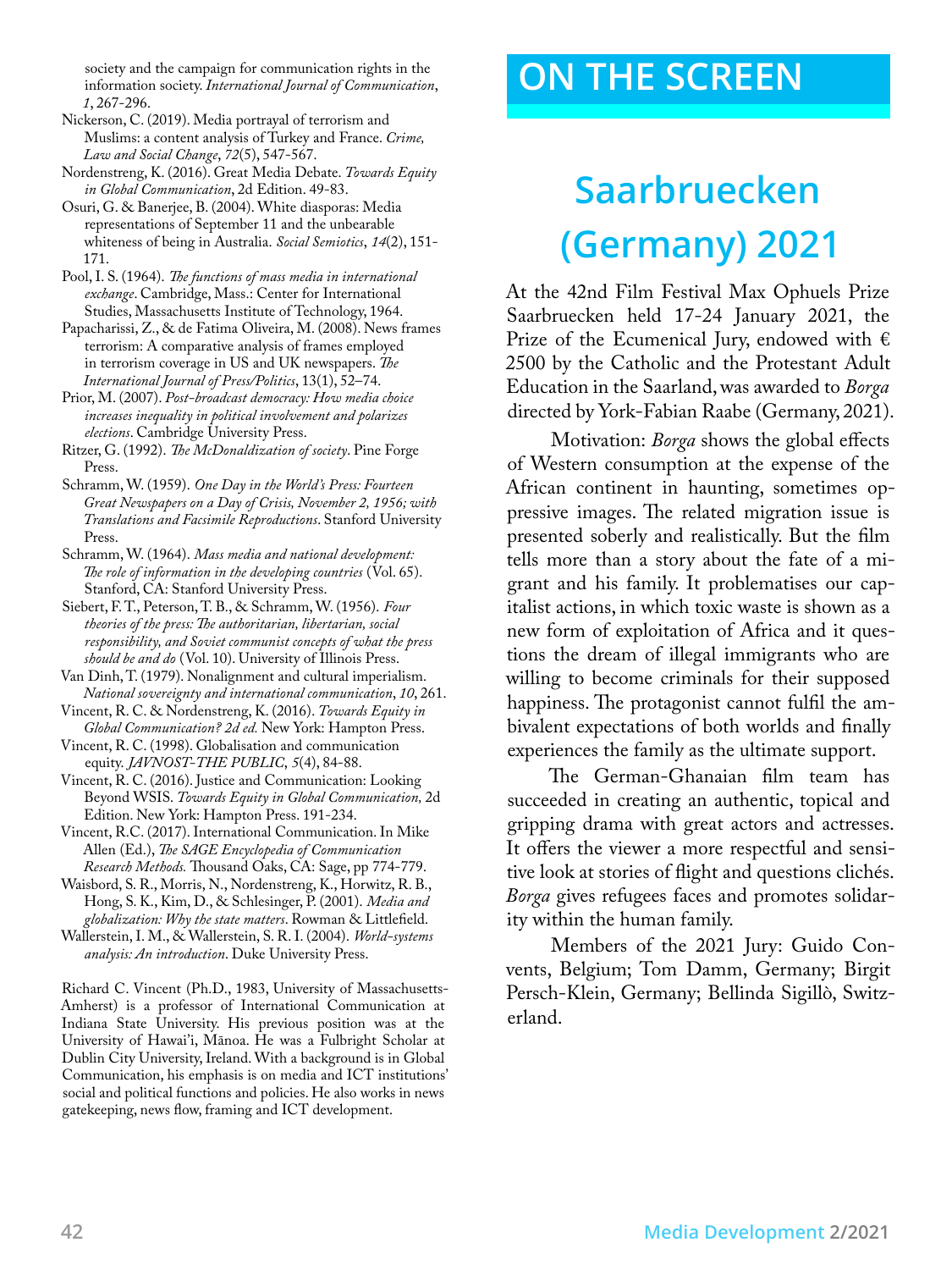society and the campaign for communication rights in the information society. *International Journal of Communication*, *1*, 267-296.

Nickerson, C. (2019). Media portrayal of terrorism and Muslims: a content analysis of Turkey and France. *Crime, Law and Social Change*, *72*(5), 547-567.

Nordenstreng, K. (2016). Great Media Debate. *Towards Equity in Global Communication*, 2d Edition. 49-83.

Osuri, G. & Banerjee, B. (2004). White diasporas: Media representations of September 11 and the unbearable whiteness of being in Australia. *Social Semiotics*, *14*(2), 151-171.

Pool, I. S. (1964). *The functions of mass media in international exchange*. Cambridge, Mass.: Center for International Studies, Massachusetts Institute of Technology, 1964.

Papacharissi, Z., & de Fatima Oliveira, M. (2008). News frames terrorism: A comparative analysis of frames employed in terrorism coverage in US and UK newspapers. *The International Journal of Press/Politics*, 13(1), 52–74.

Prior, M. (2007). *Post-broadcast democracy: How media choice increases inequality in political involvement and polarizes elections*. Cambridge University Press.

Ritzer, G. (1992). *The McDonaldization of society*. Pine Forge Press.

Schramm, W. (1959). *One Day in the World's Press: Fourteen Great Newspapers on a Day of Crisis, November 2, 1956; with Translations and Facsimile Reproductions*. Stanford University Press.

Schramm, W. (1964). *Mass media and national development: The role of information in the developing countries* (Vol. 65). Stanford, CA: Stanford University Press.

Siebert, F. T., Peterson, T. B., & Schramm, W. (1956). *Four theories of the press: The authoritarian, libertarian, social responsibility, and Soviet communist concepts of what the press should be and do* (Vol. 10). University of Illinois Press.

Van Dinh, T. (1979). Nonalignment and cultural imperialism. *National sovereignty and international communication*, *10*, 261.

Vincent, R. C. & Nordenstreng, K. (2016). *Towards Equity in Global Communication? 2d ed.* New York: Hampton Press.

Vincent, R. C. (1998). Globalisation and communication equity. *JAVNOST-THE PUBLIC*, *5*(4), 84-88.

Vincent, R. C. (2016). Justice and Communication: Looking Beyond WSIS. *Towards Equity in Global Communication,* 2d Edition. New York: Hampton Press. 191-234.

Vincent, R.C. (2017). International Communication. In Mike Allen (Ed.), *The SAGE Encyclopedia of Communication Research Methods.* Thousand Oaks, CA: Sage, pp 774-779.

Waisbord, S. R., Morris, N., Nordenstreng, K., Horwitz, R. B., Hong, S. K., Kim, D., & Schlesinger, P. (2001). *Media and globalization: Why the state matters*. Rowman & Littlefield.

Wallerstein, I. M., & Wallerstein, S. R. I. (2004). *World-systems analysis: An introduction*. Duke University Press.

Richard C. Vincent (Ph.D., 1983, University of Massachusetts-Amherst) is a professor of International Communication at Indiana State University. His previous position was at the University of Hawai'i, Mānoa. He was a Fulbright Scholar at Dublin City University, Ireland. With a background is in Global Communication, his emphasis is on media and ICT institutions' social and political functions and policies. He also works in news gatekeeping, news flow, framing and ICT development.

# ON THE SCREEN

## Saarbruecken (Germany) 2021

At the 42nd Film Festival Max Ophuels Prize Saarbruecken held 17-24 January 2021, the Prize of the Ecumenical Jury, endowed with € 2500 by the Catholic and the Protestant Adult Education in the Saarland, was awarded to *Borga* directed by York-Fabian Raabe (Germany, 2021).

Motivation: *Borga* shows the global effects of Western consumption at the expense of the African continent in haunting, sometimes oppressive images. The related migration issue is presented soberly and realistically. But the film tells more than a story about the fate of a migrant and his family. It problematises our capitalist actions, in which toxic waste is shown as a new form of exploitation of Africa and it questions the dream of illegal immigrants who are willing to become criminals for their supposed happiness. The protagonist cannot fulfil the ambivalent expectations of both worlds and finally experiences the family as the ultimate support.

The German-Ghanaian film team has succeeded in creating an authentic, topical and gripping drama with great actors and actresses. It offers the viewer a more respectful and sensitive look at stories of flight and questions clichés. *Borga* gives refugees faces and promotes solidarity within the human family.

Members of the 2021 Jury: Guido Convents, Belgium; Tom Damm, Germany; Birgit Persch-Klein, Germany; Bellinda Sigillò, Switzerland.